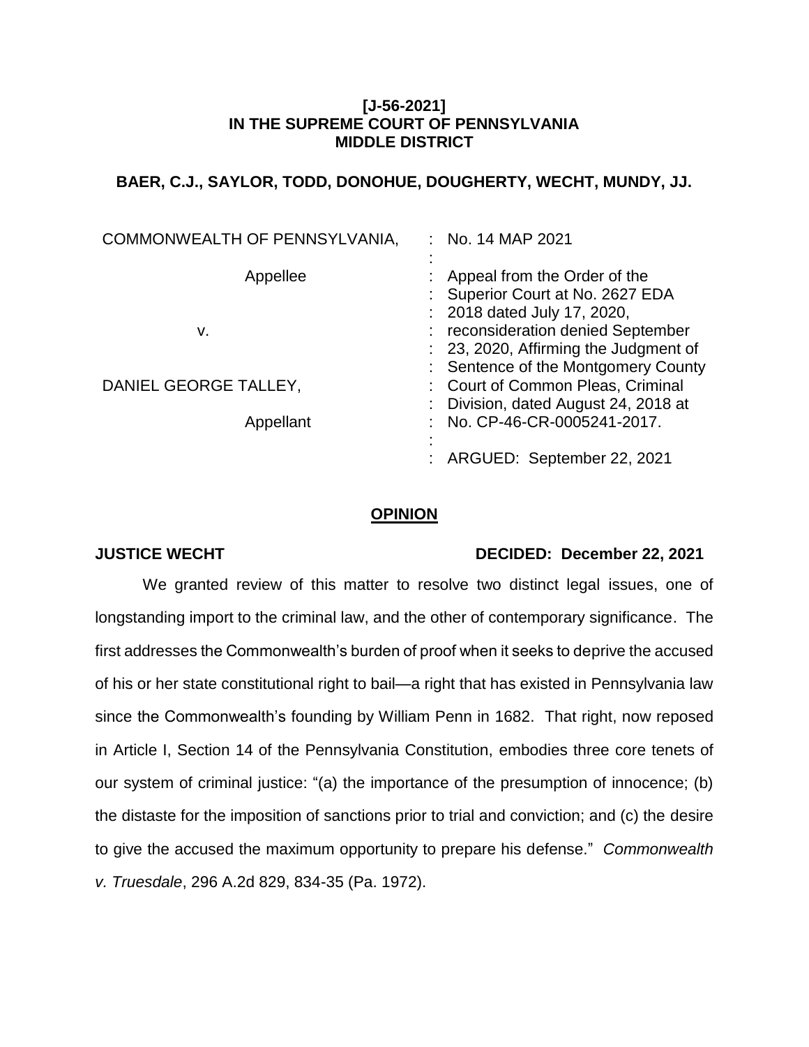**[J-56-2021]**
**IN THE SUPREME COURT OF PENNSYLVANIA**
**MIDDLE DISTRICT**

**BAER, C.J., SAYLOR, TODD, DONOHUE, DOUGHERTY, WECHT, MUNDY, JJ.**

| | |
|---|---|
| COMMONWEALTH OF PENNSYLVANIA, | : No. 14 MAP 2021 |
| Appellee | : Appeal from the Order of the Superior Court at No. 2627 EDA 2018 dated July 17, 2020, reconsideration denied September 23, 2020, Affirming the Judgment of Sentence of the Montgomery County Court of Common Pleas, Criminal Division, dated August 24, 2018 at No. CP-46-CR-0005241-2017. |
| v. | |
| DANIEL GEORGE TALLEY, | |
| Appellant | |
| | : ARGUED: September 22, 2021 |

## OPINION

**JUSTICE WECHT** **DECIDED: December 22, 2021**

We granted review of this matter to resolve two distinct legal issues, one of longstanding import to the criminal law, and the other of contemporary significance. The first addresses the Commonwealth's burden of proof when it seeks to deprive the accused of his or her state constitutional right to bail—a right that has existed in Pennsylvania law since the Commonwealth's founding by William Penn in 1682. That right, now reposed in Article I, Section 14 of the Pennsylvania Constitution, embodies three core tenets of our system of criminal justice: "(a) the importance of the presumption of innocence; (b) the distaste for the imposition of sanctions prior to trial and conviction; and (c) the desire to give the accused the maximum opportunity to prepare his defense." *Commonwealth v. Truesdale*, 296 A.2d 829, 834-35 (Pa. 1972).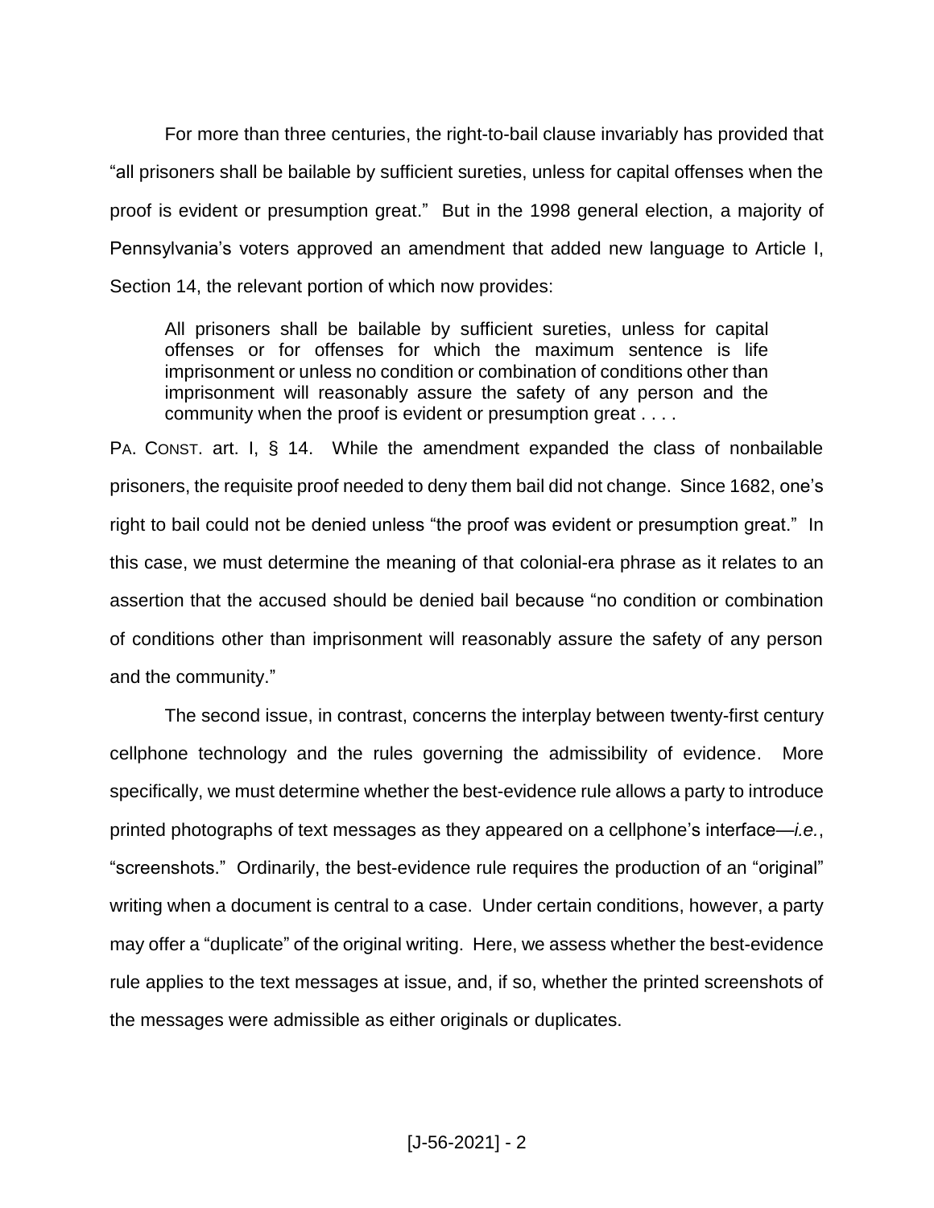For more than three centuries, the right-to-bail clause invariably has provided that "all prisoners shall be bailable by sufficient sureties, unless for capital offenses when the proof is evident or presumption great." But in the 1998 general election, a majority of Pennsylvania's voters approved an amendment that added new language to Article I, Section 14, the relevant portion of which now provides:

> All prisoners shall be bailable by sufficient sureties, unless for capital offenses or for offenses for which the maximum sentence is life imprisonment or unless no condition or combination of conditions other than imprisonment will reasonably assure the safety of any person and the community when the proof is evident or presumption great . . . .

PA. CONST. art. I, § 14. While the amendment expanded the class of nonbailable prisoners, the requisite proof needed to deny them bail did not change. Since 1682, one's right to bail could not be denied unless "the proof was evident or presumption great." In this case, we must determine the meaning of that colonial-era phrase as it relates to an assertion that the accused should be denied bail because "no condition or combination of conditions other than imprisonment will reasonably assure the safety of any person and the community."

The second issue, in contrast, concerns the interplay between twenty-first century cellphone technology and the rules governing the admissibility of evidence. More specifically, we must determine whether the best-evidence rule allows a party to introduce printed photographs of text messages as they appeared on a cellphone's interface—*i.e.*, "screenshots." Ordinarily, the best-evidence rule requires the production of an "original" writing when a document is central to a case. Under certain conditions, however, a party may offer a "duplicate" of the original writing. Here, we assess whether the best-evidence rule applies to the text messages at issue, and, if so, whether the printed screenshots of the messages were admissible as either originals or duplicates.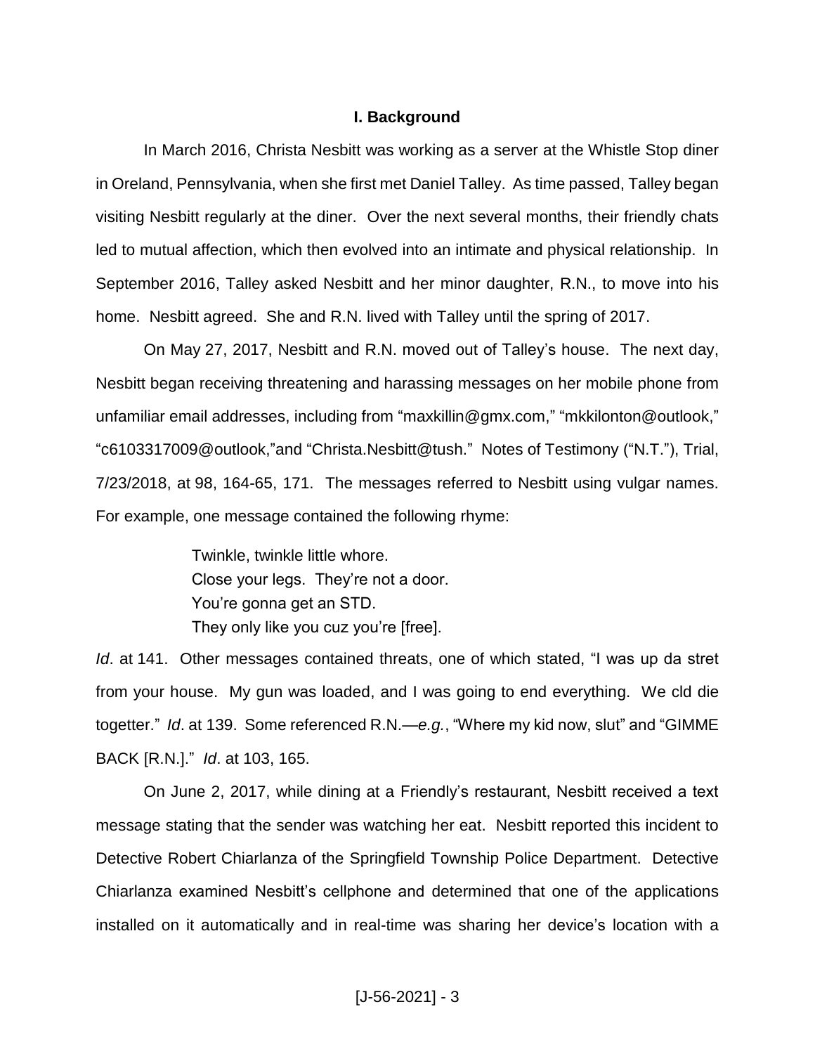## I. Background

In March 2016, Christa Nesbitt was working as a server at the Whistle Stop diner in Oreland, Pennsylvania, when she first met Daniel Talley. As time passed, Talley began visiting Nesbitt regularly at the diner. Over the next several months, their friendly chats led to mutual affection, which then evolved into an intimate and physical relationship. In September 2016, Talley asked Nesbitt and her minor daughter, R.N., to move into his home. Nesbitt agreed. She and R.N. lived with Talley until the spring of 2017.

On May 27, 2017, Nesbitt and R.N. moved out of Talley's house. The next day, Nesbitt began receiving threatening and harassing messages on her mobile phone from unfamiliar email addresses, including from "maxkillin@gmx.com," "mkkilonton@outlook," "c6103317009@outlook,"and "Christa.Nesbitt@tush." Notes of Testimony ("N.T."), Trial, 7/23/2018, at 98, 164-65, 171. The messages referred to Nesbitt using vulgar names. For example, one message contained the following rhyme:

> Twinkle, twinkle little whore.
> Close your legs. They're not a door.
> You're gonna get an STD.
> They only like you cuz you're [free].

*Id*. at 141. Other messages contained threats, one of which stated, "I was up da stret from your house. My gun was loaded, and I was going to end everything. We cld die togetter." *Id*. at 139. Some referenced R.N.—*e.g.*, "Where my kid now, slut" and "GIMME BACK [R.N.]." *Id*. at 103, 165.

On June 2, 2017, while dining at a Friendly's restaurant, Nesbitt received a text message stating that the sender was watching her eat. Nesbitt reported this incident to Detective Robert Chiarlanza of the Springfield Township Police Department. Detective Chiarlanza examined Nesbitt's cellphone and determined that one of the applications installed on it automatically and in real-time was sharing her device's location with a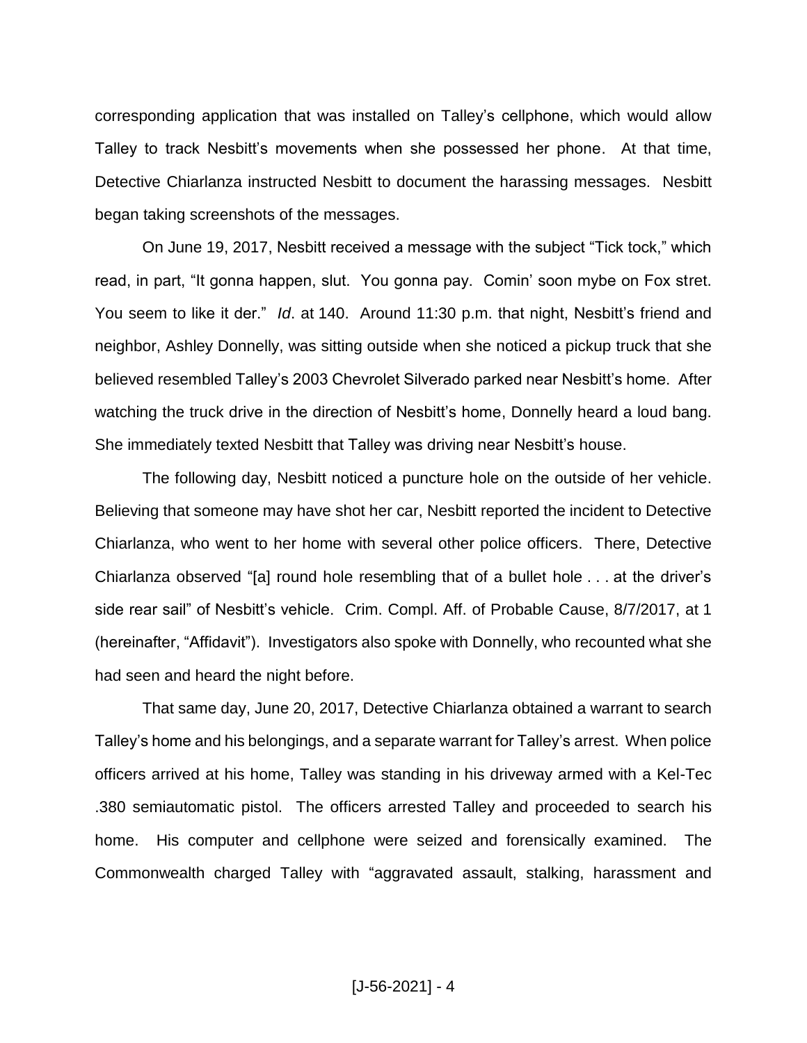corresponding application that was installed on Talley's cellphone, which would allow Talley to track Nesbitt's movements when she possessed her phone. At that time, Detective Chiarlanza instructed Nesbitt to document the harassing messages. Nesbitt began taking screenshots of the messages.

On June 19, 2017, Nesbitt received a message with the subject "Tick tock," which read, in part, "It gonna happen, slut. You gonna pay. Comin' soon mybe on Fox stret. You seem to like it der." *Id*. at 140. Around 11:30 p.m. that night, Nesbitt's friend and neighbor, Ashley Donnelly, was sitting outside when she noticed a pickup truck that she believed resembled Talley's 2003 Chevrolet Silverado parked near Nesbitt's home. After watching the truck drive in the direction of Nesbitt's home, Donnelly heard a loud bang. She immediately texted Nesbitt that Talley was driving near Nesbitt's house.

The following day, Nesbitt noticed a puncture hole on the outside of her vehicle. Believing that someone may have shot her car, Nesbitt reported the incident to Detective Chiarlanza, who went to her home with several other police officers. There, Detective Chiarlanza observed "[a] round hole resembling that of a bullet hole . . . at the driver's side rear sail" of Nesbitt's vehicle. Crim. Compl. Aff. of Probable Cause, 8/7/2017, at 1 (hereinafter, "Affidavit"). Investigators also spoke with Donnelly, who recounted what she had seen and heard the night before.

That same day, June 20, 2017, Detective Chiarlanza obtained a warrant to search Talley's home and his belongings, and a separate warrant for Talley's arrest. When police officers arrived at his home, Talley was standing in his driveway armed with a Kel-Tec .380 semiautomatic pistol. The officers arrested Talley and proceeded to search his home. His computer and cellphone were seized and forensically examined. The Commonwealth charged Talley with "aggravated assault, stalking, harassment and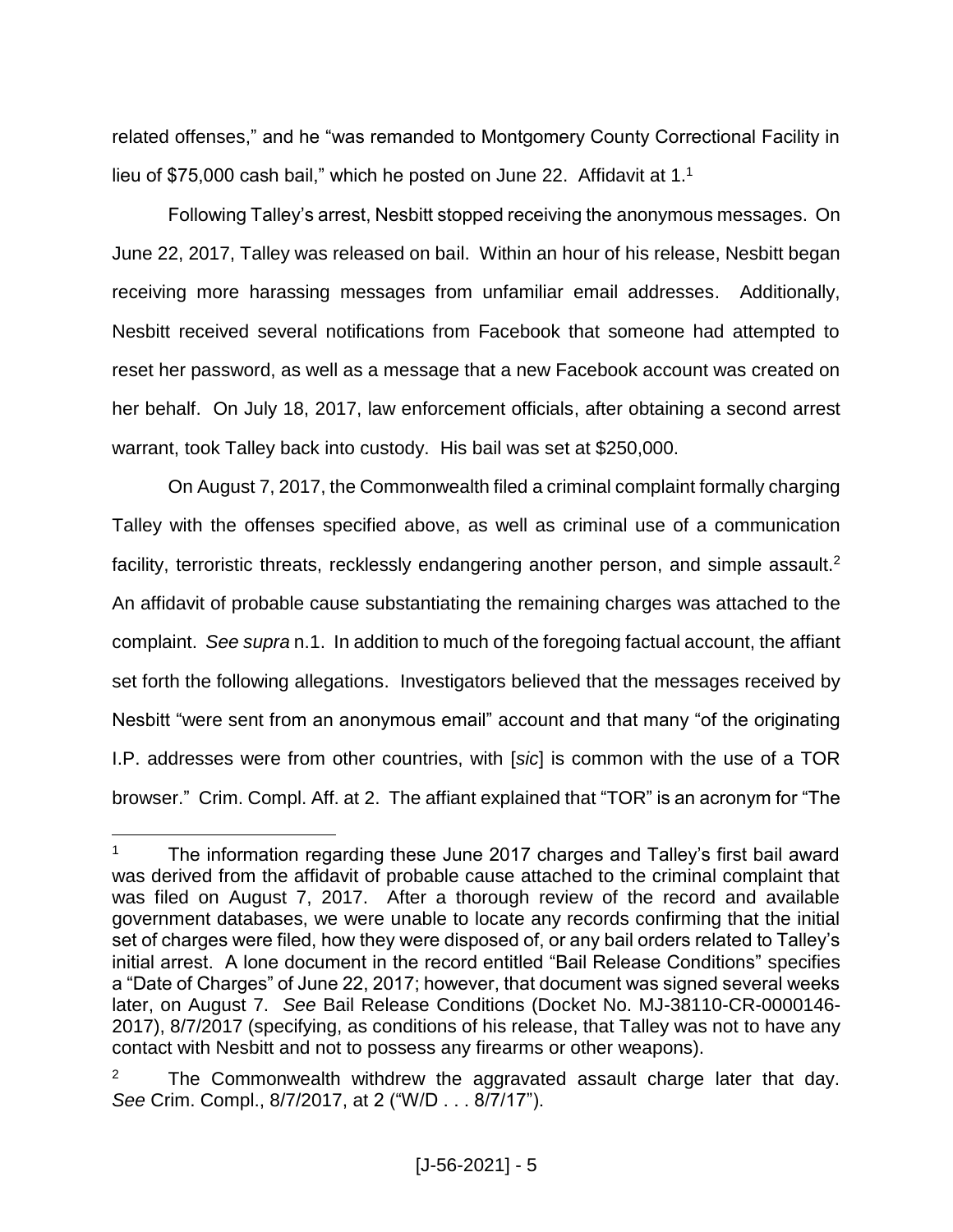related offenses," and he "was remanded to Montgomery County Correctional Facility in lieu of $75,000 cash bail," which he posted on June 22. Affidavit at 1.[1]

Following Talley's arrest, Nesbitt stopped receiving the anonymous messages. On June 22, 2017, Talley was released on bail. Within an hour of his release, Nesbitt began receiving more harassing messages from unfamiliar email addresses. Additionally, Nesbitt received several notifications from Facebook that someone had attempted to reset her password, as well as a message that a new Facebook account was created on her behalf. On July 18, 2017, law enforcement officials, after obtaining a second arrest warrant, took Talley back into custody. His bail was set at $250,000.

On August 7, 2017, the Commonwealth filed a criminal complaint formally charging Talley with the offenses specified above, as well as criminal use of a communication facility, terroristic threats, recklessly endangering another person, and simple assault.[2] An affidavit of probable cause substantiating the remaining charges was attached to the complaint. *See supra* n.1. In addition to much of the foregoing factual account, the affiant set forth the following allegations. Investigators believed that the messages received by Nesbitt "were sent from an anonymous email" account and that many "of the originating I.P. addresses were from other countries, with [*sic*] is common with the use of a TOR browser." Crim. Compl. Aff. at 2. The affiant explained that "TOR" is an acronym for "The

---

[1] The information regarding these June 2017 charges and Talley's first bail award was derived from the affidavit of probable cause attached to the criminal complaint that was filed on August 7, 2017. After a thorough review of the record and available government databases, we were unable to locate any records confirming that the initial set of charges were filed, how they were disposed of, or any bail orders related to Talley's initial arrest. A lone document in the record entitled "Bail Release Conditions" specifies a "Date of Charges" of June 22, 2017; however, that document was signed several weeks later, on August 7. *See* Bail Release Conditions (Docket No. MJ-38110-CR-0000146-2017), 8/7/2017 (specifying, as conditions of his release, that Talley was not to have any contact with Nesbitt and not to possess any firearms or other weapons).

[2] The Commonwealth withdrew the aggravated assault charge later that day. *See* Crim. Compl., 8/7/2017, at 2 ("W/D . . . 8/7/17").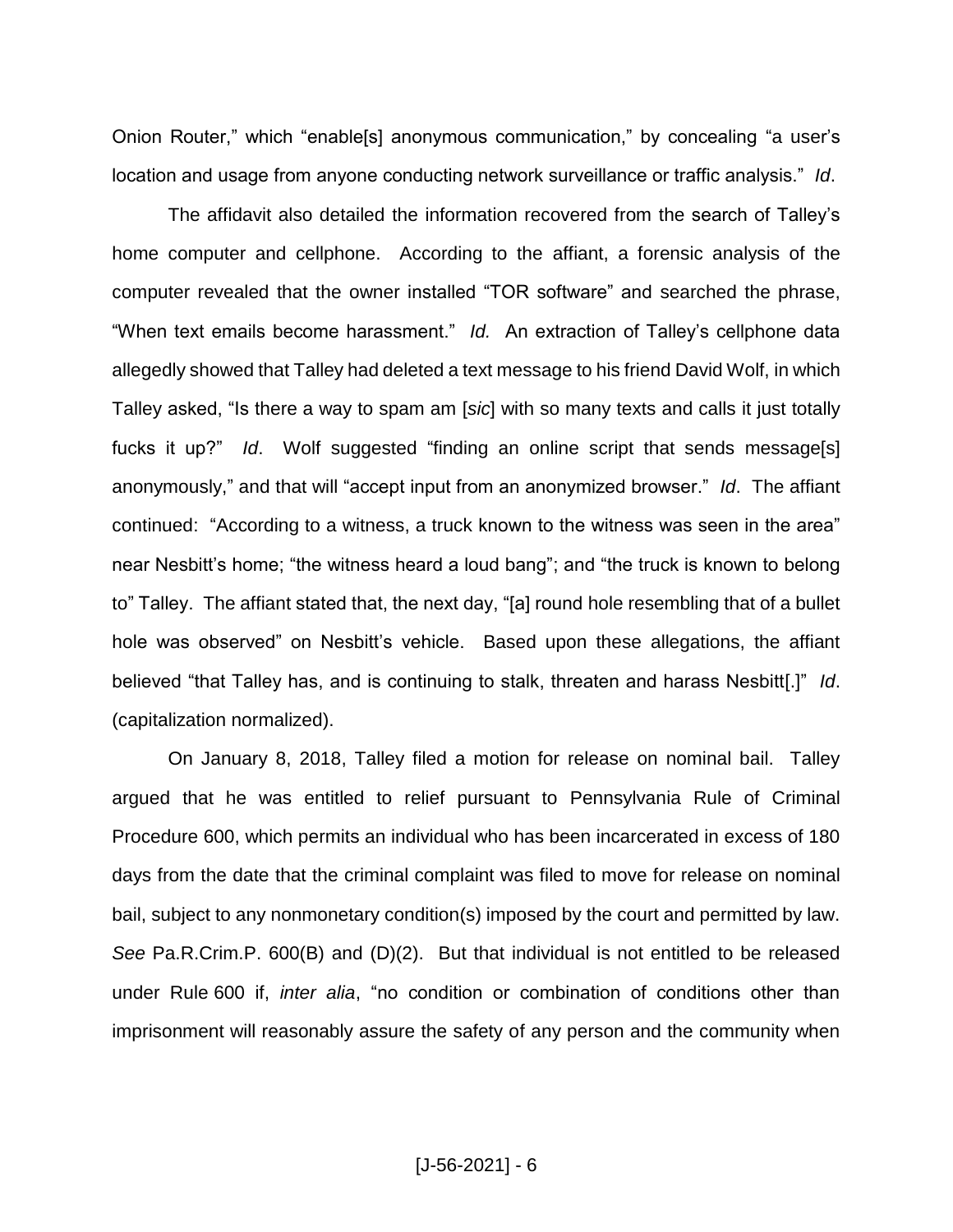Onion Router," which "enable[s] anonymous communication," by concealing "a user's location and usage from anyone conducting network surveillance or traffic analysis." *Id*.

The affidavit also detailed the information recovered from the search of Talley's home computer and cellphone. According to the affiant, a forensic analysis of the computer revealed that the owner installed "TOR software" and searched the phrase, "When text emails become harassment." *Id.* An extraction of Talley's cellphone data allegedly showed that Talley had deleted a text message to his friend David Wolf, in which Talley asked, "Is there a way to spam am [*sic*] with so many texts and calls it just totally fucks it up?" *Id*. Wolf suggested "finding an online script that sends message[s] anonymously," and that will "accept input from an anonymized browser." *Id*. The affiant continued: "According to a witness, a truck known to the witness was seen in the area" near Nesbitt's home; "the witness heard a loud bang"; and "the truck is known to belong to" Talley. The affiant stated that, the next day, "[a] round hole resembling that of a bullet hole was observed" on Nesbitt's vehicle. Based upon these allegations, the affiant believed "that Talley has, and is continuing to stalk, threaten and harass Nesbitt[.]" *Id*. (capitalization normalized).

On January 8, 2018, Talley filed a motion for release on nominal bail. Talley argued that he was entitled to relief pursuant to Pennsylvania Rule of Criminal Procedure 600, which permits an individual who has been incarcerated in excess of 180 days from the date that the criminal complaint was filed to move for release on nominal bail, subject to any nonmonetary condition(s) imposed by the court and permitted by law. *See* Pa.R.Crim.P. 600(B) and (D)(2). But that individual is not entitled to be released under Rule 600 if, *inter alia*, "no condition or combination of conditions other than imprisonment will reasonably assure the safety of any person and the community when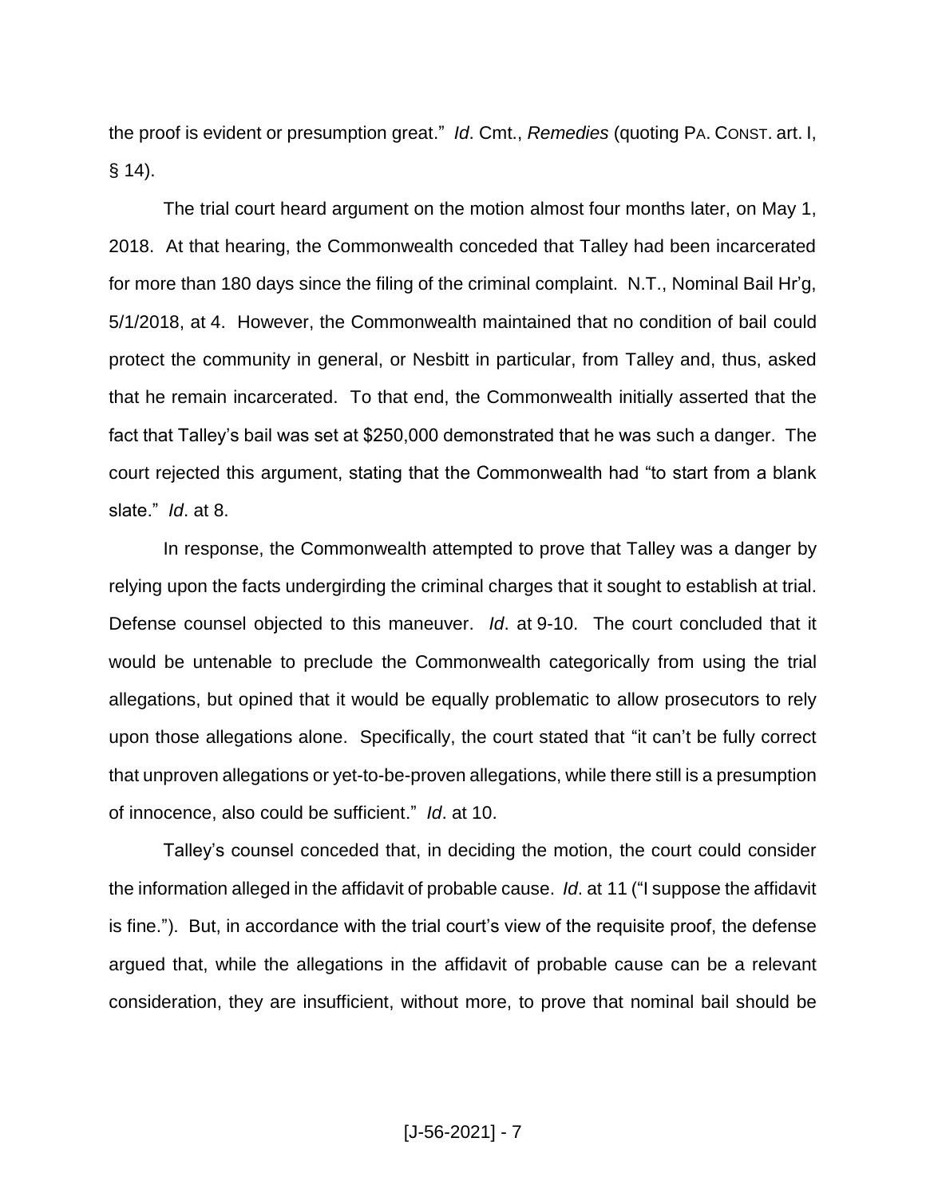the proof is evident or presumption great." *Id*. Cmt., *Remedies* (quoting PA. CONST. art. I, § 14).

The trial court heard argument on the motion almost four months later, on May 1, 2018. At that hearing, the Commonwealth conceded that Talley had been incarcerated for more than 180 days since the filing of the criminal complaint. N.T., Nominal Bail Hr'g, 5/1/2018, at 4. However, the Commonwealth maintained that no condition of bail could protect the community in general, or Nesbitt in particular, from Talley and, thus, asked that he remain incarcerated. To that end, the Commonwealth initially asserted that the fact that Talley's bail was set at $250,000 demonstrated that he was such a danger. The court rejected this argument, stating that the Commonwealth had "to start from a blank slate." *Id*. at 8.

In response, the Commonwealth attempted to prove that Talley was a danger by relying upon the facts undergirding the criminal charges that it sought to establish at trial. Defense counsel objected to this maneuver. *Id*. at 9-10. The court concluded that it would be untenable to preclude the Commonwealth categorically from using the trial allegations, but opined that it would be equally problematic to allow prosecutors to rely upon those allegations alone. Specifically, the court stated that "it can't be fully correct that unproven allegations or yet-to-be-proven allegations, while there still is a presumption of innocence, also could be sufficient." *Id*. at 10.

Talley's counsel conceded that, in deciding the motion, the court could consider the information alleged in the affidavit of probable cause. *Id*. at 11 ("I suppose the affidavit is fine."). But, in accordance with the trial court's view of the requisite proof, the defense argued that, while the allegations in the affidavit of probable cause can be a relevant consideration, they are insufficient, without more, to prove that nominal bail should be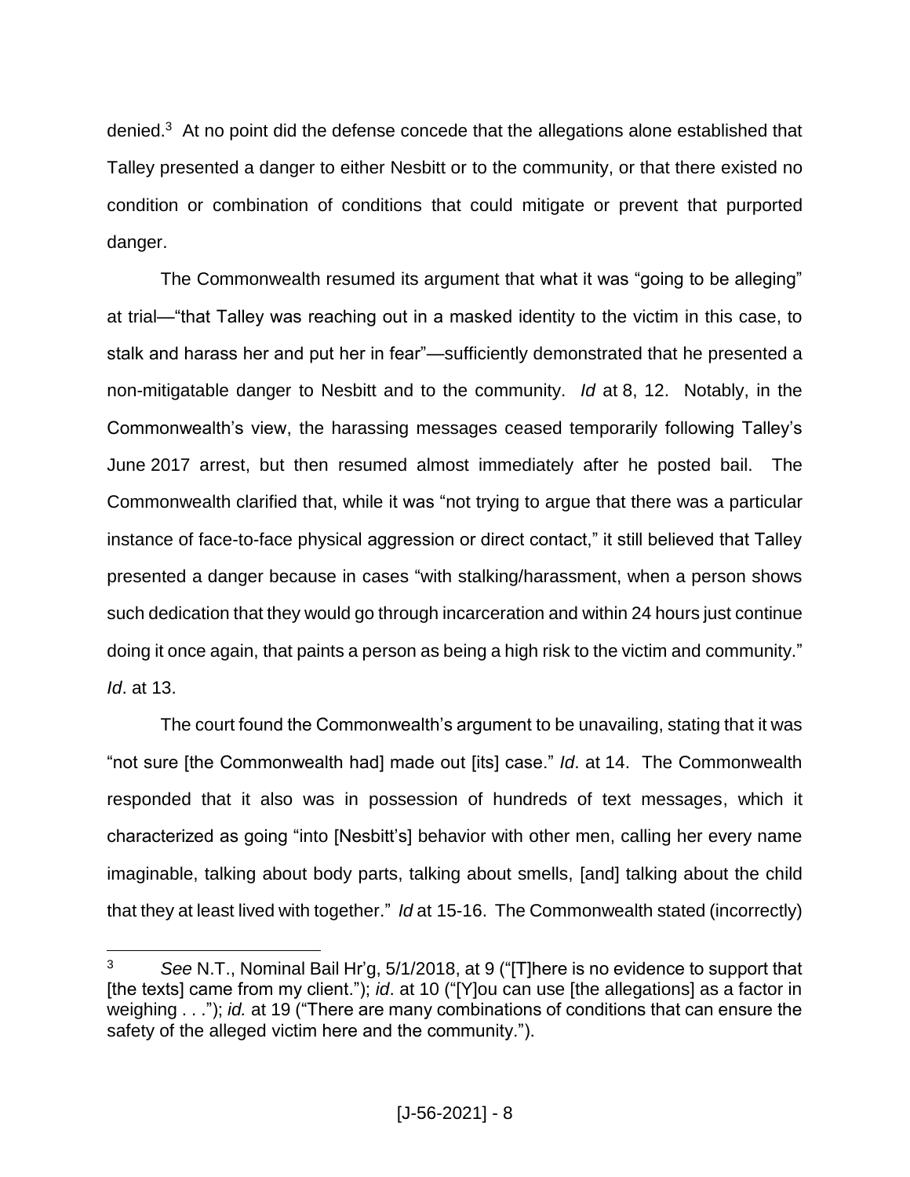denied.[3] At no point did the defense concede that the allegations alone established that Talley presented a danger to either Nesbitt or to the community, or that there existed no condition or combination of conditions that could mitigate or prevent that purported danger.

The Commonwealth resumed its argument that what it was "going to be alleging" at trial—"that Talley was reaching out in a masked identity to the victim in this case, to stalk and harass her and put her in fear"—sufficiently demonstrated that he presented a non-mitigatable danger to Nesbitt and to the community. *Id* at 8, 12. Notably, in the Commonwealth's view, the harassing messages ceased temporarily following Talley's June 2017 arrest, but then resumed almost immediately after he posted bail. The Commonwealth clarified that, while it was "not trying to argue that there was a particular instance of face-to-face physical aggression or direct contact," it still believed that Talley presented a danger because in cases "with stalking/harassment, when a person shows such dedication that they would go through incarceration and within 24 hours just continue doing it once again, that paints a person as being a high risk to the victim and community." *Id*. at 13.

The court found the Commonwealth's argument to be unavailing, stating that it was "not sure [the Commonwealth had] made out [its] case." *Id*. at 14. The Commonwealth responded that it also was in possession of hundreds of text messages, which it characterized as going "into [Nesbitt's] behavior with other men, calling her every name imaginable, talking about body parts, talking about smells, [and] talking about the child that they at least lived with together." *Id* at 15-16. The Commonwealth stated (incorrectly)

---

[3] *See* N.T., Nominal Bail Hr'g, 5/1/2018, at 9 ("[T]here is no evidence to support that [the texts] came from my client."); *id*. at 10 ("[Y]ou can use [the allegations] as a factor in weighing . . ."); *id.* at 19 ("There are many combinations of conditions that can ensure the safety of the alleged victim here and the community.").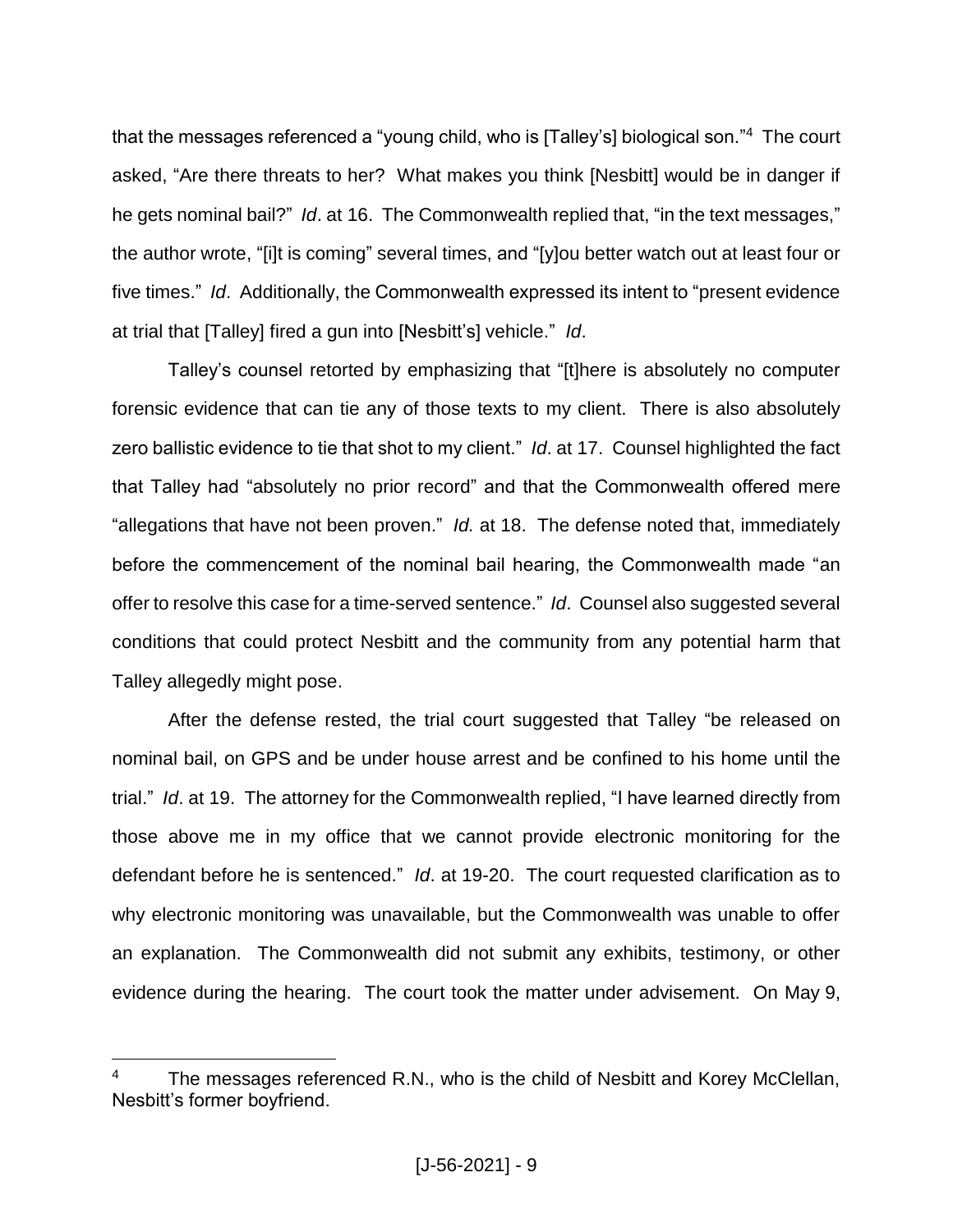that the messages referenced a "young child, who is [Talley's] biological son."[4] The court asked, "Are there threats to her? What makes you think [Nesbitt] would be in danger if he gets nominal bail?" *Id*. at 16. The Commonwealth replied that, "in the text messages," the author wrote, "[i]t is coming" several times, and "[y]ou better watch out at least four or five times." *Id*. Additionally, the Commonwealth expressed its intent to "present evidence at trial that [Talley] fired a gun into [Nesbitt's] vehicle." *Id*.

Talley's counsel retorted by emphasizing that "[t]here is absolutely no computer forensic evidence that can tie any of those texts to my client. There is also absolutely zero ballistic evidence to tie that shot to my client." *Id*. at 17. Counsel highlighted the fact that Talley had "absolutely no prior record" and that the Commonwealth offered mere "allegations that have not been proven." *Id.* at 18. The defense noted that, immediately before the commencement of the nominal bail hearing, the Commonwealth made "an offer to resolve this case for a time-served sentence." *Id*. Counsel also suggested several conditions that could protect Nesbitt and the community from any potential harm that Talley allegedly might pose.

After the defense rested, the trial court suggested that Talley "be released on nominal bail, on GPS and be under house arrest and be confined to his home until the trial." *Id*. at 19. The attorney for the Commonwealth replied, "I have learned directly from those above me in my office that we cannot provide electronic monitoring for the defendant before he is sentenced." *Id*. at 19-20. The court requested clarification as to why electronic monitoring was unavailable, but the Commonwealth was unable to offer an explanation. The Commonwealth did not submit any exhibits, testimony, or other evidence during the hearing. The court took the matter under advisement. On May 9,

---

[4] The messages referenced R.N., who is the child of Nesbitt and Korey McClellan, Nesbitt's former boyfriend.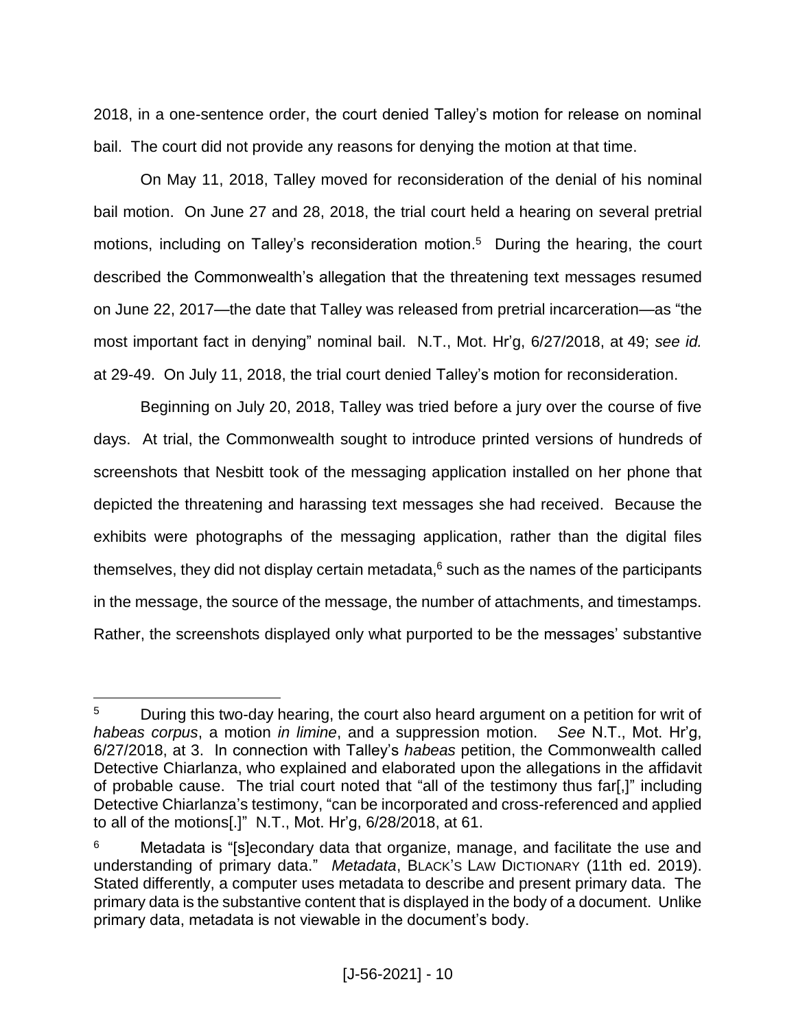2018, in a one-sentence order, the court denied Talley's motion for release on nominal bail. The court did not provide any reasons for denying the motion at that time.

On May 11, 2018, Talley moved for reconsideration of the denial of his nominal bail motion. On June 27 and 28, 2018, the trial court held a hearing on several pretrial motions, including on Talley's reconsideration motion.[5] During the hearing, the court described the Commonwealth's allegation that the threatening text messages resumed on June 22, 2017—the date that Talley was released from pretrial incarceration—as "the most important fact in denying" nominal bail. N.T., Mot. Hr'g, 6/27/2018, at 49; *see id.* at 29-49. On July 11, 2018, the trial court denied Talley's motion for reconsideration.

Beginning on July 20, 2018, Talley was tried before a jury over the course of five days. At trial, the Commonwealth sought to introduce printed versions of hundreds of screenshots that Nesbitt took of the messaging application installed on her phone that depicted the threatening and harassing text messages she had received. Because the exhibits were photographs of the messaging application, rather than the digital files themselves, they did not display certain metadata,[6] such as the names of the participants in the message, the source of the message, the number of attachments, and timestamps. Rather, the screenshots displayed only what purported to be the messages' substantive

---

[5] During this two-day hearing, the court also heard argument on a petition for writ of *habeas corpus*, a motion *in limine*, and a suppression motion. *See* N.T., Mot. Hr'g, 6/27/2018, at 3. In connection with Talley's *habeas* petition, the Commonwealth called Detective Chiarlanza, who explained and elaborated upon the allegations in the affidavit of probable cause. The trial court noted that "all of the testimony thus far[,]" including Detective Chiarlanza's testimony, "can be incorporated and cross-referenced and applied to all of the motions[.]" N.T., Mot. Hr'g, 6/28/2018, at 61.

[6] Metadata is "[s]econdary data that organize, manage, and facilitate the use and understanding of primary data." *Metadata*, BLACK'S LAW DICTIONARY (11th ed. 2019). Stated differently, a computer uses metadata to describe and present primary data. The primary data is the substantive content that is displayed in the body of a document. Unlike primary data, metadata is not viewable in the document's body.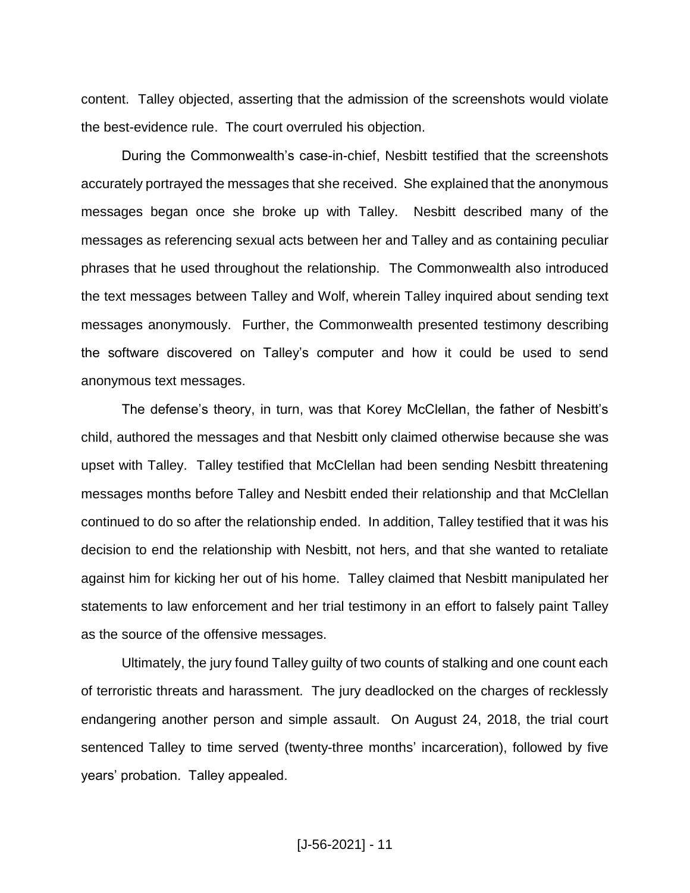content. Talley objected, asserting that the admission of the screenshots would violate the best-evidence rule. The court overruled his objection.

During the Commonwealth's case-in-chief, Nesbitt testified that the screenshots accurately portrayed the messages that she received. She explained that the anonymous messages began once she broke up with Talley. Nesbitt described many of the messages as referencing sexual acts between her and Talley and as containing peculiar phrases that he used throughout the relationship. The Commonwealth also introduced the text messages between Talley and Wolf, wherein Talley inquired about sending text messages anonymously. Further, the Commonwealth presented testimony describing the software discovered on Talley's computer and how it could be used to send anonymous text messages.

The defense's theory, in turn, was that Korey McClellan, the father of Nesbitt's child, authored the messages and that Nesbitt only claimed otherwise because she was upset with Talley. Talley testified that McClellan had been sending Nesbitt threatening messages months before Talley and Nesbitt ended their relationship and that McClellan continued to do so after the relationship ended. In addition, Talley testified that it was his decision to end the relationship with Nesbitt, not hers, and that she wanted to retaliate against him for kicking her out of his home. Talley claimed that Nesbitt manipulated her statements to law enforcement and her trial testimony in an effort to falsely paint Talley as the source of the offensive messages.

Ultimately, the jury found Talley guilty of two counts of stalking and one count each of terroristic threats and harassment. The jury deadlocked on the charges of recklessly endangering another person and simple assault. On August 24, 2018, the trial court sentenced Talley to time served (twenty-three months' incarceration), followed by five years' probation. Talley appealed.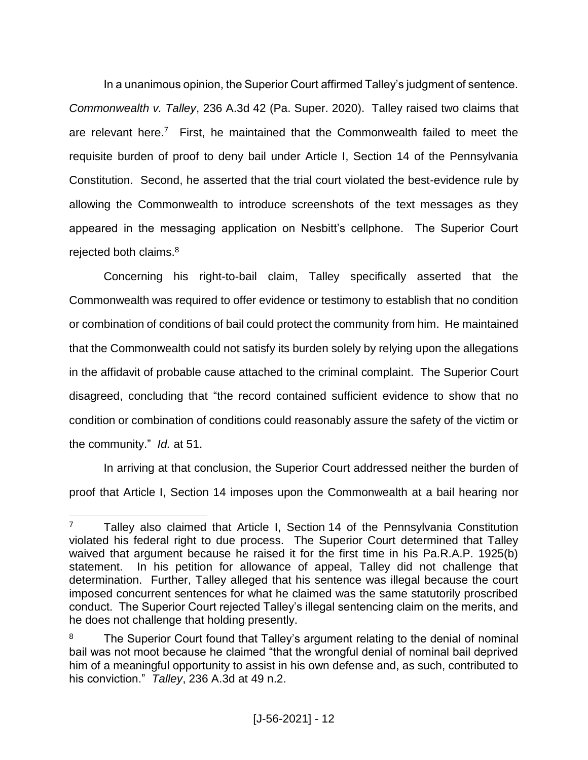In a unanimous opinion, the Superior Court affirmed Talley's judgment of sentence. *Commonwealth v. Talley*, 236 A.3d 42 (Pa. Super. 2020). Talley raised two claims that are relevant here.[7] First, he maintained that the Commonwealth failed to meet the requisite burden of proof to deny bail under Article I, Section 14 of the Pennsylvania Constitution. Second, he asserted that the trial court violated the best-evidence rule by allowing the Commonwealth to introduce screenshots of the text messages as they appeared in the messaging application on Nesbitt's cellphone. The Superior Court rejected both claims.[8]

Concerning his right-to-bail claim, Talley specifically asserted that the Commonwealth was required to offer evidence or testimony to establish that no condition or combination of conditions of bail could protect the community from him. He maintained that the Commonwealth could not satisfy its burden solely by relying upon the allegations in the affidavit of probable cause attached to the criminal complaint. The Superior Court disagreed, concluding that "the record contained sufficient evidence to show that no condition or combination of conditions could reasonably assure the safety of the victim or the community." *Id.* at 51.

In arriving at that conclusion, the Superior Court addressed neither the burden of proof that Article I, Section 14 imposes upon the Commonwealth at a bail hearing nor

---

[7] Talley also claimed that Article I, Section 14 of the Pennsylvania Constitution violated his federal right to due process. The Superior Court determined that Talley waived that argument because he raised it for the first time in his Pa.R.A.P. 1925(b) statement. In his petition for allowance of appeal, Talley did not challenge that determination. Further, Talley alleged that his sentence was illegal because the court imposed concurrent sentences for what he claimed was the same statutorily proscribed conduct. The Superior Court rejected Talley's illegal sentencing claim on the merits, and he does not challenge that holding presently.

[8] The Superior Court found that Talley's argument relating to the denial of nominal bail was not moot because he claimed "that the wrongful denial of nominal bail deprived him of a meaningful opportunity to assist in his own defense and, as such, contributed to his conviction." *Talley*, 236 A.3d at 49 n.2.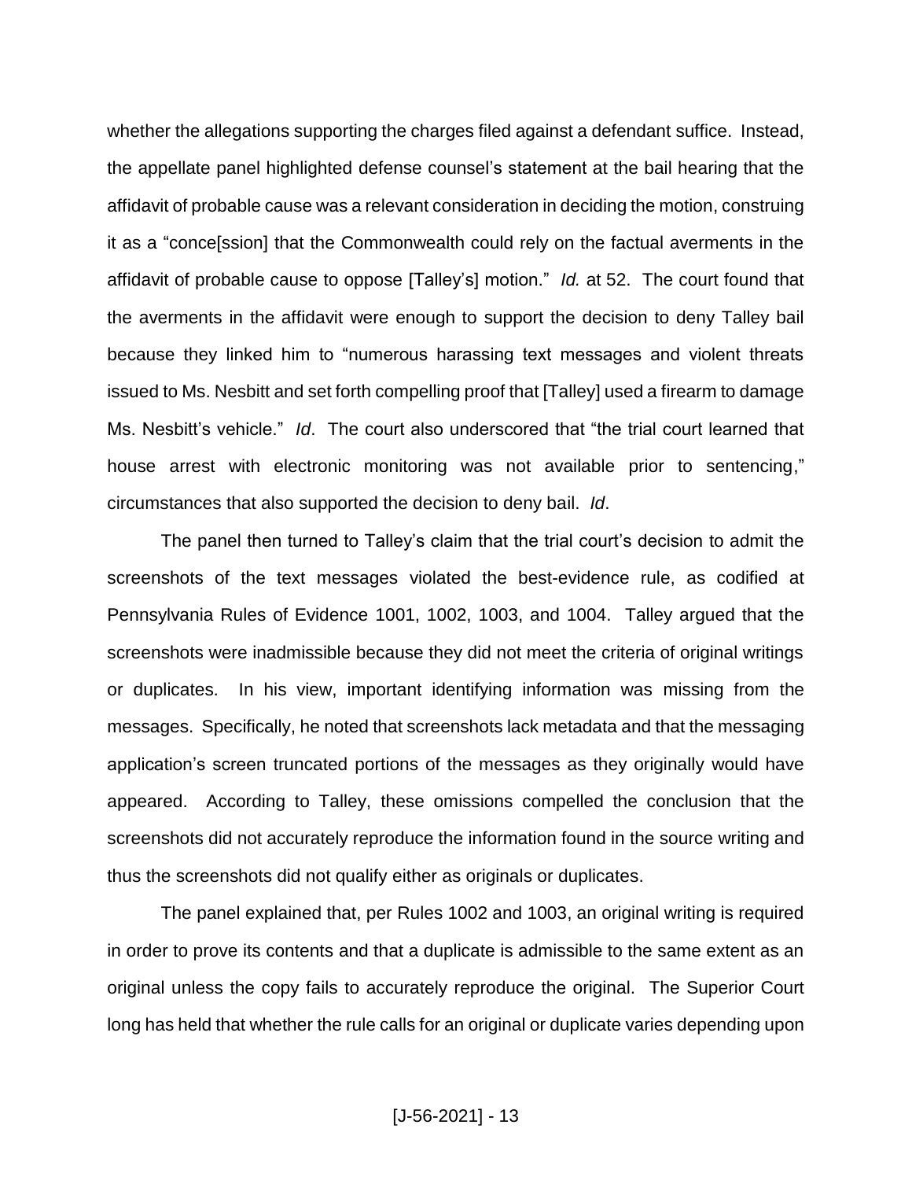whether the allegations supporting the charges filed against a defendant suffice. Instead, the appellate panel highlighted defense counsel's statement at the bail hearing that the affidavit of probable cause was a relevant consideration in deciding the motion, construing it as a "conce[ssion] that the Commonwealth could rely on the factual averments in the affidavit of probable cause to oppose [Talley's] motion." *Id.* at 52. The court found that the averments in the affidavit were enough to support the decision to deny Talley bail because they linked him to "numerous harassing text messages and violent threats issued to Ms. Nesbitt and set forth compelling proof that [Talley] used a firearm to damage Ms. Nesbitt's vehicle." *Id*. The court also underscored that "the trial court learned that house arrest with electronic monitoring was not available prior to sentencing," circumstances that also supported the decision to deny bail. *Id*.

The panel then turned to Talley's claim that the trial court's decision to admit the screenshots of the text messages violated the best-evidence rule, as codified at Pennsylvania Rules of Evidence 1001, 1002, 1003, and 1004. Talley argued that the screenshots were inadmissible because they did not meet the criteria of original writings or duplicates. In his view, important identifying information was missing from the messages. Specifically, he noted that screenshots lack metadata and that the messaging application's screen truncated portions of the messages as they originally would have appeared. According to Talley, these omissions compelled the conclusion that the screenshots did not accurately reproduce the information found in the source writing and thus the screenshots did not qualify either as originals or duplicates.

The panel explained that, per Rules 1002 and 1003, an original writing is required in order to prove its contents and that a duplicate is admissible to the same extent as an original unless the copy fails to accurately reproduce the original. The Superior Court long has held that whether the rule calls for an original or duplicate varies depending upon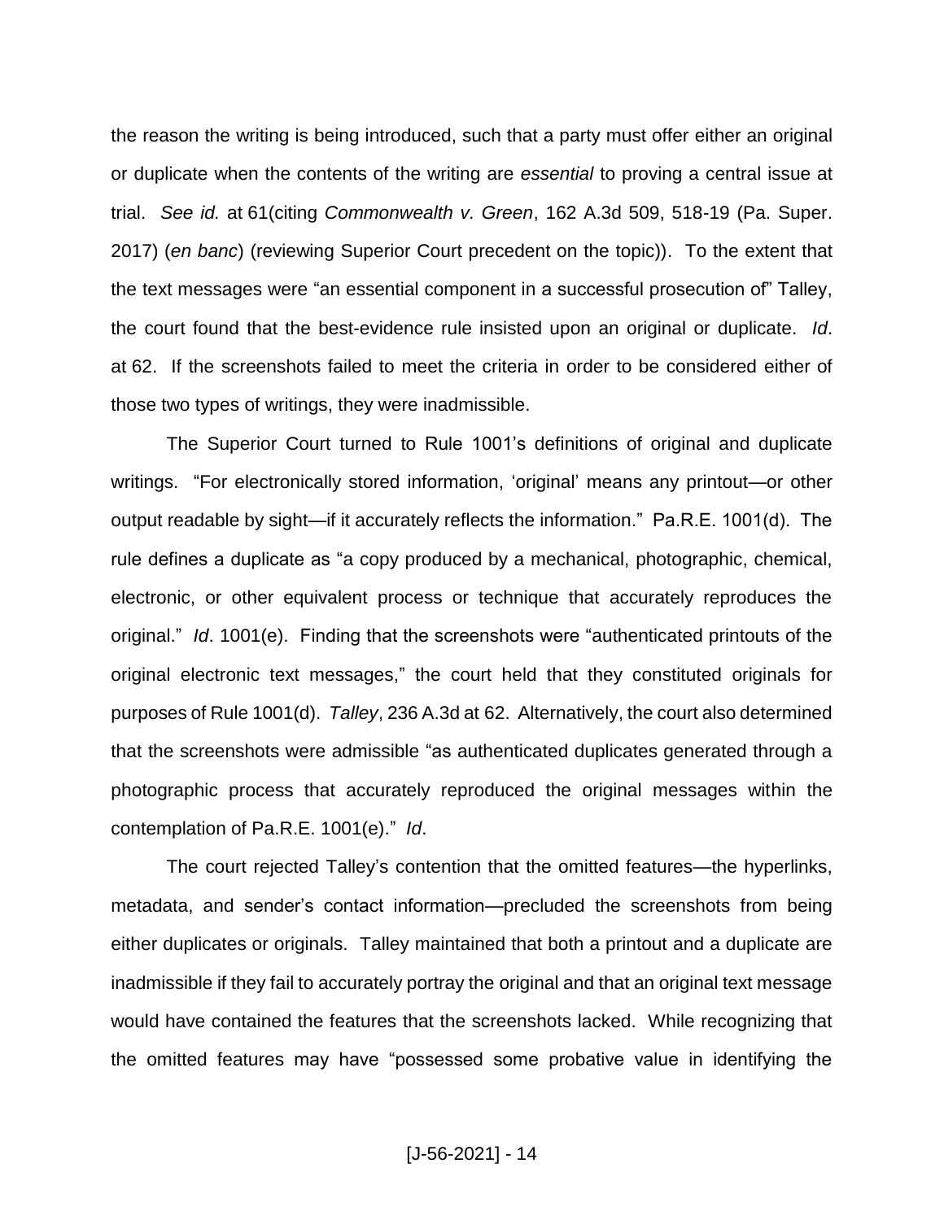the reason the writing is being introduced, such that a party must offer either an original or duplicate when the contents of the writing are *essential* to proving a central issue at trial. *See id.* at 61(citing *Commonwealth v. Green*, 162 A.3d 509, 518-19 (Pa. Super. 2017) (*en banc*) (reviewing Superior Court precedent on the topic)). To the extent that the text messages were "an essential component in a successful prosecution of" Talley, the court found that the best-evidence rule insisted upon an original or duplicate. *Id*. at 62. If the screenshots failed to meet the criteria in order to be considered either of those two types of writings, they were inadmissible.

The Superior Court turned to Rule 1001's definitions of original and duplicate writings. "For electronically stored information, 'original' means any printout—or other output readable by sight—if it accurately reflects the information." Pa.R.E. 1001(d). The rule defines a duplicate as "a copy produced by a mechanical, photographic, chemical, electronic, or other equivalent process or technique that accurately reproduces the original." *Id*. 1001(e). Finding that the screenshots were "authenticated printouts of the original electronic text messages," the court held that they constituted originals for purposes of Rule 1001(d). *Talley*, 236 A.3d at 62. Alternatively, the court also determined that the screenshots were admissible "as authenticated duplicates generated through a photographic process that accurately reproduced the original messages within the contemplation of Pa.R.E. 1001(e)." *Id*.

The court rejected Talley's contention that the omitted features—the hyperlinks, metadata, and sender's contact information—precluded the screenshots from being either duplicates or originals. Talley maintained that both a printout and a duplicate are inadmissible if they fail to accurately portray the original and that an original text message would have contained the features that the screenshots lacked. While recognizing that the omitted features may have "possessed some probative value in identifying the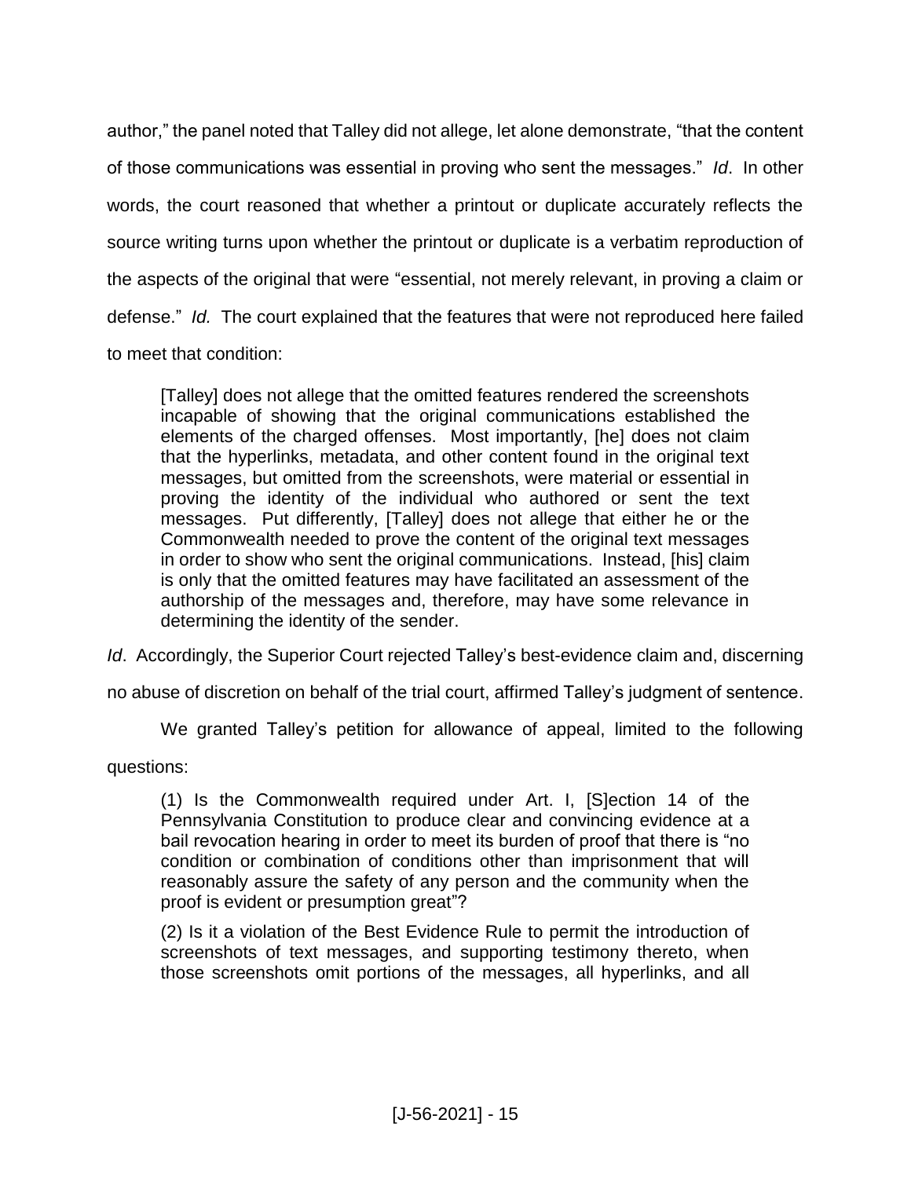author," the panel noted that Talley did not allege, let alone demonstrate, "that the content of those communications was essential in proving who sent the messages." *Id*. In other words, the court reasoned that whether a printout or duplicate accurately reflects the source writing turns upon whether the printout or duplicate is a verbatim reproduction of the aspects of the original that were "essential, not merely relevant, in proving a claim or defense." *Id.* The court explained that the features that were not reproduced here failed to meet that condition:

> [Talley] does not allege that the omitted features rendered the screenshots incapable of showing that the original communications established the elements of the charged offenses. Most importantly, [he] does not claim that the hyperlinks, metadata, and other content found in the original text messages, but omitted from the screenshots, were material or essential in proving the identity of the individual who authored or sent the text messages. Put differently, [Talley] does not allege that either he or the Commonwealth needed to prove the content of the original text messages in order to show who sent the original communications. Instead, [his] claim is only that the omitted features may have facilitated an assessment of the authorship of the messages and, therefore, may have some relevance in determining the identity of the sender.

*Id*. Accordingly, the Superior Court rejected Talley's best-evidence claim and, discerning no abuse of discretion on behalf of the trial court, affirmed Talley's judgment of sentence.

We granted Talley's petition for allowance of appeal, limited to the following questions:

> (1) Is the Commonwealth required under Art. I, [S]ection 14 of the Pennsylvania Constitution to produce clear and convincing evidence at a bail revocation hearing in order to meet its burden of proof that there is "no condition or combination of conditions other than imprisonment that will reasonably assure the safety of any person and the community when the proof is evident or presumption great"?
>
> (2) Is it a violation of the Best Evidence Rule to permit the introduction of screenshots of text messages, and supporting testimony thereto, when those screenshots omit portions of the messages, all hyperlinks, and all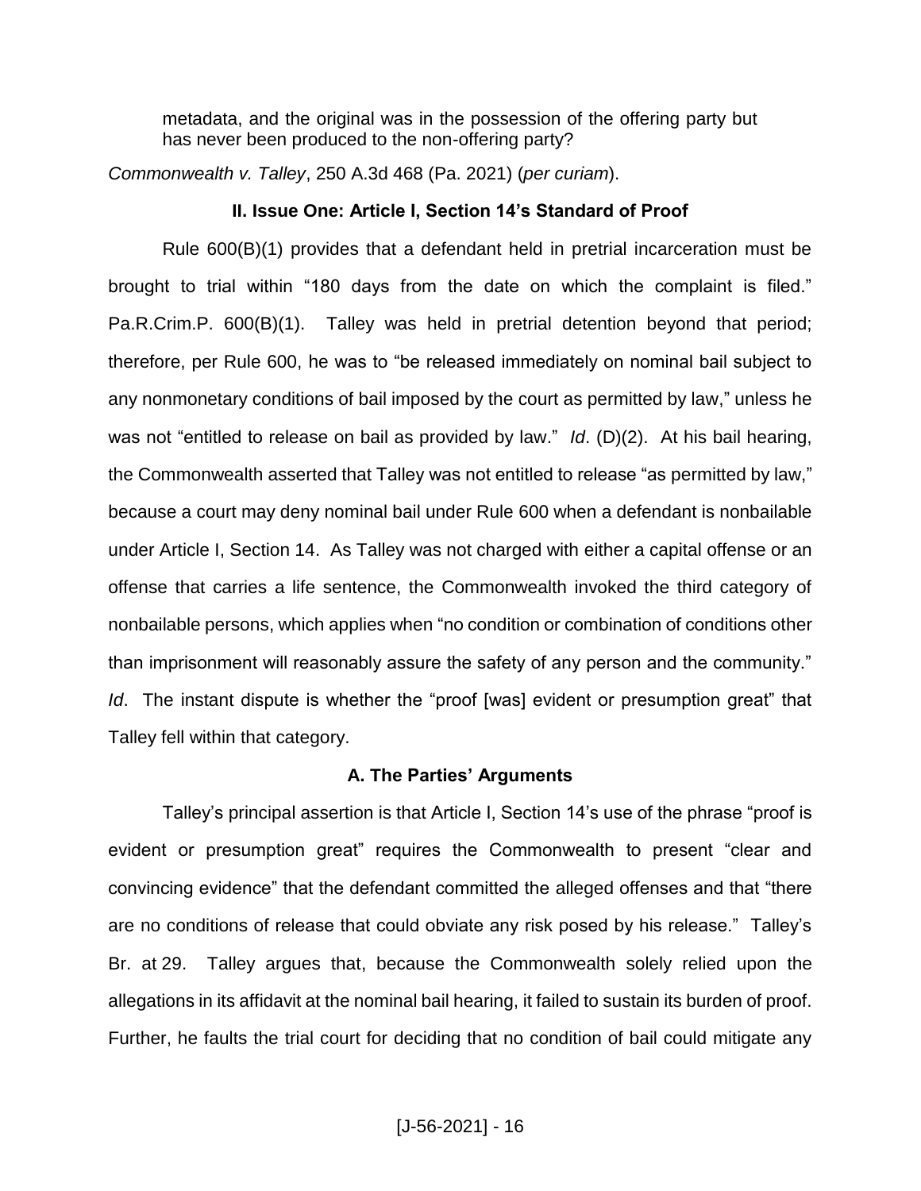> metadata, and the original was in the possession of the offering party but has never been produced to the non-offering party?

*Commonwealth v. Talley*, 250 A.3d 468 (Pa. 2021) (*per curiam*).

## II. Issue One: Article I, Section 14's Standard of Proof

Rule 600(B)(1) provides that a defendant held in pretrial incarceration must be brought to trial within "180 days from the date on which the complaint is filed." Pa.R.Crim.P. 600(B)(1). Talley was held in pretrial detention beyond that period; therefore, per Rule 600, he was to "be released immediately on nominal bail subject to any nonmonetary conditions of bail imposed by the court as permitted by law," unless he was not "entitled to release on bail as provided by law." *Id*. (D)(2). At his bail hearing, the Commonwealth asserted that Talley was not entitled to release "as permitted by law," because a court may deny nominal bail under Rule 600 when a defendant is nonbailable under Article I, Section 14. As Talley was not charged with either a capital offense or an offense that carries a life sentence, the Commonwealth invoked the third category of nonbailable persons, which applies when "no condition or combination of conditions other than imprisonment will reasonably assure the safety of any person and the community." *Id*. The instant dispute is whether the "proof [was] evident or presumption great" that Talley fell within that category.

### A. The Parties' Arguments

Talley's principal assertion is that Article I, Section 14's use of the phrase "proof is evident or presumption great" requires the Commonwealth to present "clear and convincing evidence" that the defendant committed the alleged offenses and that "there are no conditions of release that could obviate any risk posed by his release." Talley's Br. at 29. Talley argues that, because the Commonwealth solely relied upon the allegations in its affidavit at the nominal bail hearing, it failed to sustain its burden of proof. Further, he faults the trial court for deciding that no condition of bail could mitigate any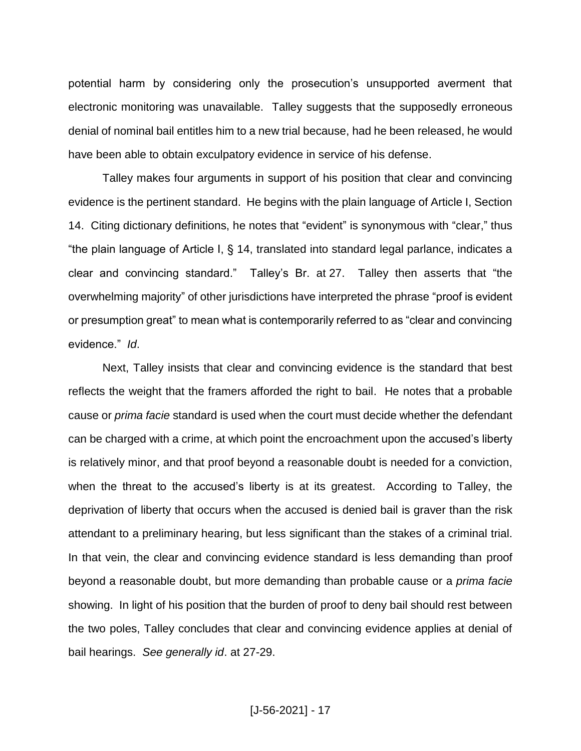potential harm by considering only the prosecution's unsupported averment that electronic monitoring was unavailable. Talley suggests that the supposedly erroneous denial of nominal bail entitles him to a new trial because, had he been released, he would have been able to obtain exculpatory evidence in service of his defense.

Talley makes four arguments in support of his position that clear and convincing evidence is the pertinent standard. He begins with the plain language of Article I, Section 14. Citing dictionary definitions, he notes that "evident" is synonymous with "clear," thus "the plain language of Article I, § 14, translated into standard legal parlance, indicates a clear and convincing standard." Talley's Br. at 27. Talley then asserts that "the overwhelming majority" of other jurisdictions have interpreted the phrase "proof is evident or presumption great" to mean what is contemporarily referred to as "clear and convincing evidence." *Id*.

Next, Talley insists that clear and convincing evidence is the standard that best reflects the weight that the framers afforded the right to bail. He notes that a probable cause or *prima facie* standard is used when the court must decide whether the defendant can be charged with a crime, at which point the encroachment upon the accused's liberty is relatively minor, and that proof beyond a reasonable doubt is needed for a conviction, when the threat to the accused's liberty is at its greatest. According to Talley, the deprivation of liberty that occurs when the accused is denied bail is graver than the risk attendant to a preliminary hearing, but less significant than the stakes of a criminal trial. In that vein, the clear and convincing evidence standard is less demanding than proof beyond a reasonable doubt, but more demanding than probable cause or a *prima facie* showing. In light of his position that the burden of proof to deny bail should rest between the two poles, Talley concludes that clear and convincing evidence applies at denial of bail hearings. *See generally id*. at 27-29.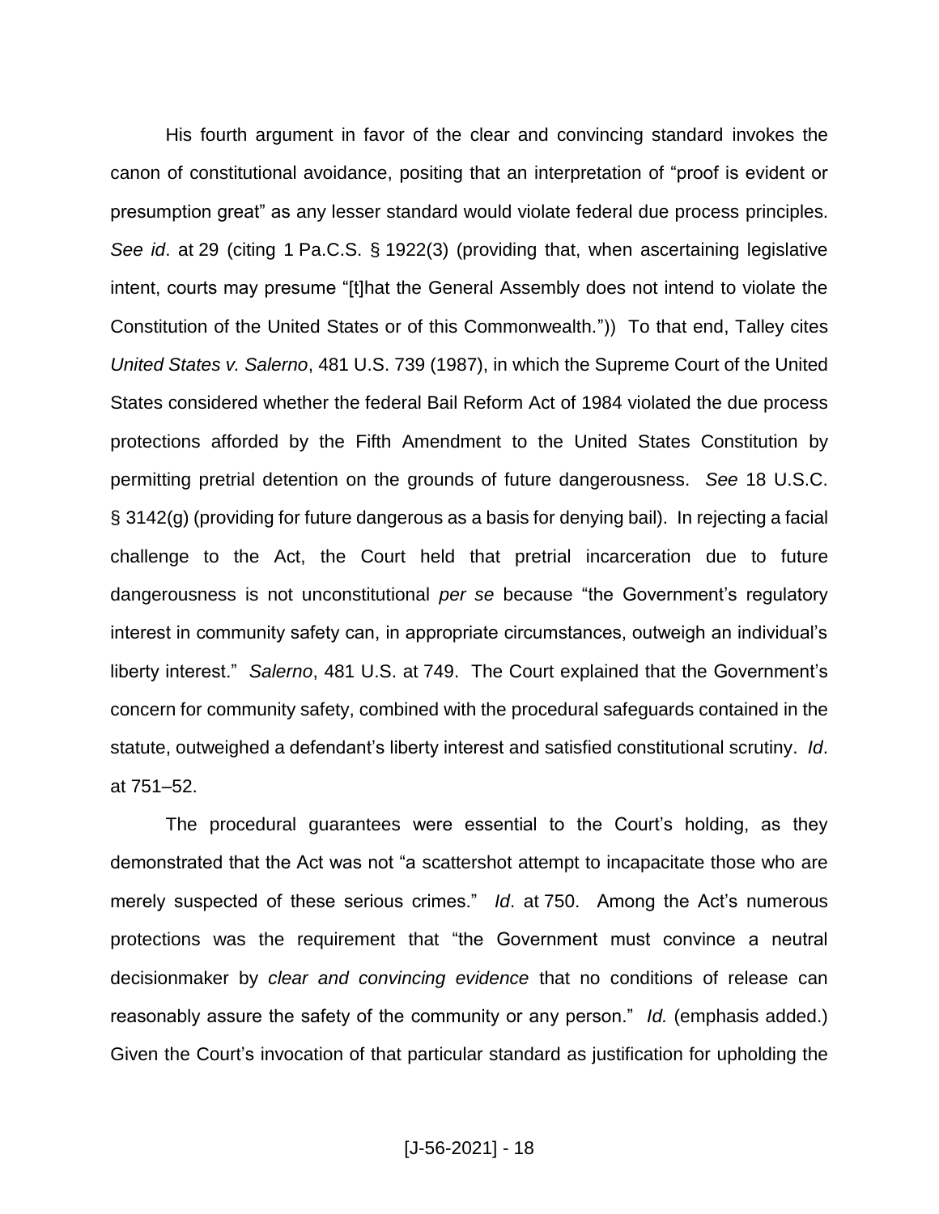His fourth argument in favor of the clear and convincing standard invokes the canon of constitutional avoidance, positing that an interpretation of "proof is evident or presumption great" as any lesser standard would violate federal due process principles. *See id*. at 29 (citing 1 Pa.C.S. § 1922(3) (providing that, when ascertaining legislative intent, courts may presume "[t]hat the General Assembly does not intend to violate the Constitution of the United States or of this Commonwealth.")) To that end, Talley cites *United States v. Salerno*, 481 U.S. 739 (1987), in which the Supreme Court of the United States considered whether the federal Bail Reform Act of 1984 violated the due process protections afforded by the Fifth Amendment to the United States Constitution by permitting pretrial detention on the grounds of future dangerousness. *See* 18 U.S.C. § 3142(g) (providing for future dangerous as a basis for denying bail). In rejecting a facial challenge to the Act, the Court held that pretrial incarceration due to future dangerousness is not unconstitutional *per se* because "the Government's regulatory interest in community safety can, in appropriate circumstances, outweigh an individual's liberty interest." *Salerno*, 481 U.S. at 749. The Court explained that the Government's concern for community safety, combined with the procedural safeguards contained in the statute, outweighed a defendant's liberty interest and satisfied constitutional scrutiny. *Id*. at 751–52.

The procedural guarantees were essential to the Court's holding, as they demonstrated that the Act was not "a scattershot attempt to incapacitate those who are merely suspected of these serious crimes." *Id*. at 750. Among the Act's numerous protections was the requirement that "the Government must convince a neutral decisionmaker by *clear and convincing evidence* that no conditions of release can reasonably assure the safety of the community or any person." *Id.* (emphasis added.) Given the Court's invocation of that particular standard as justification for upholding the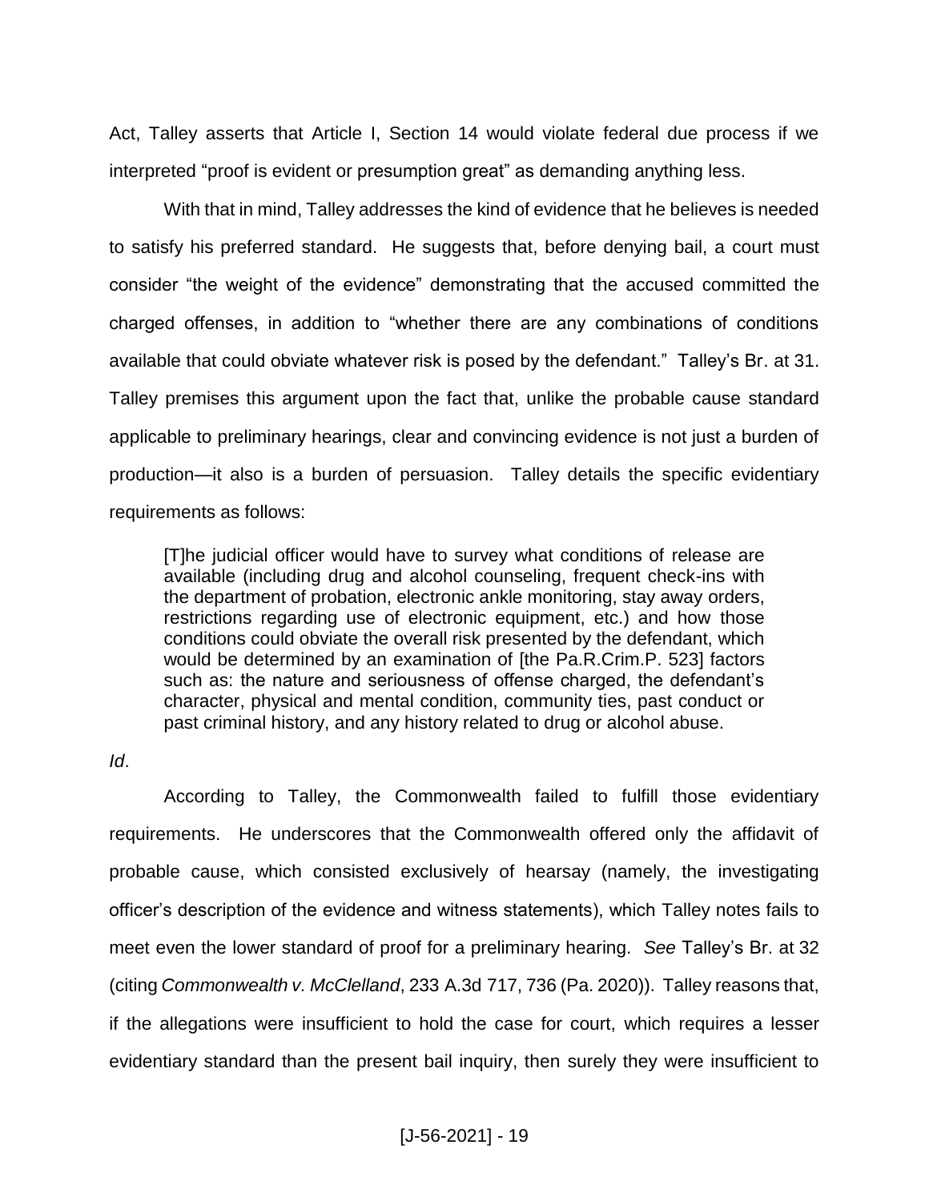Act, Talley asserts that Article I, Section 14 would violate federal due process if we interpreted "proof is evident or presumption great" as demanding anything less.

With that in mind, Talley addresses the kind of evidence that he believes is needed to satisfy his preferred standard. He suggests that, before denying bail, a court must consider "the weight of the evidence" demonstrating that the accused committed the charged offenses, in addition to "whether there are any combinations of conditions available that could obviate whatever risk is posed by the defendant." Talley's Br. at 31. Talley premises this argument upon the fact that, unlike the probable cause standard applicable to preliminary hearings, clear and convincing evidence is not just a burden of production—it also is a burden of persuasion. Talley details the specific evidentiary requirements as follows:

> [T]he judicial officer would have to survey what conditions of release are available (including drug and alcohol counseling, frequent check-ins with the department of probation, electronic ankle monitoring, stay away orders, restrictions regarding use of electronic equipment, etc.) and how those conditions could obviate the overall risk presented by the defendant, which would be determined by an examination of [the Pa.R.Crim.P. 523] factors such as: the nature and seriousness of offense charged, the defendant's character, physical and mental condition, community ties, past conduct or past criminal history, and any history related to drug or alcohol abuse.

*Id*.

According to Talley, the Commonwealth failed to fulfill those evidentiary requirements. He underscores that the Commonwealth offered only the affidavit of probable cause, which consisted exclusively of hearsay (namely, the investigating officer's description of the evidence and witness statements), which Talley notes fails to meet even the lower standard of proof for a preliminary hearing. *See* Talley's Br. at 32 (citing *Commonwealth v. McClelland*, 233 A.3d 717, 736 (Pa. 2020)). Talley reasons that, if the allegations were insufficient to hold the case for court, which requires a lesser evidentiary standard than the present bail inquiry, then surely they were insufficient to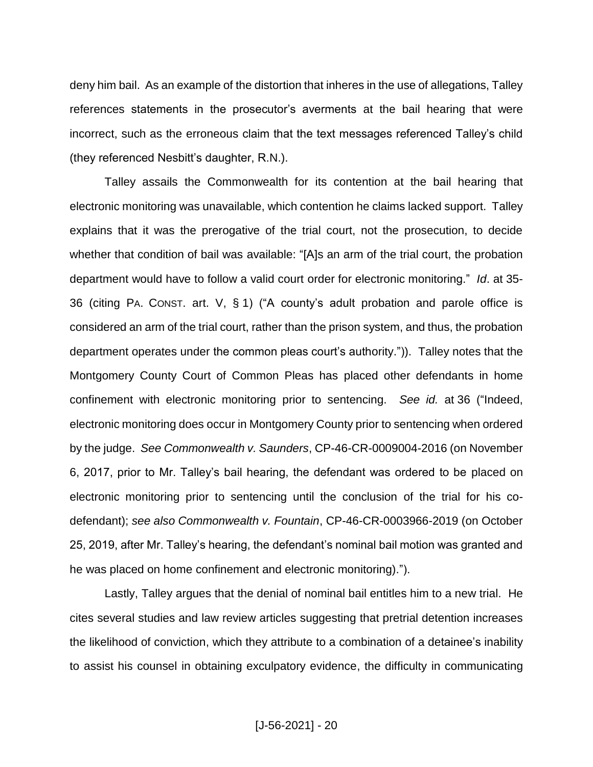deny him bail. As an example of the distortion that inheres in the use of allegations, Talley references statements in the prosecutor's averments at the bail hearing that were incorrect, such as the erroneous claim that the text messages referenced Talley's child (they referenced Nesbitt's daughter, R.N.).

Talley assails the Commonwealth for its contention at the bail hearing that electronic monitoring was unavailable, which contention he claims lacked support. Talley explains that it was the prerogative of the trial court, not the prosecution, to decide whether that condition of bail was available: "[A]s an arm of the trial court, the probation department would have to follow a valid court order for electronic monitoring." *Id*. at 35-36 (citing PA. CONST. art. V, § 1) ("A county's adult probation and parole office is considered an arm of the trial court, rather than the prison system, and thus, the probation department operates under the common pleas court's authority.")). Talley notes that the Montgomery County Court of Common Pleas has placed other defendants in home confinement with electronic monitoring prior to sentencing. *See id.* at 36 ("Indeed, electronic monitoring does occur in Montgomery County prior to sentencing when ordered by the judge. *See Commonwealth v. Saunders*, CP-46-CR-0009004-2016 (on November 6, 2017, prior to Mr. Talley's bail hearing, the defendant was ordered to be placed on electronic monitoring prior to sentencing until the conclusion of the trial for his co-defendant); *see also Commonwealth v. Fountain*, CP-46-CR-0003966-2019 (on October 25, 2019, after Mr. Talley's hearing, the defendant's nominal bail motion was granted and he was placed on home confinement and electronic monitoring).").

Lastly, Talley argues that the denial of nominal bail entitles him to a new trial. He cites several studies and law review articles suggesting that pretrial detention increases the likelihood of conviction, which they attribute to a combination of a detainee's inability to assist his counsel in obtaining exculpatory evidence, the difficulty in communicating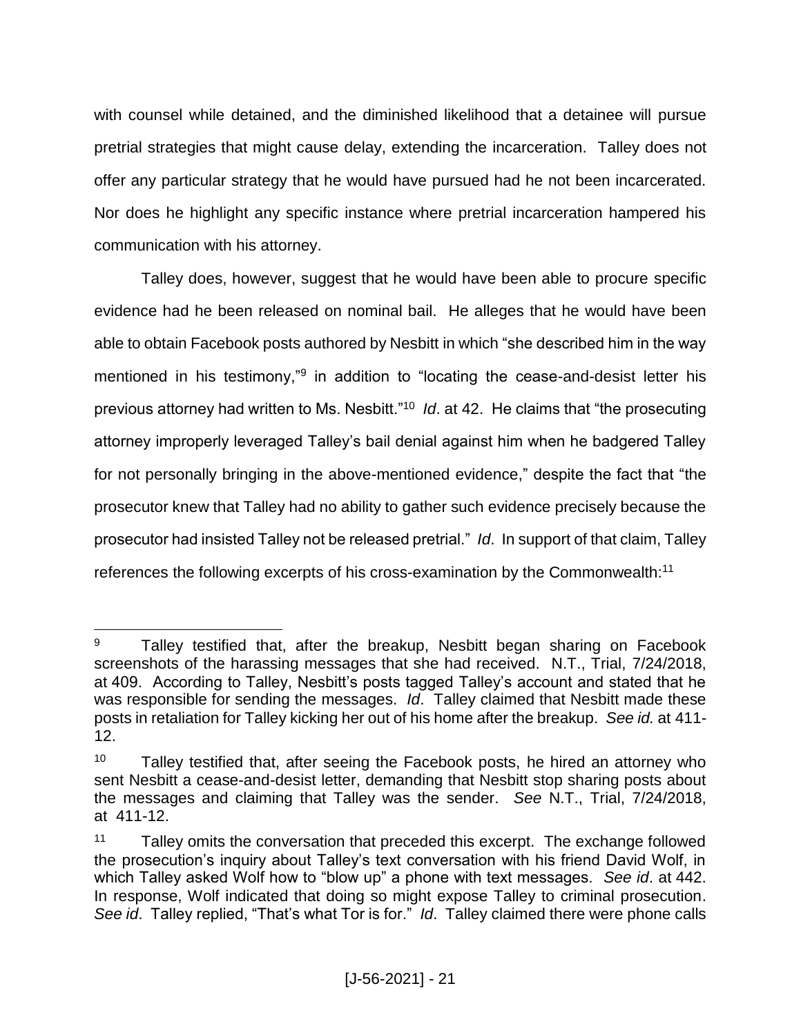with counsel while detained, and the diminished likelihood that a detainee will pursue pretrial strategies that might cause delay, extending the incarceration. Talley does not offer any particular strategy that he would have pursued had he not been incarcerated. Nor does he highlight any specific instance where pretrial incarceration hampered his communication with his attorney.

Talley does, however, suggest that he would have been able to procure specific evidence had he been released on nominal bail. He alleges that he would have been able to obtain Facebook posts authored by Nesbitt in which "she described him in the way mentioned in his testimony,"[9] in addition to "locating the cease-and-desist letter his previous attorney had written to Ms. Nesbitt."[10] *Id*. at 42. He claims that "the prosecuting attorney improperly leveraged Talley's bail denial against him when he badgered Talley for not personally bringing in the above-mentioned evidence," despite the fact that "the prosecutor knew that Talley had no ability to gather such evidence precisely because the prosecutor had insisted Talley not be released pretrial." *Id*. In support of that claim, Talley references the following excerpts of his cross-examination by the Commonwealth:[11]

---

[9] Talley testified that, after the breakup, Nesbitt began sharing on Facebook screenshots of the harassing messages that she had received. N.T., Trial, 7/24/2018, at 409. According to Talley, Nesbitt's posts tagged Talley's account and stated that he was responsible for sending the messages. *Id*. Talley claimed that Nesbitt made these posts in retaliation for Talley kicking her out of his home after the breakup. *See id.* at 411-12.

[10] Talley testified that, after seeing the Facebook posts, he hired an attorney who sent Nesbitt a cease-and-desist letter, demanding that Nesbitt stop sharing posts about the messages and claiming that Talley was the sender. *See* N.T., Trial, 7/24/2018, at 411-12.

[11] Talley omits the conversation that preceded this excerpt. The exchange followed the prosecution's inquiry about Talley's text conversation with his friend David Wolf, in which Talley asked Wolf how to "blow up" a phone with text messages. *See id*. at 442. In response, Wolf indicated that doing so might expose Talley to criminal prosecution. *See id*. Talley replied, "That's what Tor is for." *Id*. Talley claimed there were phone calls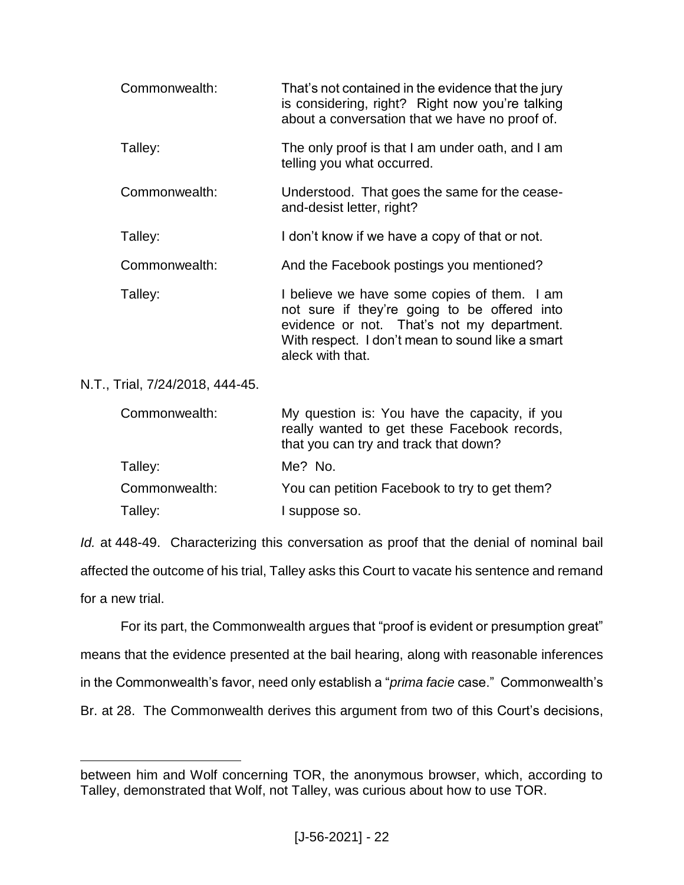| | |
|---|---|
| Commonwealth: | That's not contained in the evidence that the jury is considering, right? Right now you're talking about a conversation that we have no proof of. |
| Talley: | The only proof is that I am under oath, and I am telling you what occurred. |
| Commonwealth: | Understood. That goes the same for the cease-and-desist letter, right? |
| Talley: | I don't know if we have a copy of that or not. |
| Commonwealth: | And the Facebook postings you mentioned? |
| Talley: | I believe we have some copies of them. I am not sure if they're going to be offered into evidence or not. That's not my department. With respect. I don't mean to sound like a smart aleck with that. |

N.T., Trial, 7/24/2018, 444-45.

| | |
|---|---|
| Commonwealth: | My question is: You have the capacity, if you really wanted to get these Facebook records, that you can try and track that down? |
| Talley: | Me? No. |
| Commonwealth: | You can petition Facebook to try to get them? |
| Talley: | I suppose so. |

*Id.* at 448-49. Characterizing this conversation as proof that the denial of nominal bail affected the outcome of his trial, Talley asks this Court to vacate his sentence and remand for a new trial.

For its part, the Commonwealth argues that "proof is evident or presumption great" means that the evidence presented at the bail hearing, along with reasonable inferences in the Commonwealth's favor, need only establish a "*prima facie* case." Commonwealth's Br. at 28. The Commonwealth derives this argument from two of this Court's decisions,

---

between him and Wolf concerning TOR, the anonymous browser, which, according to Talley, demonstrated that Wolf, not Talley, was curious about how to use TOR.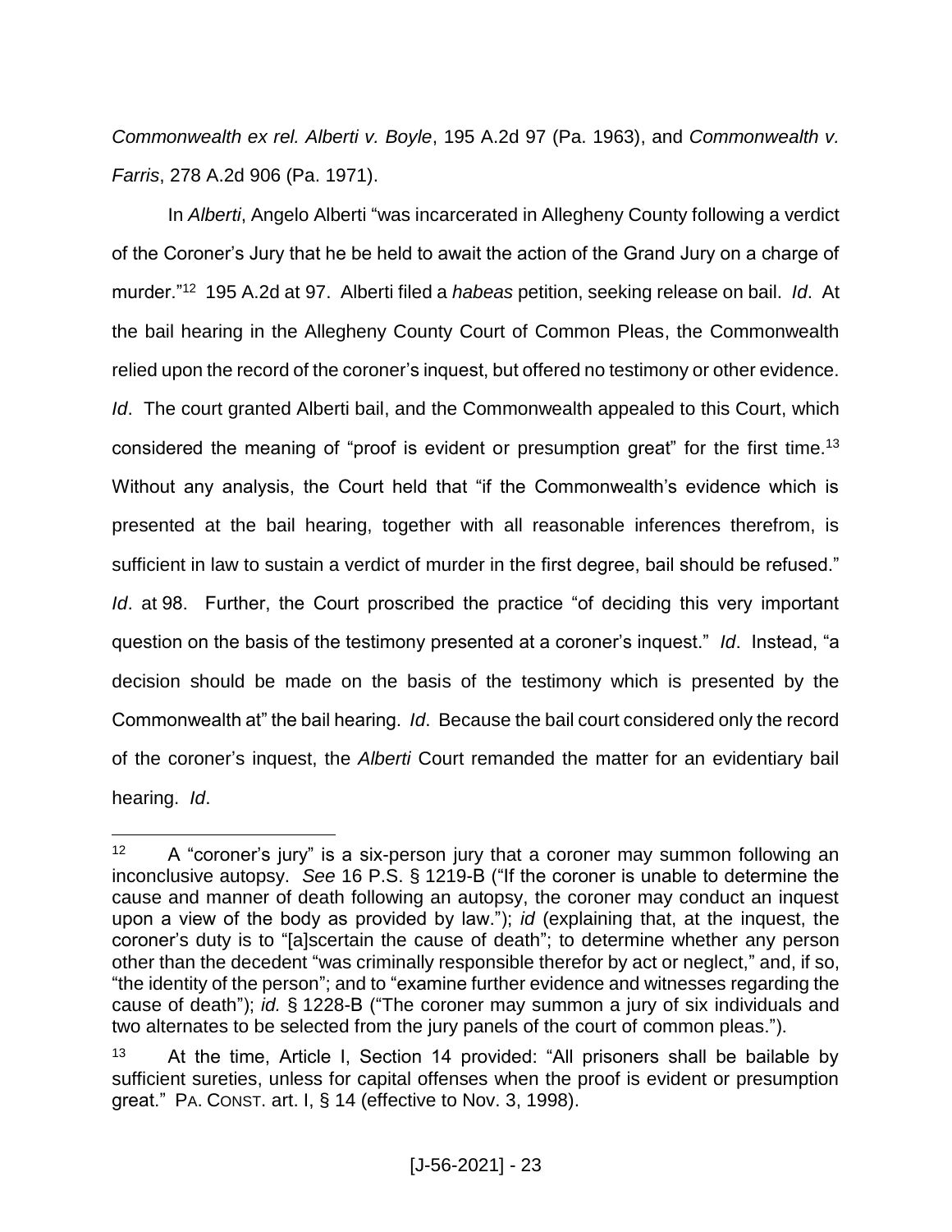*Commonwealth ex rel. Alberti v. Boyle*, 195 A.2d 97 (Pa. 1963), and *Commonwealth v. Farris*, 278 A.2d 906 (Pa. 1971).

In *Alberti*, Angelo Alberti "was incarcerated in Allegheny County following a verdict of the Coroner's Jury that he be held to await the action of the Grand Jury on a charge of murder."[12] 195 A.2d at 97. Alberti filed a *habeas* petition, seeking release on bail. *Id*. At the bail hearing in the Allegheny County Court of Common Pleas, the Commonwealth relied upon the record of the coroner's inquest, but offered no testimony or other evidence. *Id*. The court granted Alberti bail, and the Commonwealth appealed to this Court, which considered the meaning of "proof is evident or presumption great" for the first time.[13] Without any analysis, the Court held that "if the Commonwealth's evidence which is presented at the bail hearing, together with all reasonable inferences therefrom, is sufficient in law to sustain a verdict of murder in the first degree, bail should be refused." *Id*. at 98. Further, the Court proscribed the practice "of deciding this very important question on the basis of the testimony presented at a coroner's inquest." *Id*. Instead, "a decision should be made on the basis of the testimony which is presented by the Commonwealth at" the bail hearing. *Id*. Because the bail court considered only the record of the coroner's inquest, the *Alberti* Court remanded the matter for an evidentiary bail hearing. *Id*.

---

[12] A "coroner's jury" is a six-person jury that a coroner may summon following an inconclusive autopsy. *See* 16 P.S. § 1219-B ("If the coroner is unable to determine the cause and manner of death following an autopsy, the coroner may conduct an inquest upon a view of the body as provided by law."); *id* (explaining that, at the inquest, the coroner's duty is to "[a]scertain the cause of death"; to determine whether any person other than the decedent "was criminally responsible therefor by act or neglect," and, if so, "the identity of the person"; and to "examine further evidence and witnesses regarding the cause of death"); *id.* § 1228-B ("The coroner may summon a jury of six individuals and two alternates to be selected from the jury panels of the court of common pleas.").

[13] At the time, Article I, Section 14 provided: "All prisoners shall be bailable by sufficient sureties, unless for capital offenses when the proof is evident or presumption great." PA. CONST. art. I, § 14 (effective to Nov. 3, 1998).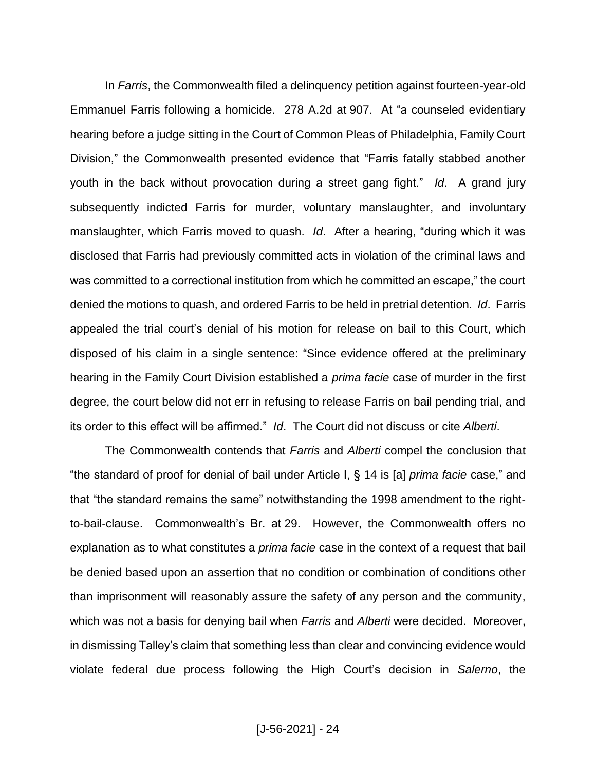In *Farris*, the Commonwealth filed a delinquency petition against fourteen-year-old Emmanuel Farris following a homicide. 278 A.2d at 907. At "a counseled evidentiary hearing before a judge sitting in the Court of Common Pleas of Philadelphia, Family Court Division," the Commonwealth presented evidence that "Farris fatally stabbed another youth in the back without provocation during a street gang fight." *Id*. A grand jury subsequently indicted Farris for murder, voluntary manslaughter, and involuntary manslaughter, which Farris moved to quash. *Id*. After a hearing, "during which it was disclosed that Farris had previously committed acts in violation of the criminal laws and was committed to a correctional institution from which he committed an escape," the court denied the motions to quash, and ordered Farris to be held in pretrial detention. *Id*. Farris appealed the trial court's denial of his motion for release on bail to this Court, which disposed of his claim in a single sentence: "Since evidence offered at the preliminary hearing in the Family Court Division established a *prima facie* case of murder in the first degree, the court below did not err in refusing to release Farris on bail pending trial, and its order to this effect will be affirmed." *Id*. The Court did not discuss or cite *Alberti*.

The Commonwealth contends that *Farris* and *Alberti* compel the conclusion that "the standard of proof for denial of bail under Article I, § 14 is [a] *prima facie* case," and that "the standard remains the same" notwithstanding the 1998 amendment to the right-to-bail-clause. Commonwealth's Br. at 29. However, the Commonwealth offers no explanation as to what constitutes a *prima facie* case in the context of a request that bail be denied based upon an assertion that no condition or combination of conditions other than imprisonment will reasonably assure the safety of any person and the community, which was not a basis for denying bail when *Farris* and *Alberti* were decided. Moreover, in dismissing Talley's claim that something less than clear and convincing evidence would violate federal due process following the High Court's decision in *Salerno*, the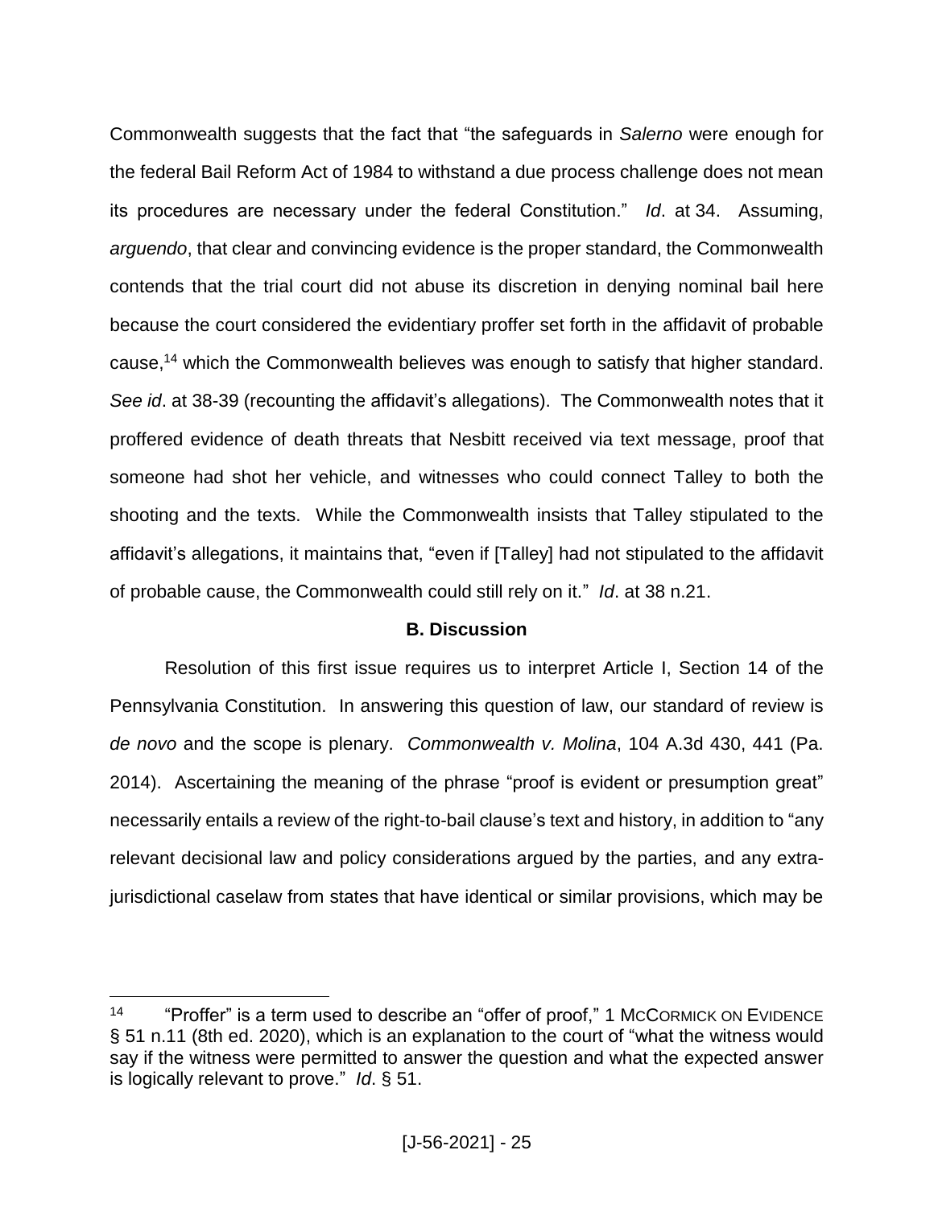Commonwealth suggests that the fact that "the safeguards in *Salerno* were enough for the federal Bail Reform Act of 1984 to withstand a due process challenge does not mean its procedures are necessary under the federal Constitution." *Id*. at 34. Assuming, *arguendo*, that clear and convincing evidence is the proper standard, the Commonwealth contends that the trial court did not abuse its discretion in denying nominal bail here because the court considered the evidentiary proffer set forth in the affidavit of probable cause,[14] which the Commonwealth believes was enough to satisfy that higher standard. *See id*. at 38-39 (recounting the affidavit's allegations). The Commonwealth notes that it proffered evidence of death threats that Nesbitt received via text message, proof that someone had shot her vehicle, and witnesses who could connect Talley to both the shooting and the texts. While the Commonwealth insists that Talley stipulated to the affidavit's allegations, it maintains that, "even if [Talley] had not stipulated to the affidavit of probable cause, the Commonwealth could still rely on it." *Id*. at 38 n.21.

**B. Discussion**

Resolution of this first issue requires us to interpret Article I, Section 14 of the Pennsylvania Constitution. In answering this question of law, our standard of review is *de novo* and the scope is plenary. *Commonwealth v. Molina*, 104 A.3d 430, 441 (Pa. 2014). Ascertaining the meaning of the phrase "proof is evident or presumption great" necessarily entails a review of the right-to-bail clause's text and history, in addition to "any relevant decisional law and policy considerations argued by the parties, and any extra-jurisdictional caselaw from states that have identical or similar provisions, which may be

---

[14] "Proffer" is a term used to describe an "offer of proof," 1 MCCORMICK ON EVIDENCE § 51 n.11 (8th ed. 2020), which is an explanation to the court of "what the witness would say if the witness were permitted to answer the question and what the expected answer is logically relevant to prove." *Id*. § 51.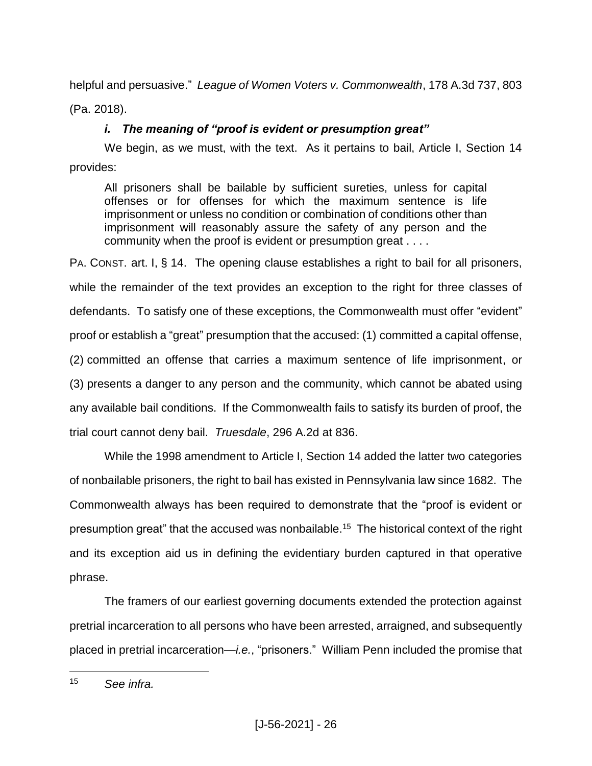helpful and persuasive." *League of Women Voters v. Commonwealth*, 178 A.3d 737, 803 (Pa. 2018).

### *i. The meaning of "proof is evident or presumption great"*

We begin, as we must, with the text. As it pertains to bail, Article I, Section 14 provides:

> All prisoners shall be bailable by sufficient sureties, unless for capital offenses or for offenses for which the maximum sentence is life imprisonment or unless no condition or combination of conditions other than imprisonment will reasonably assure the safety of any person and the community when the proof is evident or presumption great . . . .

PA. CONST. art. I, § 14. The opening clause establishes a right to bail for all prisoners, while the remainder of the text provides an exception to the right for three classes of defendants. To satisfy one of these exceptions, the Commonwealth must offer "evident" proof or establish a "great" presumption that the accused: (1) committed a capital offense, (2) committed an offense that carries a maximum sentence of life imprisonment, or (3) presents a danger to any person and the community, which cannot be abated using any available bail conditions. If the Commonwealth fails to satisfy its burden of proof, the trial court cannot deny bail. *Truesdale*, 296 A.2d at 836.

While the 1998 amendment to Article I, Section 14 added the latter two categories of nonbailable prisoners, the right to bail has existed in Pennsylvania law since 1682. The Commonwealth always has been required to demonstrate that the "proof is evident or presumption great" that the accused was nonbailable.[15] The historical context of the right and its exception aid us in defining the evidentiary burden captured in that operative phrase.

The framers of our earliest governing documents extended the protection against pretrial incarceration to all persons who have been arrested, arraigned, and subsequently placed in pretrial incarceration—*i.e.*, "prisoners." William Penn included the promise that

---

[15] *See infra.*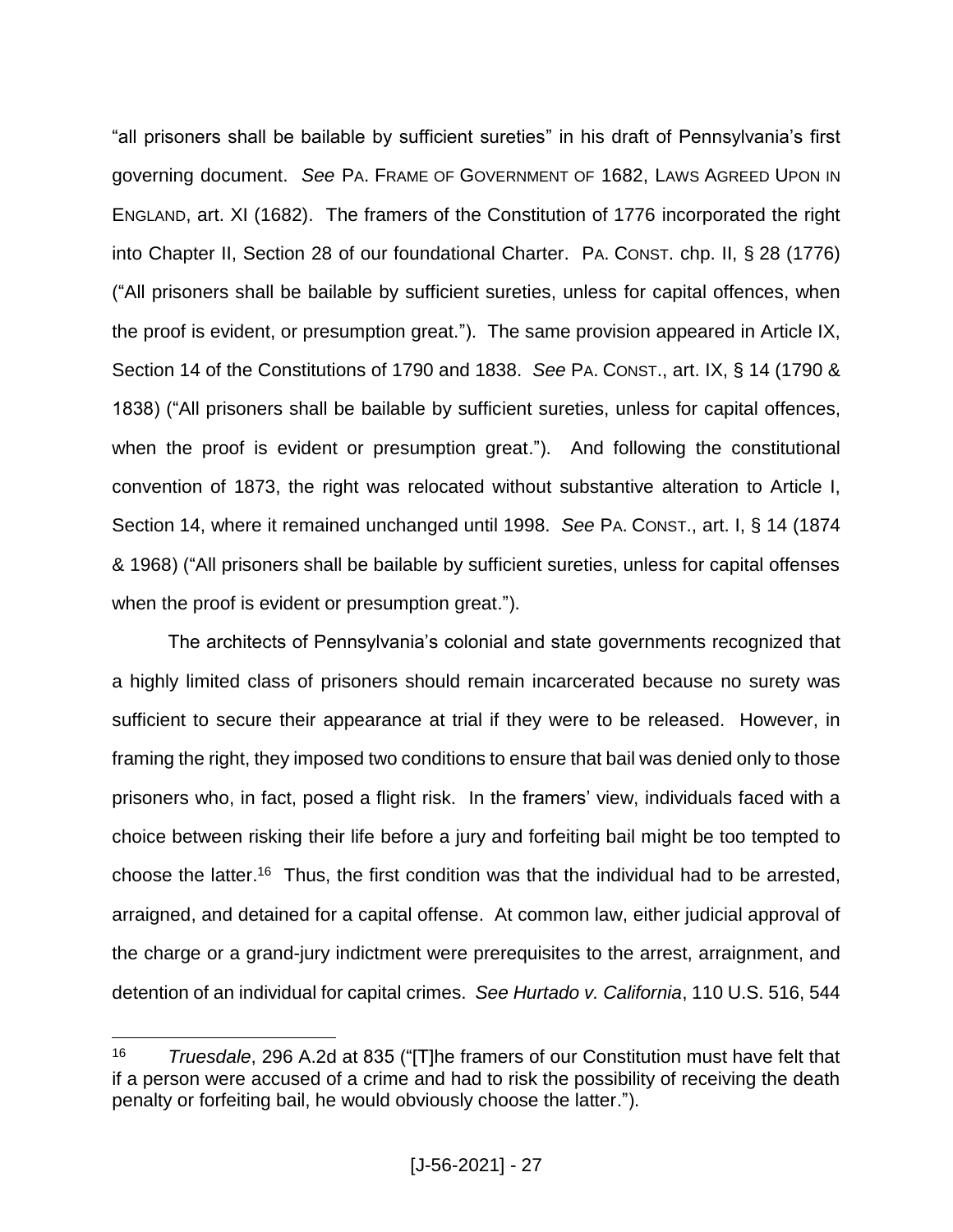"all prisoners shall be bailable by sufficient sureties" in his draft of Pennsylvania's first governing document. *See* PA. FRAME OF GOVERNMENT OF 1682, LAWS AGREED UPON IN ENGLAND, art. XI (1682). The framers of the Constitution of 1776 incorporated the right into Chapter II, Section 28 of our foundational Charter. PA. CONST. chp. II, § 28 (1776) ("All prisoners shall be bailable by sufficient sureties, unless for capital offences, when the proof is evident, or presumption great."). The same provision appeared in Article IX, Section 14 of the Constitutions of 1790 and 1838. *See* PA. CONST., art. IX, § 14 (1790 & 1838) ("All prisoners shall be bailable by sufficient sureties, unless for capital offences, when the proof is evident or presumption great."). And following the constitutional convention of 1873, the right was relocated without substantive alteration to Article I, Section 14, where it remained unchanged until 1998. *See* PA. CONST., art. I, § 14 (1874 & 1968) ("All prisoners shall be bailable by sufficient sureties, unless for capital offenses when the proof is evident or presumption great.").

The architects of Pennsylvania's colonial and state governments recognized that a highly limited class of prisoners should remain incarcerated because no surety was sufficient to secure their appearance at trial if they were to be released. However, in framing the right, they imposed two conditions to ensure that bail was denied only to those prisoners who, in fact, posed a flight risk. In the framers' view, individuals faced with a choice between risking their life before a jury and forfeiting bail might be too tempted to choose the latter.[16] Thus, the first condition was that the individual had to be arrested, arraigned, and detained for a capital offense. At common law, either judicial approval of the charge or a grand-jury indictment were prerequisites to the arrest, arraignment, and detention of an individual for capital crimes. *See Hurtado v. California*, 110 U.S. 516, 544

---

[16] *Truesdale*, 296 A.2d at 835 ("[T]he framers of our Constitution must have felt that if a person were accused of a crime and had to risk the possibility of receiving the death penalty or forfeiting bail, he would obviously choose the latter.").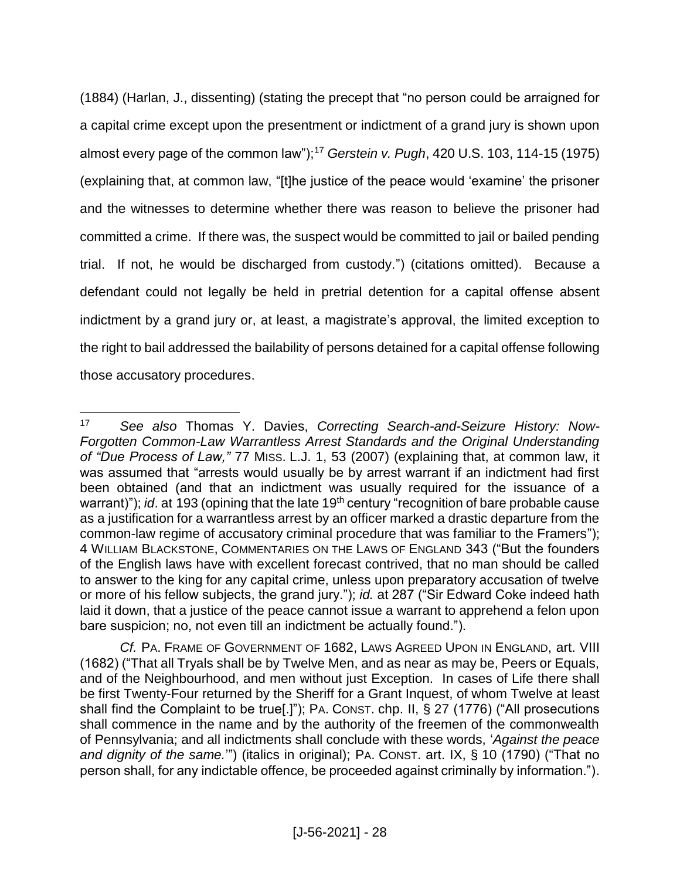(1884) (Harlan, J., dissenting) (stating the precept that "no person could be arraigned for a capital crime except upon the presentment or indictment of a grand jury is shown upon almost every page of the common law");[17] *Gerstein v. Pugh*, 420 U.S. 103, 114-15 (1975) (explaining that, at common law, "[t]he justice of the peace would 'examine' the prisoner and the witnesses to determine whether there was reason to believe the prisoner had committed a crime. If there was, the suspect would be committed to jail or bailed pending trial. If not, he would be discharged from custody.") (citations omitted). Because a defendant could not legally be held in pretrial detention for a capital offense absent indictment by a grand jury or, at least, a magistrate's approval, the limited exception to the right to bail addressed the bailability of persons detained for a capital offense following those accusatory procedures.

---

[17] *See also* Thomas Y. Davies, *Correcting Search-and-Seizure History: Now-Forgotten Common-Law Warrantless Arrest Standards and the Original Understanding of "Due Process of Law,"* 77 MISS. L.J. 1, 53 (2007) (explaining that, at common law, it was assumed that "arrests would usually be by arrest warrant if an indictment had first been obtained (and that an indictment was usually required for the issuance of a warrant)"); *id*. at 193 (opining that the late 19th century "recognition of bare probable cause as a justification for a warrantless arrest by an officer marked a drastic departure from the common-law regime of accusatory criminal procedure that was familiar to the Framers"); 4 WILLIAM BLACKSTONE, COMMENTARIES ON THE LAWS OF ENGLAND 343 ("But the founders of the English laws have with excellent forecast contrived, that no man should be called to answer to the king for any capital crime, unless upon preparatory accusation of twelve or more of his fellow subjects, the grand jury."); *id.* at 287 ("Sir Edward Coke indeed hath laid it down, that a justice of the peace cannot issue a warrant to apprehend a felon upon bare suspicion; no, not even till an indictment be actually found.").

*Cf.* PA. FRAME OF GOVERNMENT OF 1682, LAWS AGREED UPON IN ENGLAND, art. VIII (1682) ("That all Tryals shall be by Twelve Men, and as near as may be, Peers or Equals, and of the Neighbourhood, and men without just Exception. In cases of Life there shall be first Twenty-Four returned by the Sheriff for a Grant Inquest, of whom Twelve at least shall find the Complaint to be true[.]"); PA. CONST. chp. II, § 27 (1776) ("All prosecutions shall commence in the name and by the authority of the freemen of the commonwealth of Pennsylvania; and all indictments shall conclude with these words, '*Against the peace and dignity of the same.*'") (italics in original); PA. CONST. art. IX, § 10 (1790) ("That no person shall, for any indictable offence, be proceeded against criminally by information.").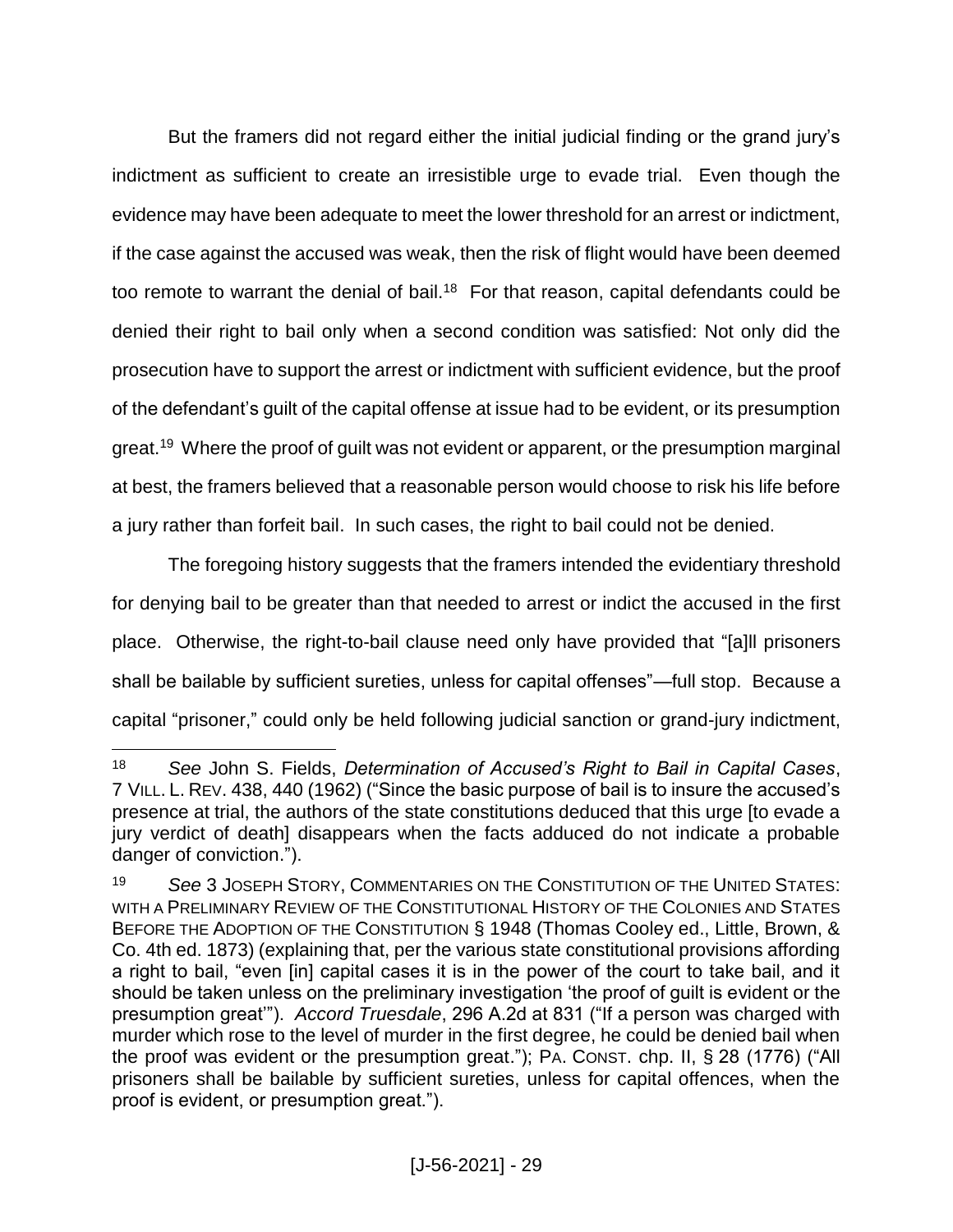But the framers did not regard either the initial judicial finding or the grand jury's indictment as sufficient to create an irresistible urge to evade trial. Even though the evidence may have been adequate to meet the lower threshold for an arrest or indictment, if the case against the accused was weak, then the risk of flight would have been deemed too remote to warrant the denial of bail.[18] For that reason, capital defendants could be denied their right to bail only when a second condition was satisfied: Not only did the prosecution have to support the arrest or indictment with sufficient evidence, but the proof of the defendant's guilt of the capital offense at issue had to be evident, or its presumption great.[19] Where the proof of guilt was not evident or apparent, or the presumption marginal at best, the framers believed that a reasonable person would choose to risk his life before a jury rather than forfeit bail. In such cases, the right to bail could not be denied.

The foregoing history suggests that the framers intended the evidentiary threshold for denying bail to be greater than that needed to arrest or indict the accused in the first place. Otherwise, the right-to-bail clause need only have provided that "[a]ll prisoners shall be bailable by sufficient sureties, unless for capital offenses"—full stop. Because a capital "prisoner," could only be held following judicial sanction or grand-jury indictment,

---

[18] *See* John S. Fields, *Determination of Accused's Right to Bail in Capital Cases*, 7 VILL. L. REV. 438, 440 (1962) ("Since the basic purpose of bail is to insure the accused's presence at trial, the authors of the state constitutions deduced that this urge [to evade a jury verdict of death] disappears when the facts adduced do not indicate a probable danger of conviction.").

[19] *See* 3 JOSEPH STORY, COMMENTARIES ON THE CONSTITUTION OF THE UNITED STATES: WITH A PRELIMINARY REVIEW OF THE CONSTITUTIONAL HISTORY OF THE COLONIES AND STATES BEFORE THE ADOPTION OF THE CONSTITUTION § 1948 (Thomas Cooley ed., Little, Brown, & Co. 4th ed. 1873) (explaining that, per the various state constitutional provisions affording a right to bail, "even [in] capital cases it is in the power of the court to take bail, and it should be taken unless on the preliminary investigation 'the proof of guilt is evident or the presumption great'"). *Accord Truesdale*, 296 A.2d at 831 ("If a person was charged with murder which rose to the level of murder in the first degree, he could be denied bail when the proof was evident or the presumption great."); PA. CONST. chp. II, § 28 (1776) ("All prisoners shall be bailable by sufficient sureties, unless for capital offences, when the proof is evident, or presumption great.").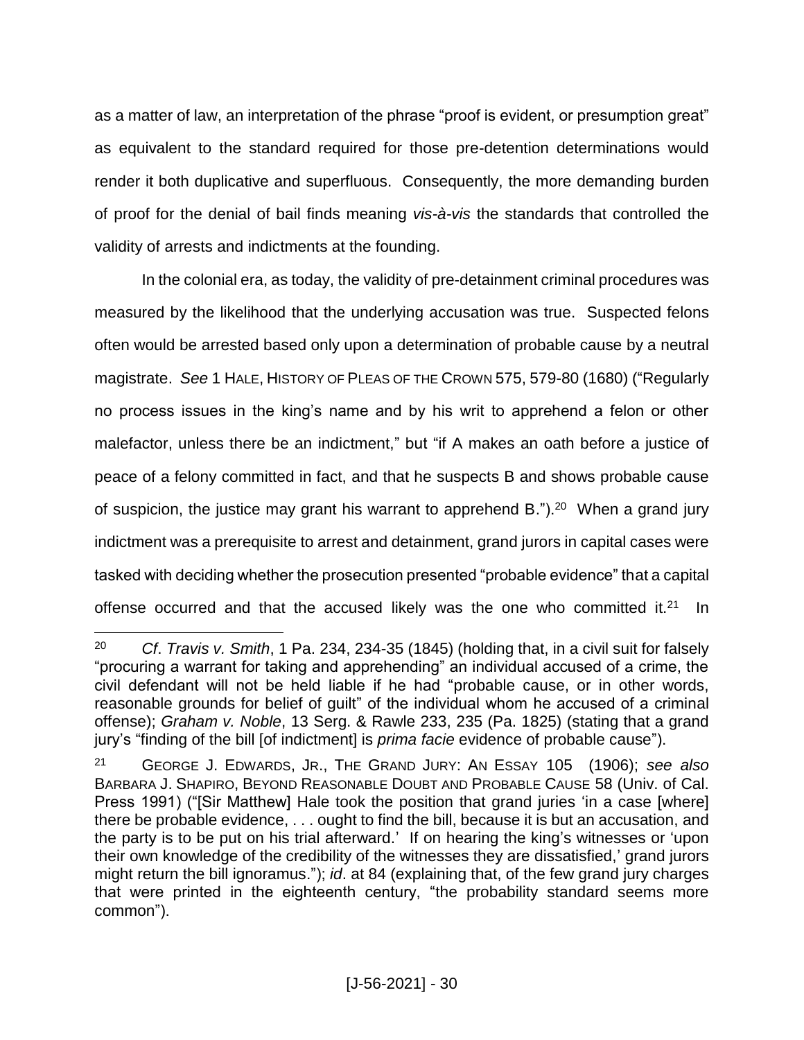as a matter of law, an interpretation of the phrase "proof is evident, or presumption great" as equivalent to the standard required for those pre-detention determinations would render it both duplicative and superfluous. Consequently, the more demanding burden of proof for the denial of bail finds meaning *vis-à-vis* the standards that controlled the validity of arrests and indictments at the founding.

In the colonial era, as today, the validity of pre-detainment criminal procedures was measured by the likelihood that the underlying accusation was true. Suspected felons often would be arrested based only upon a determination of probable cause by a neutral magistrate. *See* 1 HALE, HISTORY OF PLEAS OF THE CROWN 575, 579-80 (1680) ("Regularly no process issues in the king's name and by his writ to apprehend a felon or other malefactor, unless there be an indictment," but "if A makes an oath before a justice of peace of a felony committed in fact, and that he suspects B and shows probable cause of suspicion, the justice may grant his warrant to apprehend B.").[20] When a grand jury indictment was a prerequisite to arrest and detainment, grand jurors in capital cases were tasked with deciding whether the prosecution presented "probable evidence" that a capital offense occurred and that the accused likely was the one who committed it.[21] In

---

[20] *Cf*. *Travis v. Smith*, 1 Pa. 234, 234-35 (1845) (holding that, in a civil suit for falsely "procuring a warrant for taking and apprehending" an individual accused of a crime, the civil defendant will not be held liable if he had "probable cause, or in other words, reasonable grounds for belief of guilt" of the individual whom he accused of a criminal offense); *Graham v. Noble*, 13 Serg. & Rawle 233, 235 (Pa. 1825) (stating that a grand jury's "finding of the bill [of indictment] is *prima facie* evidence of probable cause").

[21] GEORGE J. EDWARDS, JR., THE GRAND JURY: AN ESSAY 105 (1906); *see also* BARBARA J. SHAPIRO, BEYOND REASONABLE DOUBT AND PROBABLE CAUSE 58 (Univ. of Cal. Press 1991) ("[Sir Matthew] Hale took the position that grand juries 'in a case [where] there be probable evidence, . . . ought to find the bill, because it is but an accusation, and the party is to be put on his trial afterward.' If on hearing the king's witnesses or 'upon their own knowledge of the credibility of the witnesses they are dissatisfied,' grand jurors might return the bill ignoramus."); *id*. at 84 (explaining that, of the few grand jury charges that were printed in the eighteenth century, "the probability standard seems more common").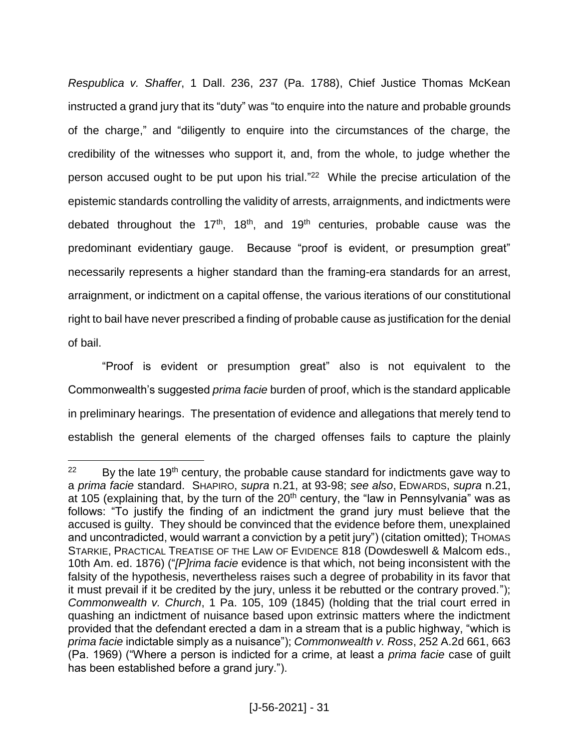*Respublica v. Shaffer*, 1 Dall. 236, 237 (Pa. 1788), Chief Justice Thomas McKean instructed a grand jury that its "duty" was "to enquire into the nature and probable grounds of the charge," and "diligently to enquire into the circumstances of the charge, the credibility of the witnesses who support it, and, from the whole, to judge whether the person accused ought to be put upon his trial."[22] While the precise articulation of the epistemic standards controlling the validity of arrests, arraignments, and indictments were debated throughout the 17th, 18th, and 19th centuries, probable cause was the predominant evidentiary gauge. Because "proof is evident, or presumption great" necessarily represents a higher standard than the framing-era standards for an arrest, arraignment, or indictment on a capital offense, the various iterations of our constitutional right to bail have never prescribed a finding of probable cause as justification for the denial of bail.

"Proof is evident or presumption great" also is not equivalent to the Commonwealth's suggested *prima facie* burden of proof, which is the standard applicable in preliminary hearings. The presentation of evidence and allegations that merely tend to establish the general elements of the charged offenses fails to capture the plainly

---

[22] By the late 19th century, the probable cause standard for indictments gave way to a *prima facie* standard. SHAPIRO, *supra* n.21, at 93-98; *see also*, EDWARDS, *supra* n.21, at 105 (explaining that, by the turn of the 20th century, the "law in Pennsylvania" was as follows: "To justify the finding of an indictment the grand jury must believe that the accused is guilty. They should be convinced that the evidence before them, unexplained and uncontradicted, would warrant a conviction by a petit jury") (citation omitted); THOMAS STARKIE, PRACTICAL TREATISE OF THE LAW OF EVIDENCE 818 (Dowdeswell & Malcom eds., 10th Am. ed. 1876) ("*[P]rima facie* evidence is that which, not being inconsistent with the falsity of the hypothesis, nevertheless raises such a degree of probability in its favor that it must prevail if it be credited by the jury, unless it be rebutted or the contrary proved."); *Commonwealth v. Church*, 1 Pa. 105, 109 (1845) (holding that the trial court erred in quashing an indictment of nuisance based upon extrinsic matters where the indictment provided that the defendant erected a dam in a stream that is a public highway, "which is *prima facie* indictable simply as a nuisance"); *Commonwealth v. Ross*, 252 A.2d 661, 663 (Pa. 1969) ("Where a person is indicted for a crime, at least a *prima facie* case of guilt has been established before a grand jury.").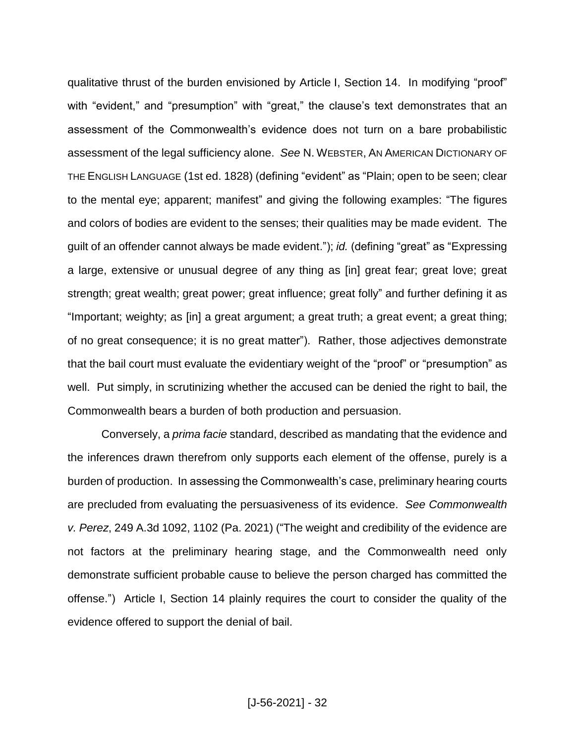qualitative thrust of the burden envisioned by Article I, Section 14. In modifying "proof" with "evident," and "presumption" with "great," the clause's text demonstrates that an assessment of the Commonwealth's evidence does not turn on a bare probabilistic assessment of the legal sufficiency alone. *See* N. WEBSTER, AN AMERICAN DICTIONARY OF THE ENGLISH LANGUAGE (1st ed. 1828) (defining "evident" as "Plain; open to be seen; clear to the mental eye; apparent; manifest" and giving the following examples: "The figures and colors of bodies are evident to the senses; their qualities may be made evident. The guilt of an offender cannot always be made evident."); *id.* (defining "great" as "Expressing a large, extensive or unusual degree of any thing as [in] great fear; great love; great strength; great wealth; great power; great influence; great folly" and further defining it as "Important; weighty; as [in] a great argument; a great truth; a great event; a great thing; of no great consequence; it is no great matter"). Rather, those adjectives demonstrate that the bail court must evaluate the evidentiary weight of the "proof" or "presumption" as well. Put simply, in scrutinizing whether the accused can be denied the right to bail, the Commonwealth bears a burden of both production and persuasion.

Conversely, a *prima facie* standard, described as mandating that the evidence and the inferences drawn therefrom only supports each element of the offense, purely is a burden of production. In assessing the Commonwealth's case, preliminary hearing courts are precluded from evaluating the persuasiveness of its evidence. *See Commonwealth v. Perez*, 249 A.3d 1092, 1102 (Pa. 2021) ("The weight and credibility of the evidence are not factors at the preliminary hearing stage, and the Commonwealth need only demonstrate sufficient probable cause to believe the person charged has committed the offense.") Article I, Section 14 plainly requires the court to consider the quality of the evidence offered to support the denial of bail.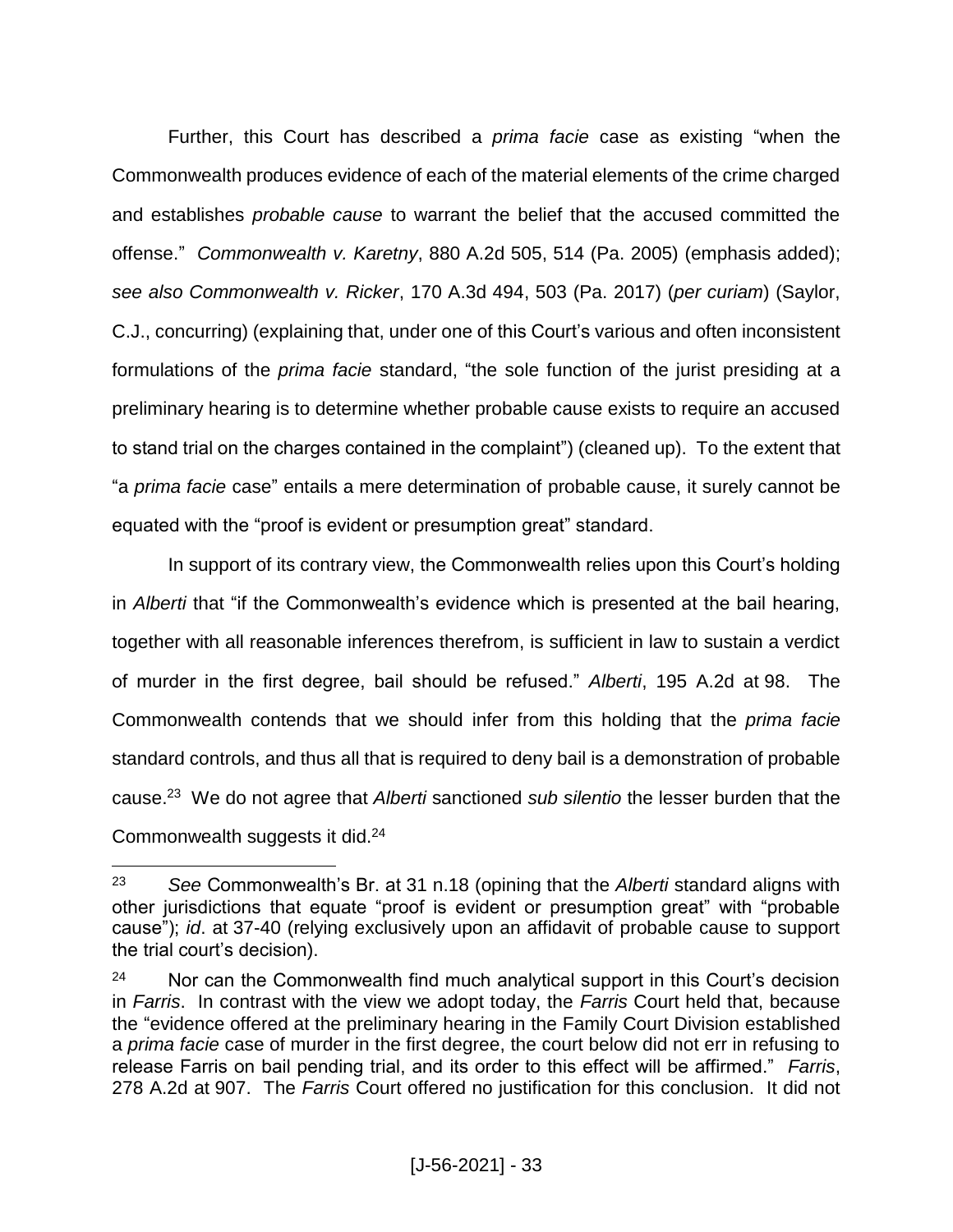Further, this Court has described a *prima facie* case as existing "when the Commonwealth produces evidence of each of the material elements of the crime charged and establishes *probable cause* to warrant the belief that the accused committed the offense." *Commonwealth v. Karetny*, 880 A.2d 505, 514 (Pa. 2005) (emphasis added); *see also Commonwealth v. Ricker*, 170 A.3d 494, 503 (Pa. 2017) (*per curiam*) (Saylor, C.J., concurring) (explaining that, under one of this Court's various and often inconsistent formulations of the *prima facie* standard, "the sole function of the jurist presiding at a preliminary hearing is to determine whether probable cause exists to require an accused to stand trial on the charges contained in the complaint") (cleaned up). To the extent that "a *prima facie* case" entails a mere determination of probable cause, it surely cannot be equated with the "proof is evident or presumption great" standard.

In support of its contrary view, the Commonwealth relies upon this Court's holding in *Alberti* that "if the Commonwealth's evidence which is presented at the bail hearing, together with all reasonable inferences therefrom, is sufficient in law to sustain a verdict of murder in the first degree, bail should be refused." *Alberti*, 195 A.2d at 98. The Commonwealth contends that we should infer from this holding that the *prima facie* standard controls, and thus all that is required to deny bail is a demonstration of probable cause.[23] We do not agree that *Alberti* sanctioned *sub silentio* the lesser burden that the Commonwealth suggests it did.[24]

---

[23] *See* Commonwealth's Br. at 31 n.18 (opining that the *Alberti* standard aligns with other jurisdictions that equate "proof is evident or presumption great" with "probable cause"); *id*. at 37-40 (relying exclusively upon an affidavit of probable cause to support the trial court's decision).

[24] Nor can the Commonwealth find much analytical support in this Court's decision in *Farris*. In contrast with the view we adopt today, the *Farris* Court held that, because the "evidence offered at the preliminary hearing in the Family Court Division established a *prima facie* case of murder in the first degree, the court below did not err in refusing to release Farris on bail pending trial, and its order to this effect will be affirmed." *Farris*, 278 A.2d at 907. The *Farris* Court offered no justification for this conclusion. It did not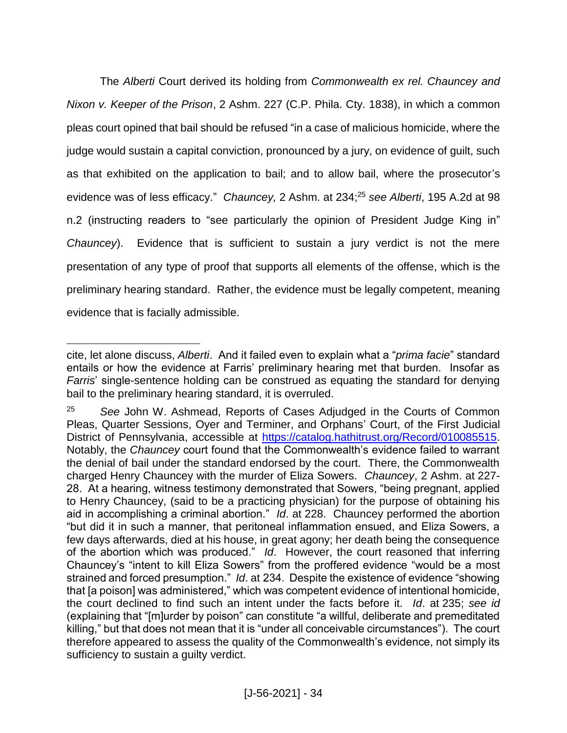The *Alberti* Court derived its holding from *Commonwealth ex rel. Chauncey and Nixon v. Keeper of the Prison*, 2 Ashm. 227 (C.P. Phila. Cty. 1838), in which a common pleas court opined that bail should be refused "in a case of malicious homicide, where the judge would sustain a capital conviction, pronounced by a jury, on evidence of guilt, such as that exhibited on the application to bail; and to allow bail, where the prosecutor's evidence was of less efficacy." *Chauncey,* 2 Ashm. at 234;[25] *see Alberti*, 195 A.2d at 98 n.2 (instructing readers to "see particularly the opinion of President Judge King in" *Chauncey*). Evidence that is sufficient to sustain a jury verdict is not the mere presentation of any type of proof that supports all elements of the offense, which is the preliminary hearing standard. Rather, the evidence must be legally competent, meaning evidence that is facially admissible.

---

cite, let alone discuss, *Alberti*. And it failed even to explain what a "*prima facie*" standard entails or how the evidence at Farris' preliminary hearing met that burden. Insofar as *Farris*' single-sentence holding can be construed as equating the standard for denying bail to the preliminary hearing standard, it is overruled.

[25] *See* John W. Ashmead, Reports of Cases Adjudged in the Courts of Common Pleas, Quarter Sessions, Oyer and Terminer, and Orphans' Court, of the First Judicial District of Pennsylvania, accessible at https://catalog.hathitrust.org/Record/010085515. Notably, the *Chauncey* court found that the Commonwealth's evidence failed to warrant the denial of bail under the standard endorsed by the court. There, the Commonwealth charged Henry Chauncey with the murder of Eliza Sowers. *Chauncey*, 2 Ashm. at 227-28. At a hearing, witness testimony demonstrated that Sowers, "being pregnant, applied to Henry Chauncey, (said to be a practicing physician) for the purpose of obtaining his aid in accomplishing a criminal abortion." *Id*. at 228. Chauncey performed the abortion "but did it in such a manner, that peritoneal inflammation ensued, and Eliza Sowers, a few days afterwards, died at his house, in great agony; her death being the consequence of the abortion which was produced." *Id*. However, the court reasoned that inferring Chauncey's "intent to kill Eliza Sowers" from the proffered evidence "would be a most strained and forced presumption." *Id*. at 234. Despite the existence of evidence "showing that [a poison] was administered," which was competent evidence of intentional homicide, the court declined to find such an intent under the facts before it. *Id*. at 235; *see id* (explaining that "[m]urder by poison" can constitute "a willful, deliberate and premeditated killing," but that does not mean that it is "under all conceivable circumstances"). The court therefore appeared to assess the quality of the Commonwealth's evidence, not simply its sufficiency to sustain a guilty verdict.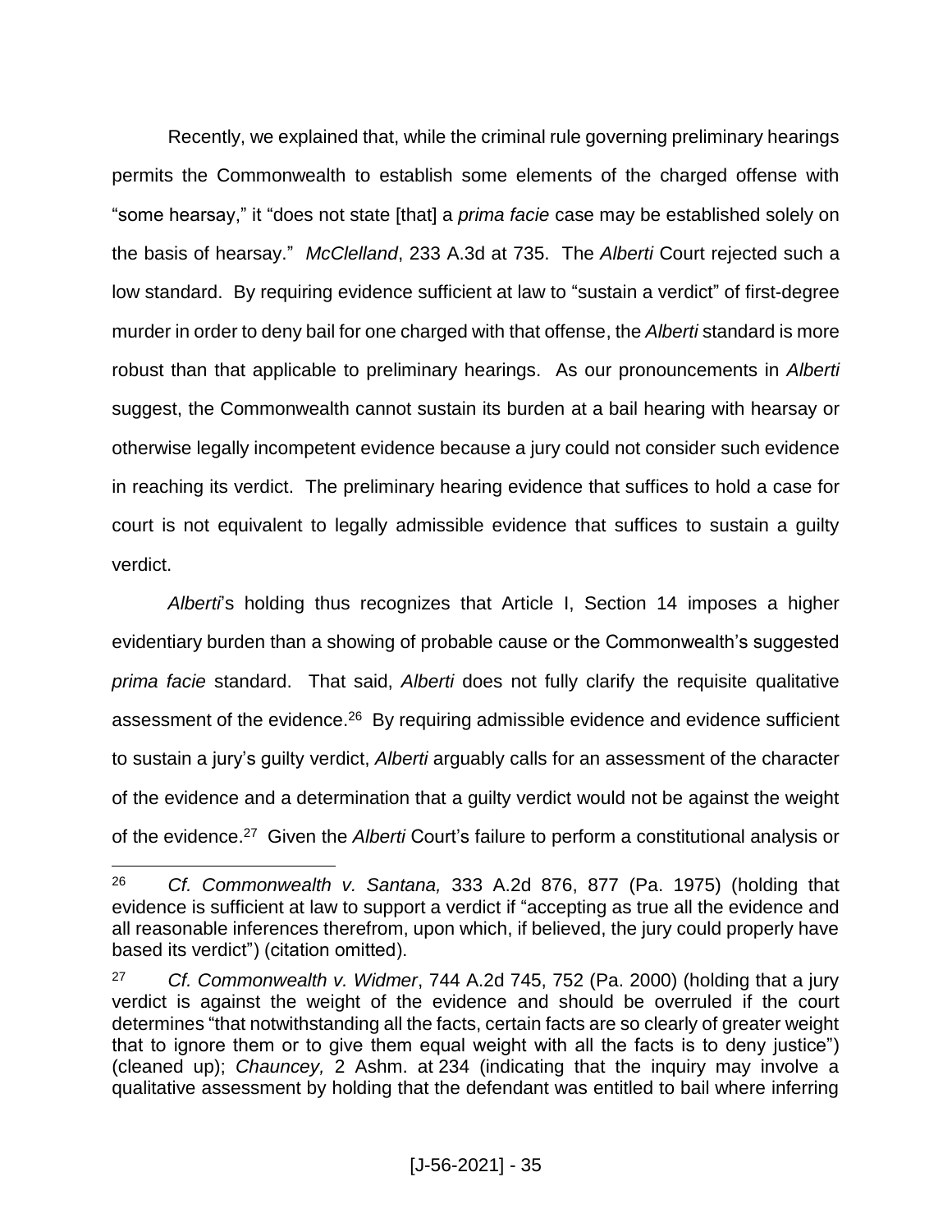Recently, we explained that, while the criminal rule governing preliminary hearings permits the Commonwealth to establish some elements of the charged offense with "some hearsay," it "does not state [that] a *prima facie* case may be established solely on the basis of hearsay." *McClelland*, 233 A.3d at 735. The *Alberti* Court rejected such a low standard. By requiring evidence sufficient at law to "sustain a verdict" of first-degree murder in order to deny bail for one charged with that offense, the *Alberti* standard is more robust than that applicable to preliminary hearings. As our pronouncements in *Alberti* suggest, the Commonwealth cannot sustain its burden at a bail hearing with hearsay or otherwise legally incompetent evidence because a jury could not consider such evidence in reaching its verdict. The preliminary hearing evidence that suffices to hold a case for court is not equivalent to legally admissible evidence that suffices to sustain a guilty verdict.

*Alberti*'s holding thus recognizes that Article I, Section 14 imposes a higher evidentiary burden than a showing of probable cause or the Commonwealth's suggested *prima facie* standard. That said, *Alberti* does not fully clarify the requisite qualitative assessment of the evidence.[26] By requiring admissible evidence and evidence sufficient to sustain a jury's guilty verdict, *Alberti* arguably calls for an assessment of the character of the evidence and a determination that a guilty verdict would not be against the weight of the evidence.[27] Given the *Alberti* Court's failure to perform a constitutional analysis or

[26] *Cf. Commonwealth v. Santana,* 333 A.2d 876, 877 (Pa. 1975) (holding that evidence is sufficient at law to support a verdict if "accepting as true all the evidence and all reasonable inferences therefrom, upon which, if believed, the jury could properly have based its verdict") (citation omitted).

[27] *Cf. Commonwealth v. Widmer*, 744 A.2d 745, 752 (Pa. 2000) (holding that a jury verdict is against the weight of the evidence and should be overruled if the court determines "that notwithstanding all the facts, certain facts are so clearly of greater weight that to ignore them or to give them equal weight with all the facts is to deny justice") (cleaned up); *Chauncey,* 2 Ashm. at 234 (indicating that the inquiry may involve a qualitative assessment by holding that the defendant was entitled to bail where inferring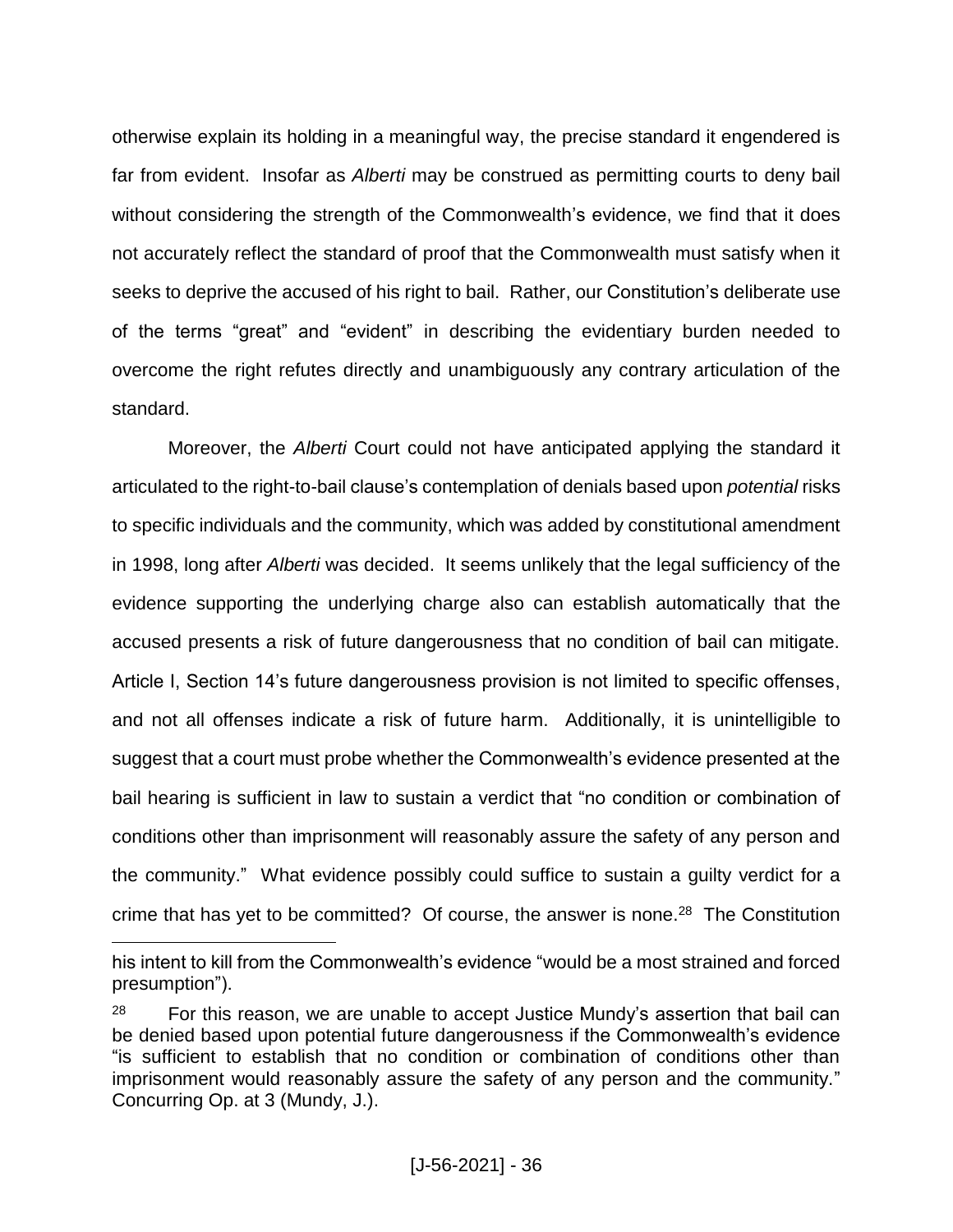otherwise explain its holding in a meaningful way, the precise standard it engendered is far from evident. Insofar as *Alberti* may be construed as permitting courts to deny bail without considering the strength of the Commonwealth's evidence, we find that it does not accurately reflect the standard of proof that the Commonwealth must satisfy when it seeks to deprive the accused of his right to bail. Rather, our Constitution's deliberate use of the terms "great" and "evident" in describing the evidentiary burden needed to overcome the right refutes directly and unambiguously any contrary articulation of the standard.

Moreover, the *Alberti* Court could not have anticipated applying the standard it articulated to the right-to-bail clause's contemplation of denials based upon *potential* risks to specific individuals and the community, which was added by constitutional amendment in 1998, long after *Alberti* was decided. It seems unlikely that the legal sufficiency of the evidence supporting the underlying charge also can establish automatically that the accused presents a risk of future dangerousness that no condition of bail can mitigate. Article I, Section 14's future dangerousness provision is not limited to specific offenses, and not all offenses indicate a risk of future harm. Additionally, it is unintelligible to suggest that a court must probe whether the Commonwealth's evidence presented at the bail hearing is sufficient in law to sustain a verdict that "no condition or combination of conditions other than imprisonment will reasonably assure the safety of any person and the community." What evidence possibly could suffice to sustain a guilty verdict for a crime that has yet to be committed? Of course, the answer is none.[28] The Constitution

---

his intent to kill from the Commonwealth's evidence "would be a most strained and forced presumption").

[28] For this reason, we are unable to accept Justice Mundy's assertion that bail can be denied based upon potential future dangerousness if the Commonwealth's evidence "is sufficient to establish that no condition or combination of conditions other than imprisonment would reasonably assure the safety of any person and the community." Concurring Op. at 3 (Mundy, J.).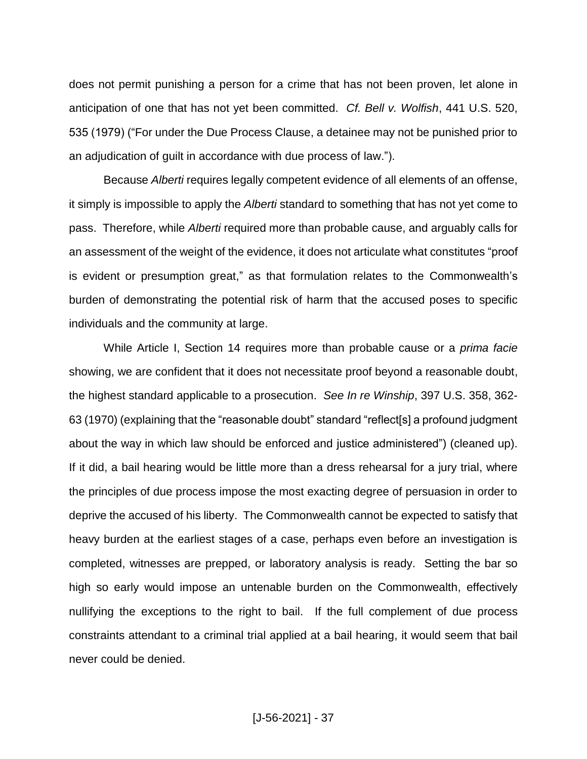does not permit punishing a person for a crime that has not been proven, let alone in anticipation of one that has not yet been committed. *Cf. Bell v. Wolfish*, 441 U.S. 520, 535 (1979) ("For under the Due Process Clause, a detainee may not be punished prior to an adjudication of guilt in accordance with due process of law.").

Because *Alberti* requires legally competent evidence of all elements of an offense, it simply is impossible to apply the *Alberti* standard to something that has not yet come to pass. Therefore, while *Alberti* required more than probable cause, and arguably calls for an assessment of the weight of the evidence, it does not articulate what constitutes "proof is evident or presumption great," as that formulation relates to the Commonwealth's burden of demonstrating the potential risk of harm that the accused poses to specific individuals and the community at large.

While Article I, Section 14 requires more than probable cause or a *prima facie* showing, we are confident that it does not necessitate proof beyond a reasonable doubt, the highest standard applicable to a prosecution. *See In re Winship*, 397 U.S. 358, 362-63 (1970) (explaining that the "reasonable doubt" standard "reflect[s] a profound judgment about the way in which law should be enforced and justice administered") (cleaned up). If it did, a bail hearing would be little more than a dress rehearsal for a jury trial, where the principles of due process impose the most exacting degree of persuasion in order to deprive the accused of his liberty. The Commonwealth cannot be expected to satisfy that heavy burden at the earliest stages of a case, perhaps even before an investigation is completed, witnesses are prepped, or laboratory analysis is ready. Setting the bar so high so early would impose an untenable burden on the Commonwealth, effectively nullifying the exceptions to the right to bail. If the full complement of due process constraints attendant to a criminal trial applied at a bail hearing, it would seem that bail never could be denied.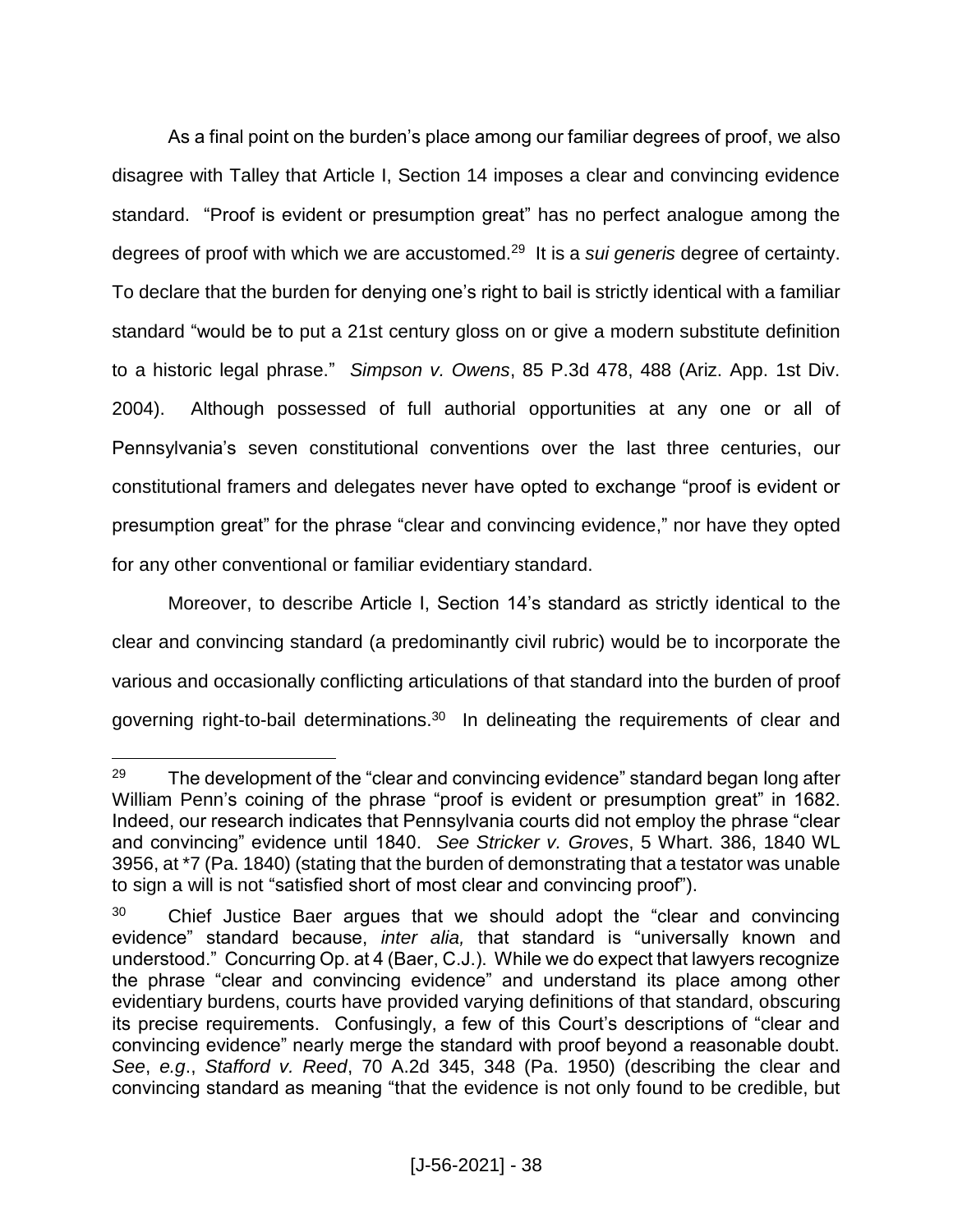As a final point on the burden's place among our familiar degrees of proof, we also disagree with Talley that Article I, Section 14 imposes a clear and convincing evidence standard. "Proof is evident or presumption great" has no perfect analogue among the degrees of proof with which we are accustomed.[29] It is a *sui generis* degree of certainty. To declare that the burden for denying one's right to bail is strictly identical with a familiar standard "would be to put a 21st century gloss on or give a modern substitute definition to a historic legal phrase." *Simpson v. Owens*, 85 P.3d 478, 488 (Ariz. App. 1st Div. 2004). Although possessed of full authorial opportunities at any one or all of Pennsylvania's seven constitutional conventions over the last three centuries, our constitutional framers and delegates never have opted to exchange "proof is evident or presumption great" for the phrase "clear and convincing evidence," nor have they opted for any other conventional or familiar evidentiary standard.

Moreover, to describe Article I, Section 14's standard as strictly identical to the clear and convincing standard (a predominantly civil rubric) would be to incorporate the various and occasionally conflicting articulations of that standard into the burden of proof governing right-to-bail determinations.[30] In delineating the requirements of clear and

---

[29] The development of the "clear and convincing evidence" standard began long after William Penn's coining of the phrase "proof is evident or presumption great" in 1682. Indeed, our research indicates that Pennsylvania courts did not employ the phrase "clear and convincing" evidence until 1840. *See Stricker v. Groves*, 5 Whart. 386, 1840 WL 3956, at *7 (Pa. 1840) (stating that the burden of demonstrating that a testator was unable to sign a will is not "satisfied short of most clear and convincing proof").

[30] Chief Justice Baer argues that we should adopt the "clear and convincing evidence" standard because, *inter alia,* that standard is "universally known and understood." Concurring Op. at 4 (Baer, C.J.). While we do expect that lawyers recognize the phrase "clear and convincing evidence" and understand its place among other evidentiary burdens, courts have provided varying definitions of that standard, obscuring its precise requirements. Confusingly, a few of this Court's descriptions of "clear and convincing evidence" nearly merge the standard with proof beyond a reasonable doubt. *See*, *e.g*., *Stafford v. Reed*, 70 A.2d 345, 348 (Pa. 1950) (describing the clear and convincing standard as meaning "that the evidence is not only found to be credible, but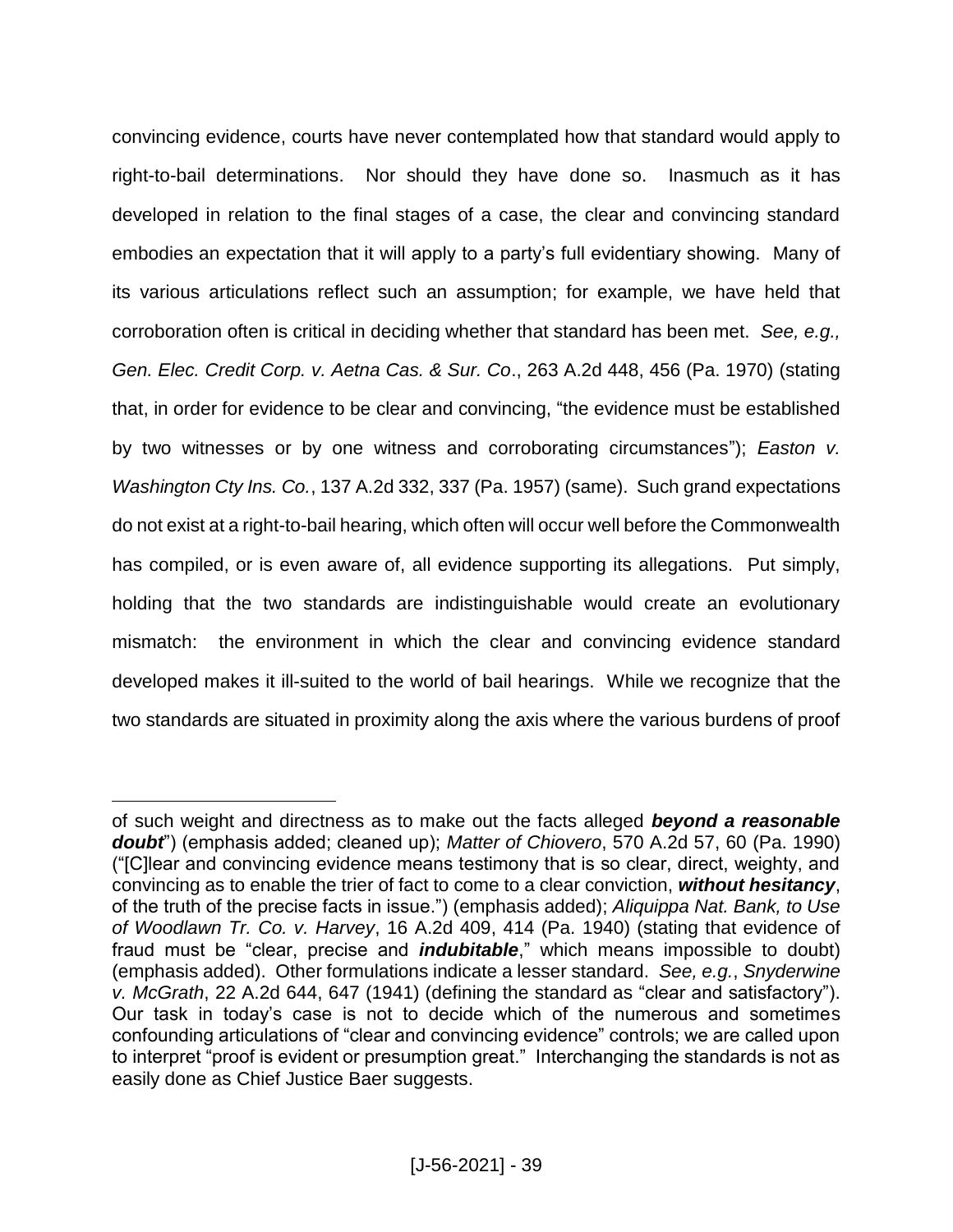convincing evidence, courts have never contemplated how that standard would apply to right-to-bail determinations. Nor should they have done so. Inasmuch as it has developed in relation to the final stages of a case, the clear and convincing standard embodies an expectation that it will apply to a party's full evidentiary showing. Many of its various articulations reflect such an assumption; for example, we have held that corroboration often is critical in deciding whether that standard has been met. *See, e.g., Gen. Elec. Credit Corp. v. Aetna Cas. & Sur. Co*., 263 A.2d 448, 456 (Pa. 1970) (stating that, in order for evidence to be clear and convincing, "the evidence must be established by two witnesses or by one witness and corroborating circumstances"); *Easton v. Washington Cty Ins. Co.*, 137 A.2d 332, 337 (Pa. 1957) (same). Such grand expectations do not exist at a right-to-bail hearing, which often will occur well before the Commonwealth has compiled, or is even aware of, all evidence supporting its allegations. Put simply, holding that the two standards are indistinguishable would create an evolutionary mismatch: the environment in which the clear and convincing evidence standard developed makes it ill-suited to the world of bail hearings. While we recognize that the two standards are situated in proximity along the axis where the various burdens of proof

---

of such weight and directness as to make out the facts alleged ***beyond a reasonable doubt***") (emphasis added; cleaned up); *Matter of Chiovero*, 570 A.2d 57, 60 (Pa. 1990) ("[C]lear and convincing evidence means testimony that is so clear, direct, weighty, and convincing as to enable the trier of fact to come to a clear conviction, ***without hesitancy***, of the truth of the precise facts in issue.") (emphasis added); *Aliquippa Nat. Bank, to Use of Woodlawn Tr. Co. v. Harvey*, 16 A.2d 409, 414 (Pa. 1940) (stating that evidence of fraud must be "clear, precise and ***indubitable***," which means impossible to doubt) (emphasis added). Other formulations indicate a lesser standard. *See, e.g.*, *Snyderwine v. McGrath*, 22 A.2d 644, 647 (1941) (defining the standard as "clear and satisfactory"). Our task in today's case is not to decide which of the numerous and sometimes confounding articulations of "clear and convincing evidence" controls; we are called upon to interpret "proof is evident or presumption great." Interchanging the standards is not as easily done as Chief Justice Baer suggests.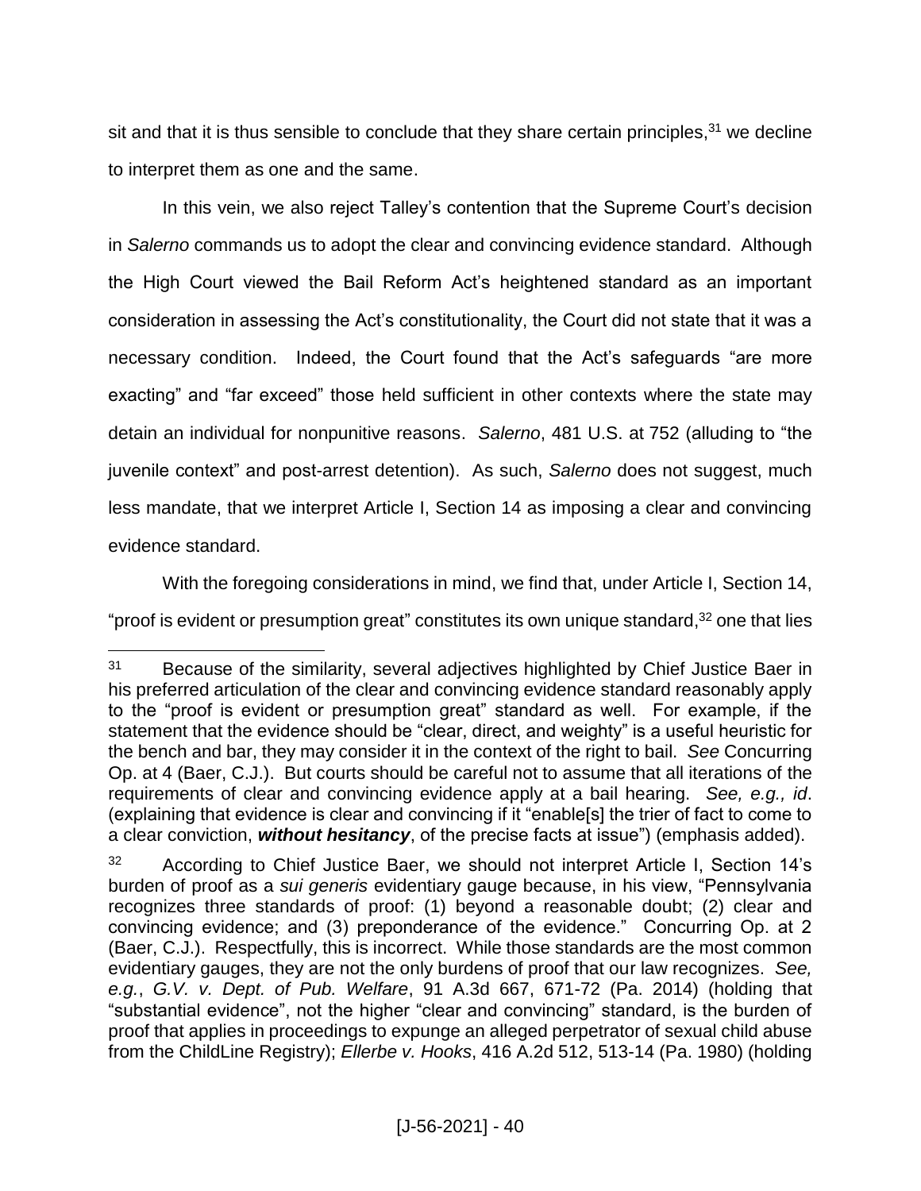sit and that it is thus sensible to conclude that they share certain principles,[31] we decline to interpret them as one and the same.

In this vein, we also reject Talley's contention that the Supreme Court's decision in *Salerno* commands us to adopt the clear and convincing evidence standard. Although the High Court viewed the Bail Reform Act's heightened standard as an important consideration in assessing the Act's constitutionality, the Court did not state that it was a necessary condition. Indeed, the Court found that the Act's safeguards "are more exacting" and "far exceed" those held sufficient in other contexts where the state may detain an individual for nonpunitive reasons. *Salerno*, 481 U.S. at 752 (alluding to "the juvenile context" and post-arrest detention). As such, *Salerno* does not suggest, much less mandate, that we interpret Article I, Section 14 as imposing a clear and convincing evidence standard.

With the foregoing considerations in mind, we find that, under Article I, Section 14, "proof is evident or presumption great" constitutes its own unique standard,[32] one that lies

---

[31] Because of the similarity, several adjectives highlighted by Chief Justice Baer in his preferred articulation of the clear and convincing evidence standard reasonably apply to the "proof is evident or presumption great" standard as well. For example, if the statement that the evidence should be "clear, direct, and weighty" is a useful heuristic for the bench and bar, they may consider it in the context of the right to bail. *See* Concurring Op. at 4 (Baer, C.J.). But courts should be careful not to assume that all iterations of the requirements of clear and convincing evidence apply at a bail hearing. *See, e.g., id*. (explaining that evidence is clear and convincing if it "enable[s] the trier of fact to come to a clear conviction, ***without hesitancy***, of the precise facts at issue") (emphasis added).

[32] According to Chief Justice Baer, we should not interpret Article I, Section 14's burden of proof as a *sui generis* evidentiary gauge because, in his view, "Pennsylvania recognizes three standards of proof: (1) beyond a reasonable doubt; (2) clear and convincing evidence; and (3) preponderance of the evidence." Concurring Op. at 2 (Baer, C.J.). Respectfully, this is incorrect. While those standards are the most common evidentiary gauges, they are not the only burdens of proof that our law recognizes. *See, e.g.*, *G.V. v. Dept. of Pub. Welfare*, 91 A.3d 667, 671-72 (Pa. 2014) (holding that "substantial evidence", not the higher "clear and convincing" standard, is the burden of proof that applies in proceedings to expunge an alleged perpetrator of sexual child abuse from the ChildLine Registry); *Ellerbe v. Hooks*, 416 A.2d 512, 513-14 (Pa. 1980) (holding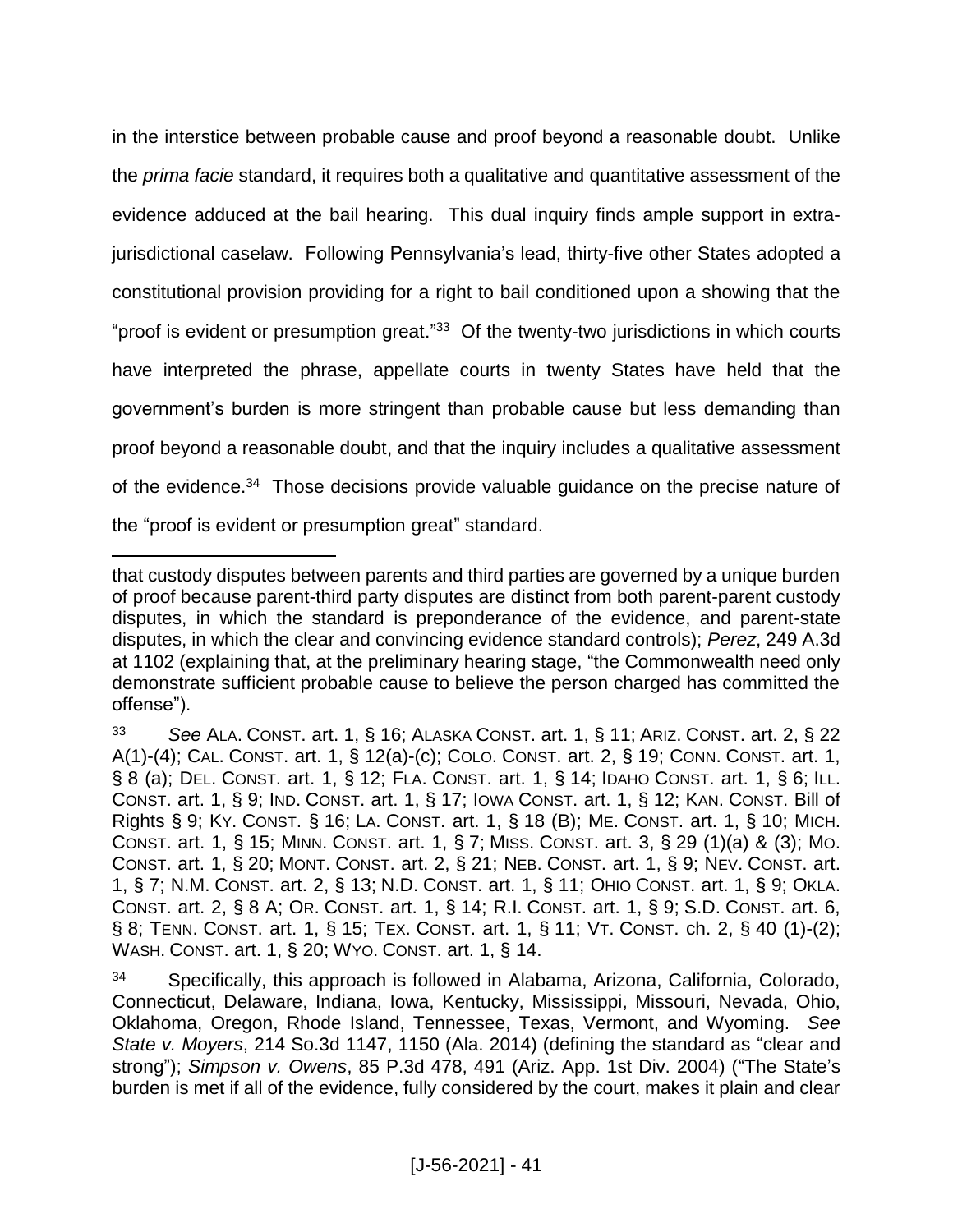in the interstice between probable cause and proof beyond a reasonable doubt. Unlike the *prima facie* standard, it requires both a qualitative and quantitative assessment of the evidence adduced at the bail hearing. This dual inquiry finds ample support in extra-jurisdictional caselaw. Following Pennsylvania's lead, thirty-five other States adopted a constitutional provision providing for a right to bail conditioned upon a showing that the "proof is evident or presumption great."[33] Of the twenty-two jurisdictions in which courts have interpreted the phrase, appellate courts in twenty States have held that the government's burden is more stringent than probable cause but less demanding than proof beyond a reasonable doubt, and that the inquiry includes a qualitative assessment of the evidence.[34] Those decisions provide valuable guidance on the precise nature of the "proof is evident or presumption great" standard.

---

that custody disputes between parents and third parties are governed by a unique burden of proof because parent-third party disputes are distinct from both parent-parent custody disputes, in which the standard is preponderance of the evidence, and parent-state disputes, in which the clear and convincing evidence standard controls); *Perez*, 249 A.3d at 1102 (explaining that, at the preliminary hearing stage, "the Commonwealth need only demonstrate sufficient probable cause to believe the person charged has committed the offense").

[33] *See* ALA. CONST. art. 1, § 16; ALASKA CONST. art. 1, § 11; ARIZ. CONST. art. 2, § 22 A(1)-(4); CAL. CONST. art. 1, § 12(a)-(c); COLO. CONST. art. 2, § 19; CONN. CONST. art. 1, § 8 (a); DEL. CONST. art. 1, § 12; FLA. CONST. art. 1, § 14; IDAHO CONST. art. 1, § 6; ILL. CONST. art. 1, § 9; IND. CONST. art. 1, § 17; IOWA CONST. art. 1, § 12; KAN. CONST. Bill of Rights § 9; KY. CONST. § 16; LA. CONST. art. 1, § 18 (B); ME. CONST. art. 1, § 10; MICH. CONST. art. 1, § 15; MINN. CONST. art. 1, § 7; MISS. CONST. art. 3, § 29 (1)(a) & (3); MO. CONST. art. 1, § 20; MONT. CONST. art. 2, § 21; NEB. CONST. art. 1, § 9; NEV. CONST. art. 1, § 7; N.M. CONST. art. 2, § 13; N.D. CONST. art. 1, § 11; OHIO CONST. art. 1, § 9; OKLA. CONST. art. 2, § 8 A; OR. CONST. art. 1, § 14; R.I. CONST. art. 1, § 9; S.D. CONST. art. 6, § 8; TENN. CONST. art. 1, § 15; TEX. CONST. art. 1, § 11; VT. CONST. ch. 2, § 40 (1)-(2); WASH. CONST. art. 1, § 20; WYO. CONST. art. 1, § 14.

[34] Specifically, this approach is followed in Alabama, Arizona, California, Colorado, Connecticut, Delaware, Indiana, Iowa, Kentucky, Mississippi, Missouri, Nevada, Ohio, Oklahoma, Oregon, Rhode Island, Tennessee, Texas, Vermont, and Wyoming. *See State v. Moyers*, 214 So.3d 1147, 1150 (Ala. 2014) (defining the standard as "clear and strong"); *Simpson v. Owens*, 85 P.3d 478, 491 (Ariz. App. 1st Div. 2004) ("The State's burden is met if all of the evidence, fully considered by the court, makes it plain and clear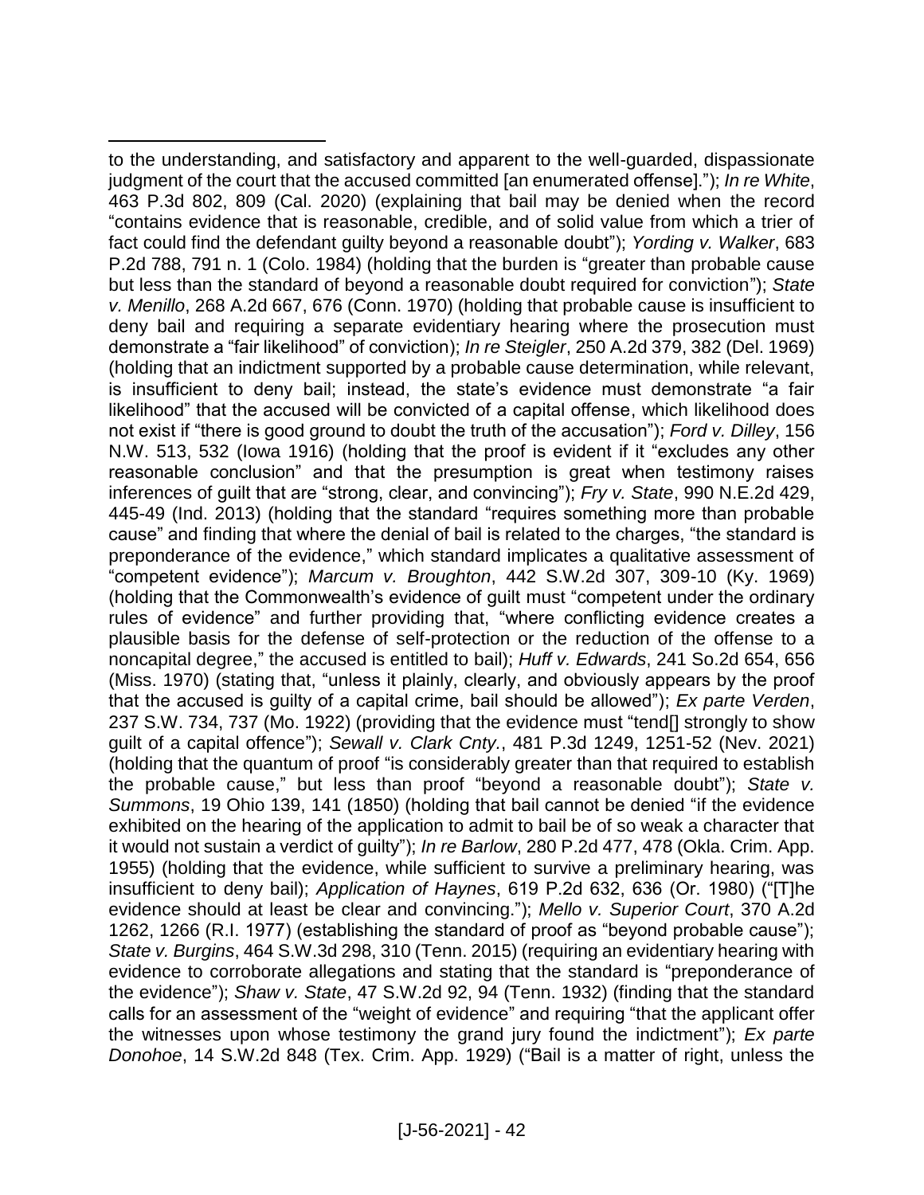to the understanding, and satisfactory and apparent to the well-guarded, dispassionate judgment of the court that the accused committed [an enumerated offense]."); *In re White*, 463 P.3d 802, 809 (Cal. 2020) (explaining that bail may be denied when the record "contains evidence that is reasonable, credible, and of solid value from which a trier of fact could find the defendant guilty beyond a reasonable doubt"); *Yording v. Walker*, 683 P.2d 788, 791 n. 1 (Colo. 1984) (holding that the burden is "greater than probable cause but less than the standard of beyond a reasonable doubt required for conviction"); *State v. Menillo*, 268 A.2d 667, 676 (Conn. 1970) (holding that probable cause is insufficient to deny bail and requiring a separate evidentiary hearing where the prosecution must demonstrate a "fair likelihood" of conviction); *In re Steigler*, 250 A.2d 379, 382 (Del. 1969) (holding that an indictment supported by a probable cause determination, while relevant, is insufficient to deny bail; instead, the state's evidence must demonstrate "a fair likelihood" that the accused will be convicted of a capital offense, which likelihood does not exist if "there is good ground to doubt the truth of the accusation"); *Ford v. Dilley*, 156 N.W. 513, 532 (Iowa 1916) (holding that the proof is evident if it "excludes any other reasonable conclusion" and that the presumption is great when testimony raises inferences of guilt that are "strong, clear, and convincing"); *Fry v. State*, 990 N.E.2d 429, 445-49 (Ind. 2013) (holding that the standard "requires something more than probable cause" and finding that where the denial of bail is related to the charges, "the standard is preponderance of the evidence," which standard implicates a qualitative assessment of "competent evidence"); *Marcum v. Broughton*, 442 S.W.2d 307, 309-10 (Ky. 1969) (holding that the Commonwealth's evidence of guilt must "competent under the ordinary rules of evidence" and further providing that, "where conflicting evidence creates a plausible basis for the defense of self-protection or the reduction of the offense to a noncapital degree," the accused is entitled to bail); *Huff v. Edwards*, 241 So.2d 654, 656 (Miss. 1970) (stating that, "unless it plainly, clearly, and obviously appears by the proof that the accused is guilty of a capital crime, bail should be allowed"); *Ex parte Verden*, 237 S.W. 734, 737 (Mo. 1922) (providing that the evidence must "tend[] strongly to show guilt of a capital offence"); *Sewall v. Clark Cnty.*, 481 P.3d 1249, 1251-52 (Nev. 2021) (holding that the quantum of proof "is considerably greater than that required to establish the probable cause," but less than proof "beyond a reasonable doubt"); *State v. Summons*, 19 Ohio 139, 141 (1850) (holding that bail cannot be denied "if the evidence exhibited on the hearing of the application to admit to bail be of so weak a character that it would not sustain a verdict of guilty"); *In re Barlow*, 280 P.2d 477, 478 (Okla. Crim. App. 1955) (holding that the evidence, while sufficient to survive a preliminary hearing, was insufficient to deny bail); *Application of Haynes*, 619 P.2d 632, 636 (Or. 1980) ("[T]he evidence should at least be clear and convincing."); *Mello v. Superior Court*, 370 A.2d 1262, 1266 (R.I. 1977) (establishing the standard of proof as "beyond probable cause"); *State v. Burgins*, 464 S.W.3d 298, 310 (Tenn. 2015) (requiring an evidentiary hearing with evidence to corroborate allegations and stating that the standard is "preponderance of the evidence"); *Shaw v. State*, 47 S.W.2d 92, 94 (Tenn. 1932) (finding that the standard calls for an assessment of the "weight of evidence" and requiring "that the applicant offer the witnesses upon whose testimony the grand jury found the indictment"); *Ex parte Donohoe*, 14 S.W.2d 848 (Tex. Crim. App. 1929) ("Bail is a matter of right, unless the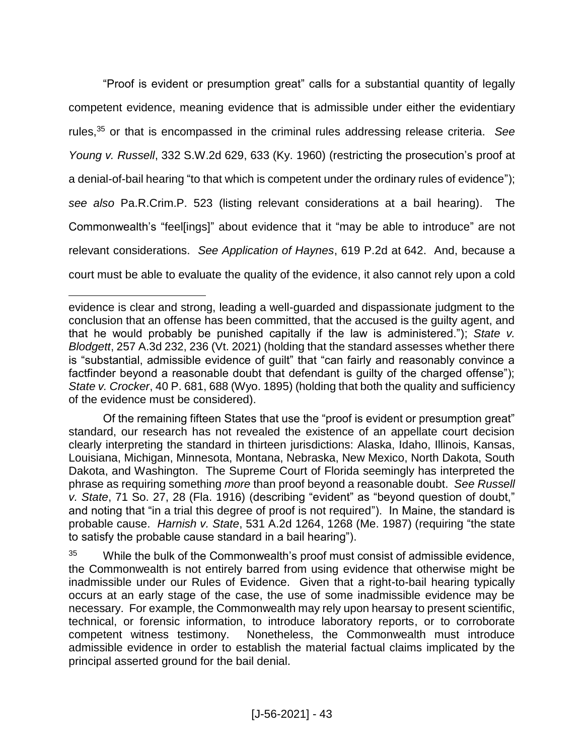"Proof is evident or presumption great" calls for a substantial quantity of legally competent evidence, meaning evidence that is admissible under either the evidentiary rules,[35] or that is encompassed in the criminal rules addressing release criteria. *See Young v. Russell*, 332 S.W.2d 629, 633 (Ky. 1960) (restricting the prosecution's proof at a denial-of-bail hearing "to that which is competent under the ordinary rules of evidence"); *see also* Pa.R.Crim.P. 523 (listing relevant considerations at a bail hearing). The Commonwealth's "feel[ings]" about evidence that it "may be able to introduce" are not relevant considerations. *See Application of Haynes*, 619 P.2d at 642. And, because a court must be able to evaluate the quality of the evidence, it also cannot rely upon a cold

---

evidence is clear and strong, leading a well-guarded and dispassionate judgment to the conclusion that an offense has been committed, that the accused is the guilty agent, and that he would probably be punished capitally if the law is administered."); *State v. Blodgett*, 257 A.3d 232, 236 (Vt. 2021) (holding that the standard assesses whether there is "substantial, admissible evidence of guilt" that "can fairly and reasonably convince a factfinder beyond a reasonable doubt that defendant is guilty of the charged offense"); *State v. Crocker*, 40 P. 681, 688 (Wyo. 1895) (holding that both the quality and sufficiency of the evidence must be considered).

Of the remaining fifteen States that use the "proof is evident or presumption great" standard, our research has not revealed the existence of an appellate court decision clearly interpreting the standard in thirteen jurisdictions: Alaska, Idaho, Illinois, Kansas, Louisiana, Michigan, Minnesota, Montana, Nebraska, New Mexico, North Dakota, South Dakota, and Washington. The Supreme Court of Florida seemingly has interpreted the phrase as requiring something *more* than proof beyond a reasonable doubt. *See Russell v. State*, 71 So. 27, 28 (Fla. 1916) (describing "evident" as "beyond question of doubt," and noting that "in a trial this degree of proof is not required"). In Maine, the standard is probable cause. *Harnish v. State*, 531 A.2d 1264, 1268 (Me. 1987) (requiring "the state to satisfy the probable cause standard in a bail hearing").

[35] While the bulk of the Commonwealth's proof must consist of admissible evidence, the Commonwealth is not entirely barred from using evidence that otherwise might be inadmissible under our Rules of Evidence. Given that a right-to-bail hearing typically occurs at an early stage of the case, the use of some inadmissible evidence may be necessary. For example, the Commonwealth may rely upon hearsay to present scientific, technical, or forensic information, to introduce laboratory reports, or to corroborate competent witness testimony. Nonetheless, the Commonwealth must introduce admissible evidence in order to establish the material factual claims implicated by the principal asserted ground for the bail denial.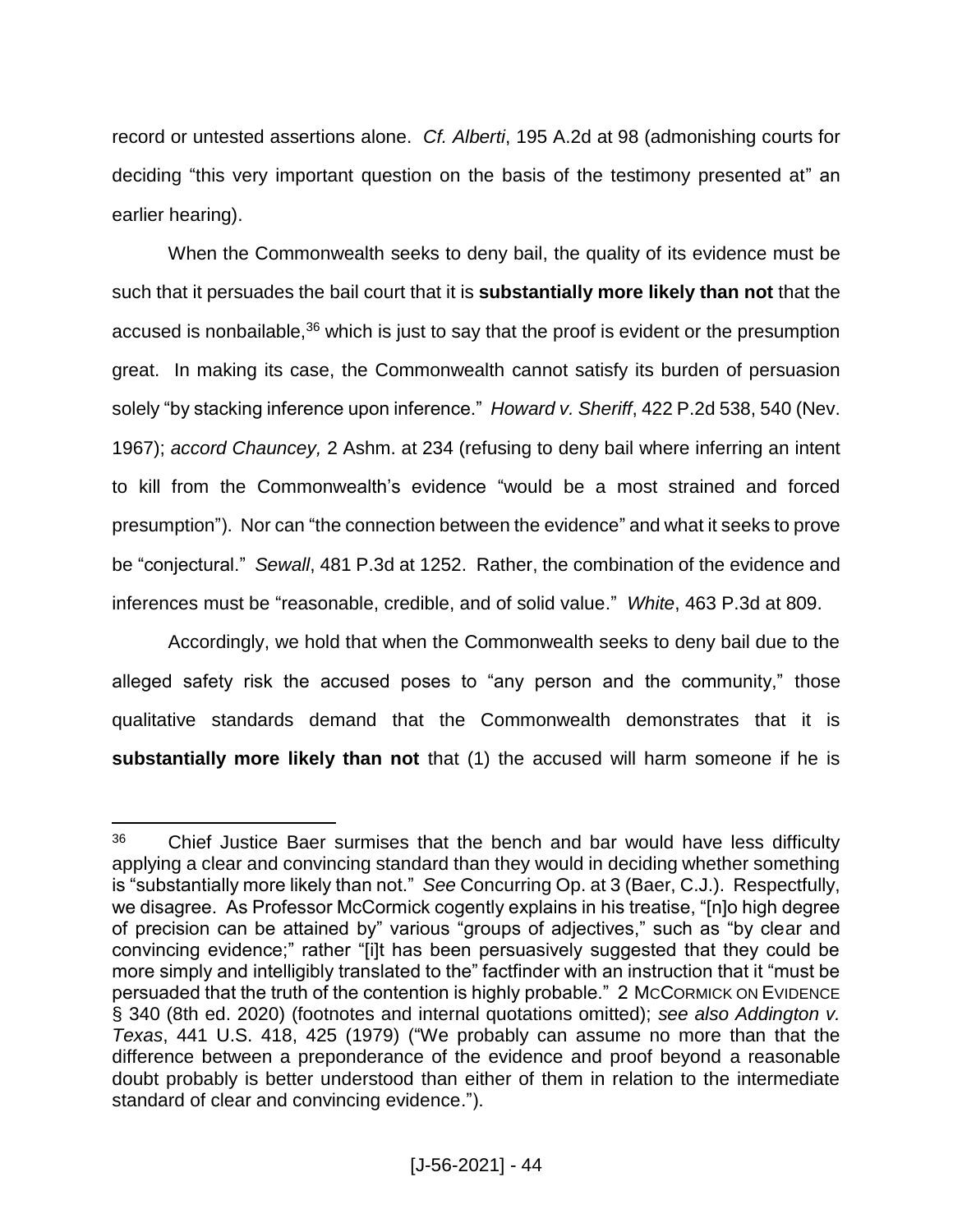record or untested assertions alone. *Cf. Alberti*, 195 A.2d at 98 (admonishing courts for deciding "this very important question on the basis of the testimony presented at" an earlier hearing).

When the Commonwealth seeks to deny bail, the quality of its evidence must be such that it persuades the bail court that it is **substantially more likely than not** that the accused is nonbailable,[36] which is just to say that the proof is evident or the presumption great. In making its case, the Commonwealth cannot satisfy its burden of persuasion solely "by stacking inference upon inference." *Howard v. Sheriff*, 422 P.2d 538, 540 (Nev. 1967); *accord Chauncey,* 2 Ashm. at 234 (refusing to deny bail where inferring an intent to kill from the Commonwealth's evidence "would be a most strained and forced presumption"). Nor can "the connection between the evidence" and what it seeks to prove be "conjectural." *Sewall*, 481 P.3d at 1252. Rather, the combination of the evidence and inferences must be "reasonable, credible, and of solid value." *White*, 463 P.3d at 809.

Accordingly, we hold that when the Commonwealth seeks to deny bail due to the alleged safety risk the accused poses to "any person and the community," those qualitative standards demand that the Commonwealth demonstrates that it is **substantially more likely than not** that (1) the accused will harm someone if he is

---

[36] Chief Justice Baer surmises that the bench and bar would have less difficulty applying a clear and convincing standard than they would in deciding whether something is "substantially more likely than not." *See* Concurring Op. at 3 (Baer, C.J.). Respectfully, we disagree. As Professor McCormick cogently explains in his treatise, "[n]o high degree of precision can be attained by" various "groups of adjectives," such as "by clear and convincing evidence;" rather "[i]t has been persuasively suggested that they could be more simply and intelligibly translated to the" factfinder with an instruction that it "must be persuaded that the truth of the contention is highly probable." 2 McCORMICK ON EVIDENCE § 340 (8th ed. 2020) (footnotes and internal quotations omitted); *see also Addington v. Texas*, 441 U.S. 418, 425 (1979) ("We probably can assume no more than that the difference between a preponderance of the evidence and proof beyond a reasonable doubt probably is better understood than either of them in relation to the intermediate standard of clear and convincing evidence.").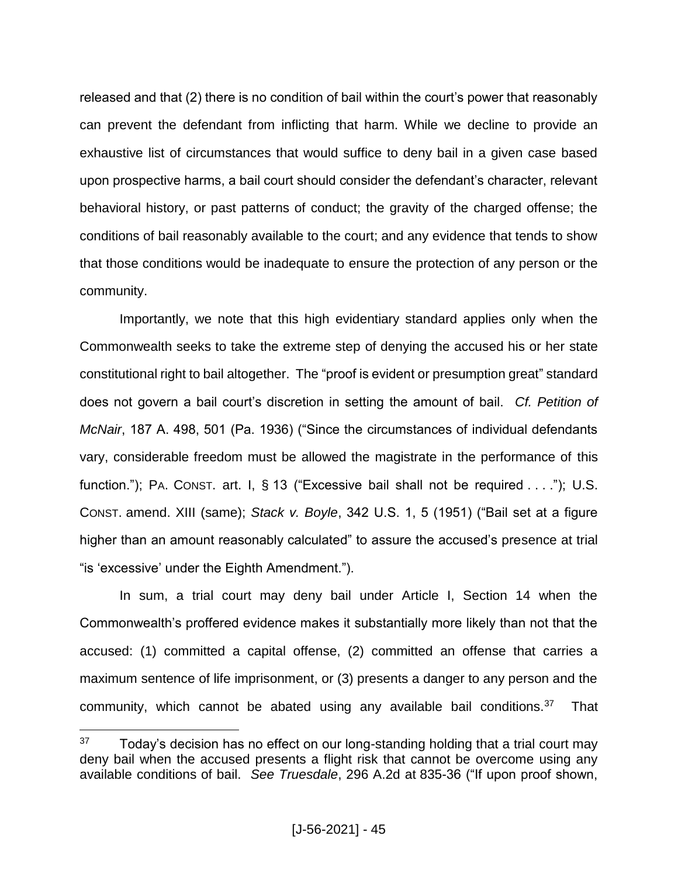released and that (2) there is no condition of bail within the court's power that reasonably can prevent the defendant from inflicting that harm. While we decline to provide an exhaustive list of circumstances that would suffice to deny bail in a given case based upon prospective harms, a bail court should consider the defendant's character, relevant behavioral history, or past patterns of conduct; the gravity of the charged offense; the conditions of bail reasonably available to the court; and any evidence that tends to show that those conditions would be inadequate to ensure the protection of any person or the community.

Importantly, we note that this high evidentiary standard applies only when the Commonwealth seeks to take the extreme step of denying the accused his or her state constitutional right to bail altogether. The "proof is evident or presumption great" standard does not govern a bail court's discretion in setting the amount of bail. *Cf. Petition of McNair*, 187 A. 498, 501 (Pa. 1936) ("Since the circumstances of individual defendants vary, considerable freedom must be allowed the magistrate in the performance of this function."); PA. CONST. art. I, § 13 ("Excessive bail shall not be required . . . ."); U.S. CONST. amend. XIII (same); *Stack v. Boyle*, 342 U.S. 1, 5 (1951) ("Bail set at a figure higher than an amount reasonably calculated" to assure the accused's presence at trial "is 'excessive' under the Eighth Amendment.").

In sum, a trial court may deny bail under Article I, Section 14 when the Commonwealth's proffered evidence makes it substantially more likely than not that the accused: (1) committed a capital offense, (2) committed an offense that carries a maximum sentence of life imprisonment, or (3) presents a danger to any person and the community, which cannot be abated using any available bail conditions.[37] That

---

[37] Today's decision has no effect on our long-standing holding that a trial court may deny bail when the accused presents a flight risk that cannot be overcome using any available conditions of bail. *See Truesdale*, 296 A.2d at 835-36 ("If upon proof shown,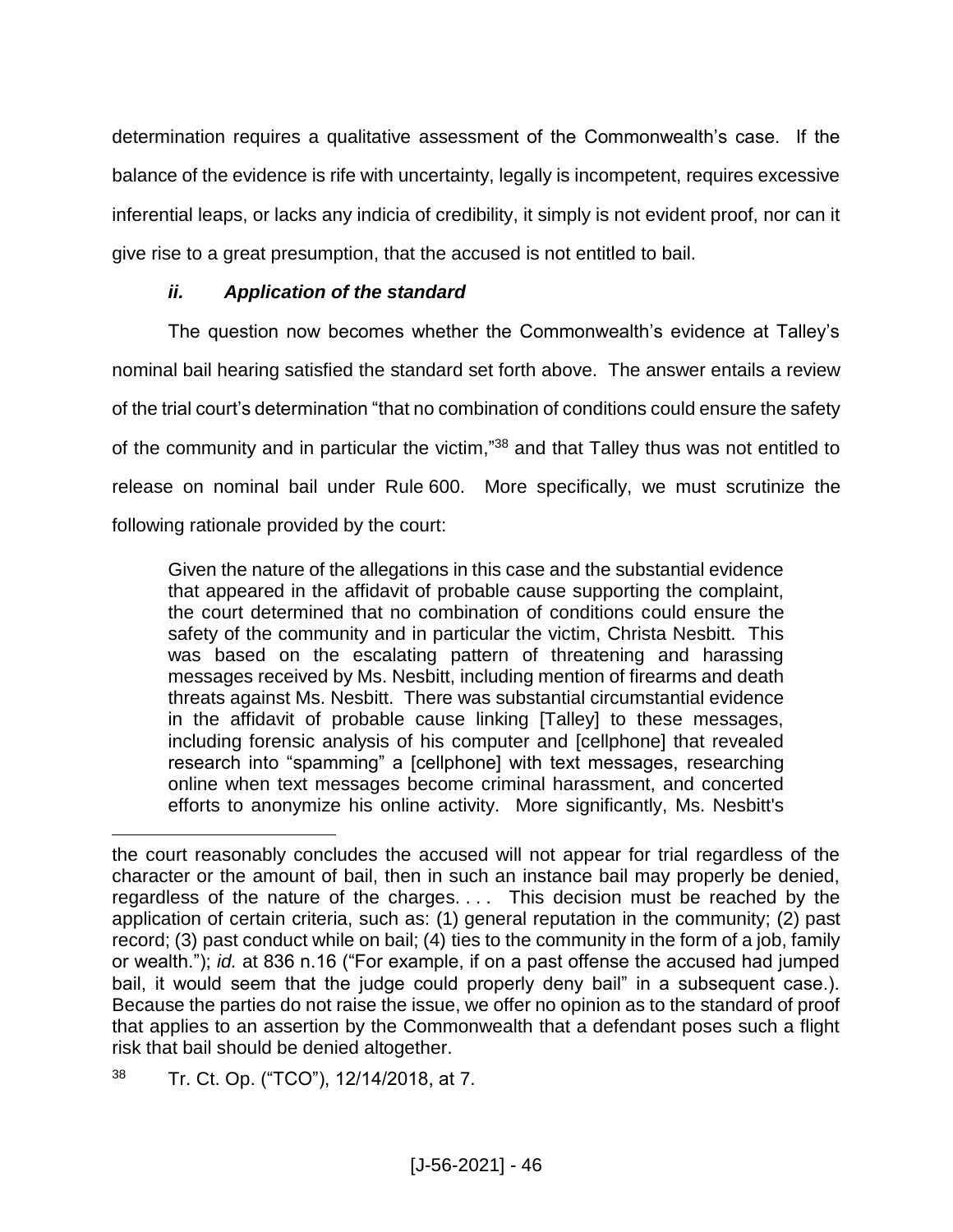determination requires a qualitative assessment of the Commonwealth's case. If the balance of the evidence is rife with uncertainty, legally is incompetent, requires excessive inferential leaps, or lacks any indicia of credibility, it simply is not evident proof, nor can it give rise to a great presumption, that the accused is not entitled to bail.

#### *ii. Application of the standard*

The question now becomes whether the Commonwealth's evidence at Talley's nominal bail hearing satisfied the standard set forth above. The answer entails a review of the trial court's determination "that no combination of conditions could ensure the safety of the community and in particular the victim,"[38] and that Talley thus was not entitled to release on nominal bail under Rule 600. More specifically, we must scrutinize the following rationale provided by the court:

> Given the nature of the allegations in this case and the substantial evidence that appeared in the affidavit of probable cause supporting the complaint, the court determined that no combination of conditions could ensure the safety of the community and in particular the victim, Christa Nesbitt. This was based on the escalating pattern of threatening and harassing messages received by Ms. Nesbitt, including mention of firearms and death threats against Ms. Nesbitt. There was substantial circumstantial evidence in the affidavit of probable cause linking [Talley] to these messages, including forensic analysis of his computer and [cellphone] that revealed research into "spamming" a [cellphone] with text messages, researching online when text messages become criminal harassment, and concerted efforts to anonymize his online activity. More significantly, Ms. Nesbitt's

---

the court reasonably concludes the accused will not appear for trial regardless of the character or the amount of bail, then in such an instance bail may properly be denied, regardless of the nature of the charges. . . . This decision must be reached by the application of certain criteria, such as: (1) general reputation in the community; (2) past record; (3) past conduct while on bail; (4) ties to the community in the form of a job, family or wealth."); *id.* at 836 n.16 ("For example, if on a past offense the accused had jumped bail, it would seem that the judge could properly deny bail" in a subsequent case.). Because the parties do not raise the issue, we offer no opinion as to the standard of proof that applies to an assertion by the Commonwealth that a defendant poses such a flight risk that bail should be denied altogether.

[38] Tr. Ct. Op. ("TCO"), 12/14/2018, at 7.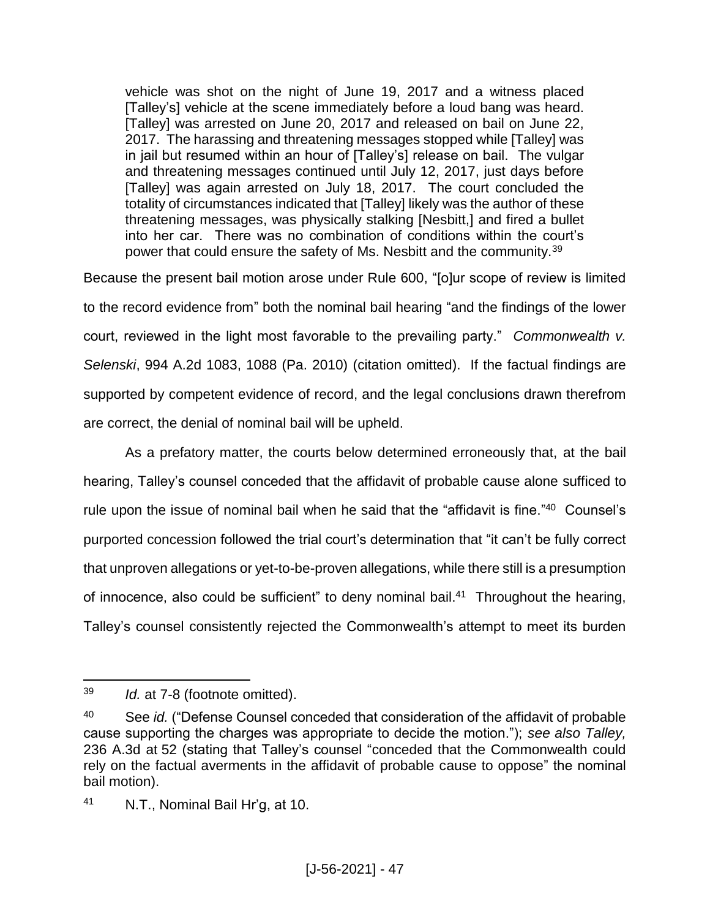> vehicle was shot on the night of June 19, 2017 and a witness placed [Talley's] vehicle at the scene immediately before a loud bang was heard. [Talley] was arrested on June 20, 2017 and released on bail on June 22, 2017. The harassing and threatening messages stopped while [Talley] was in jail but resumed within an hour of [Talley's] release on bail. The vulgar and threatening messages continued until July 12, 2017, just days before [Talley] was again arrested on July 18, 2017. The court concluded the totality of circumstances indicated that [Talley] likely was the author of these threatening messages, was physically stalking [Nesbitt,] and fired a bullet into her car. There was no combination of conditions within the court's power that could ensure the safety of Ms. Nesbitt and the community.[39]

Because the present bail motion arose under Rule 600, "[o]ur scope of review is limited to the record evidence from" both the nominal bail hearing "and the findings of the lower court, reviewed in the light most favorable to the prevailing party." *Commonwealth v. Selenski*, 994 A.2d 1083, 1088 (Pa. 2010) (citation omitted). If the factual findings are supported by competent evidence of record, and the legal conclusions drawn therefrom are correct, the denial of nominal bail will be upheld.

As a prefatory matter, the courts below determined erroneously that, at the bail hearing, Talley's counsel conceded that the affidavit of probable cause alone sufficed to rule upon the issue of nominal bail when he said that the "affidavit is fine."[40] Counsel's purported concession followed the trial court's determination that "it can't be fully correct that unproven allegations or yet-to-be-proven allegations, while there still is a presumption of innocence, also could be sufficient" to deny nominal bail.[41] Throughout the hearing, Talley's counsel consistently rejected the Commonwealth's attempt to meet its burden

---

[39] *Id.* at 7-8 (footnote omitted).

[40] See *id.* ("Defense Counsel conceded that consideration of the affidavit of probable cause supporting the charges was appropriate to decide the motion."); *see also Talley,* 236 A.3d at 52 (stating that Talley's counsel "conceded that the Commonwealth could rely on the factual averments in the affidavit of probable cause to oppose" the nominal bail motion).

[41] N.T., Nominal Bail Hr'g, at 10.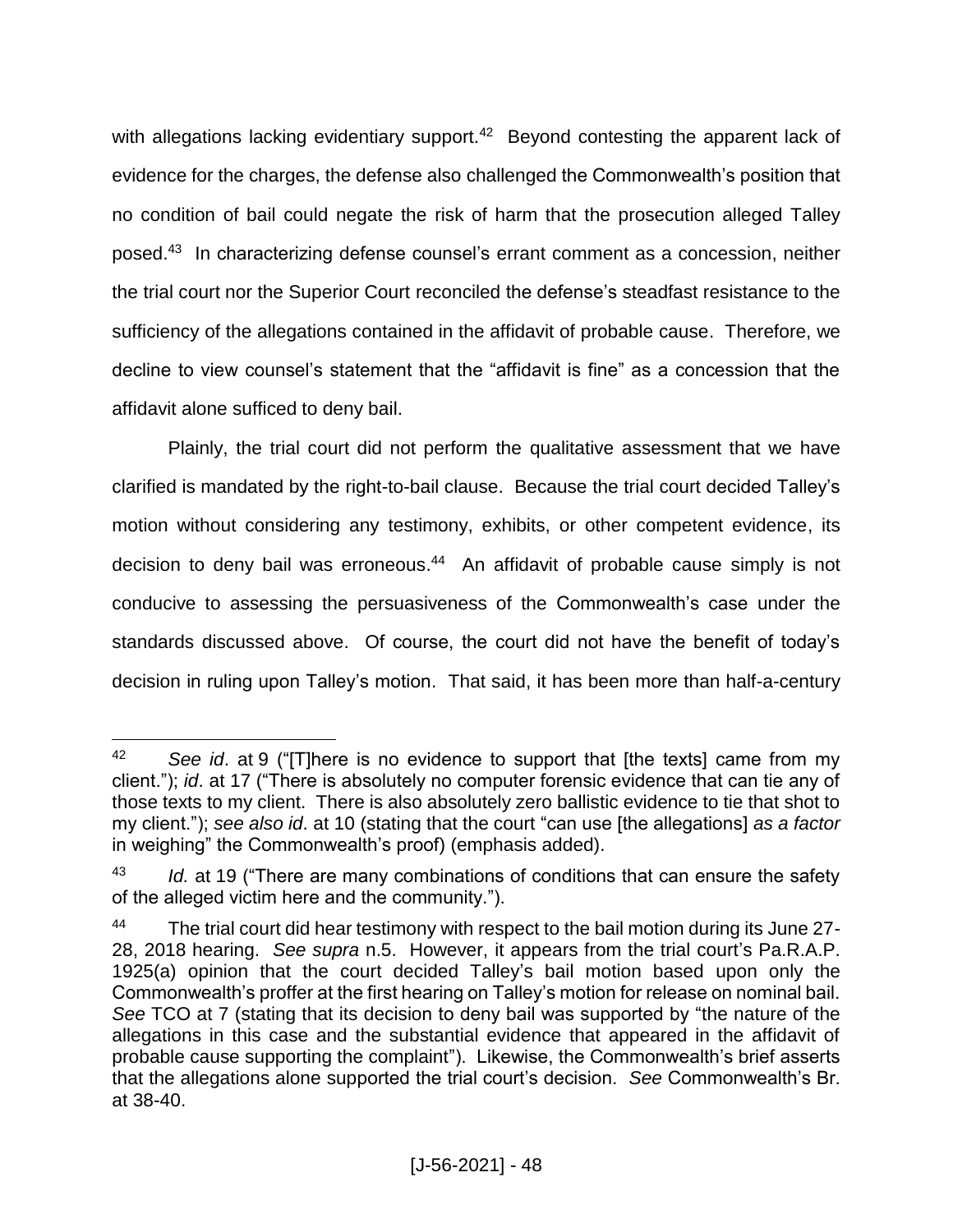with allegations lacking evidentiary support.[42] Beyond contesting the apparent lack of evidence for the charges, the defense also challenged the Commonwealth's position that no condition of bail could negate the risk of harm that the prosecution alleged Talley posed.[43] In characterizing defense counsel's errant comment as a concession, neither the trial court nor the Superior Court reconciled the defense's steadfast resistance to the sufficiency of the allegations contained in the affidavit of probable cause. Therefore, we decline to view counsel's statement that the "affidavit is fine" as a concession that the affidavit alone sufficed to deny bail.

Plainly, the trial court did not perform the qualitative assessment that we have clarified is mandated by the right-to-bail clause. Because the trial court decided Talley's motion without considering any testimony, exhibits, or other competent evidence, its decision to deny bail was erroneous.[44] An affidavit of probable cause simply is not conducive to assessing the persuasiveness of the Commonwealth's case under the standards discussed above. Of course, the court did not have the benefit of today's decision in ruling upon Talley's motion. That said, it has been more than half-a-century

---

[42] *See id*. at 9 ("[T]here is no evidence to support that [the texts] came from my client."); *id*. at 17 ("There is absolutely no computer forensic evidence that can tie any of those texts to my client. There is also absolutely zero ballistic evidence to tie that shot to my client."); *see also id*. at 10 (stating that the court "can use [the allegations] *as a factor* in weighing" the Commonwealth's proof) (emphasis added).

[43] *Id.* at 19 ("There are many combinations of conditions that can ensure the safety of the alleged victim here and the community.").

[44] The trial court did hear testimony with respect to the bail motion during its June 27-28, 2018 hearing. *See supra* n.5. However, it appears from the trial court's Pa.R.A.P. 1925(a) opinion that the court decided Talley's bail motion based upon only the Commonwealth's proffer at the first hearing on Talley's motion for release on nominal bail. *See* TCO at 7 (stating that its decision to deny bail was supported by "the nature of the allegations in this case and the substantial evidence that appeared in the affidavit of probable cause supporting the complaint"). Likewise, the Commonwealth's brief asserts that the allegations alone supported the trial court's decision. *See* Commonwealth's Br. at 38-40.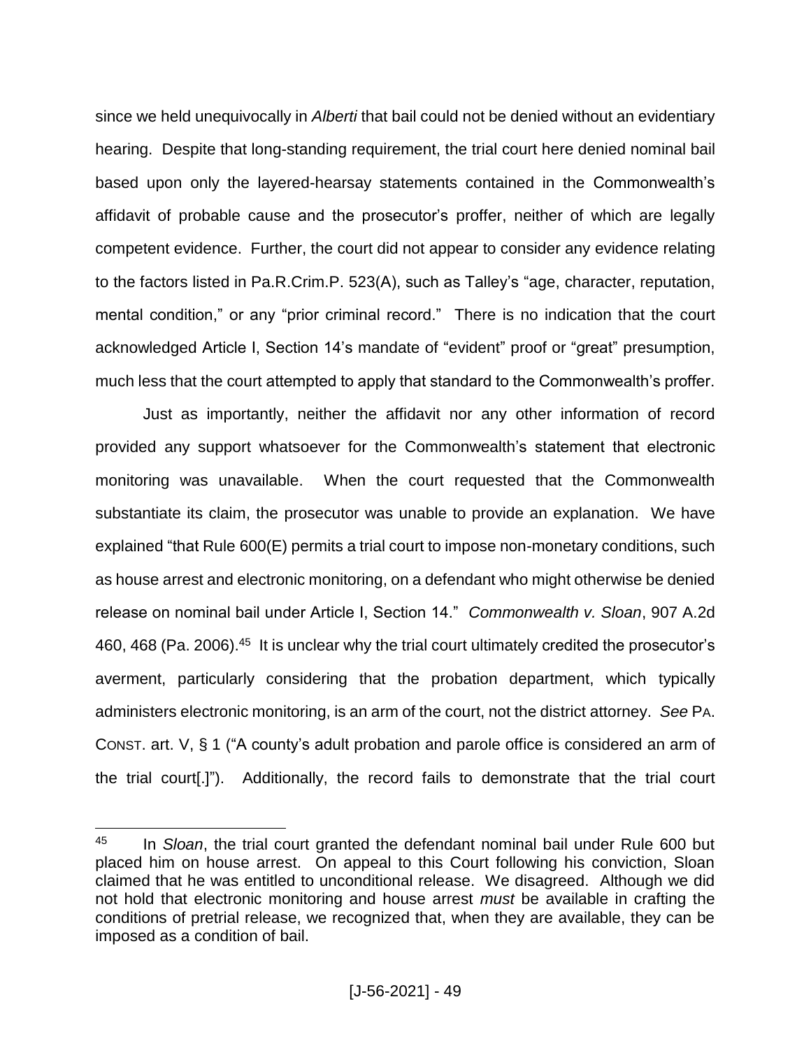since we held unequivocally in *Alberti* that bail could not be denied without an evidentiary hearing. Despite that long-standing requirement, the trial court here denied nominal bail based upon only the layered-hearsay statements contained in the Commonwealth's affidavit of probable cause and the prosecutor's proffer, neither of which are legally competent evidence. Further, the court did not appear to consider any evidence relating to the factors listed in Pa.R.Crim.P. 523(A), such as Talley's "age, character, reputation, mental condition," or any "prior criminal record." There is no indication that the court acknowledged Article I, Section 14's mandate of "evident" proof or "great" presumption, much less that the court attempted to apply that standard to the Commonwealth's proffer.

Just as importantly, neither the affidavit nor any other information of record provided any support whatsoever for the Commonwealth's statement that electronic monitoring was unavailable. When the court requested that the Commonwealth substantiate its claim, the prosecutor was unable to provide an explanation. We have explained "that Rule 600(E) permits a trial court to impose non-monetary conditions, such as house arrest and electronic monitoring, on a defendant who might otherwise be denied release on nominal bail under Article I, Section 14." *Commonwealth v. Sloan*, 907 A.2d 460, 468 (Pa. 2006).[45] It is unclear why the trial court ultimately credited the prosecutor's averment, particularly considering that the probation department, which typically administers electronic monitoring, is an arm of the court, not the district attorney. *See* PA. CONST. art. V, § 1 ("A county's adult probation and parole office is considered an arm of the trial court[.]"). Additionally, the record fails to demonstrate that the trial court

---

[45] In *Sloan*, the trial court granted the defendant nominal bail under Rule 600 but placed him on house arrest. On appeal to this Court following his conviction, Sloan claimed that he was entitled to unconditional release. We disagreed. Although we did not hold that electronic monitoring and house arrest *must* be available in crafting the conditions of pretrial release, we recognized that, when they are available, they can be imposed as a condition of bail.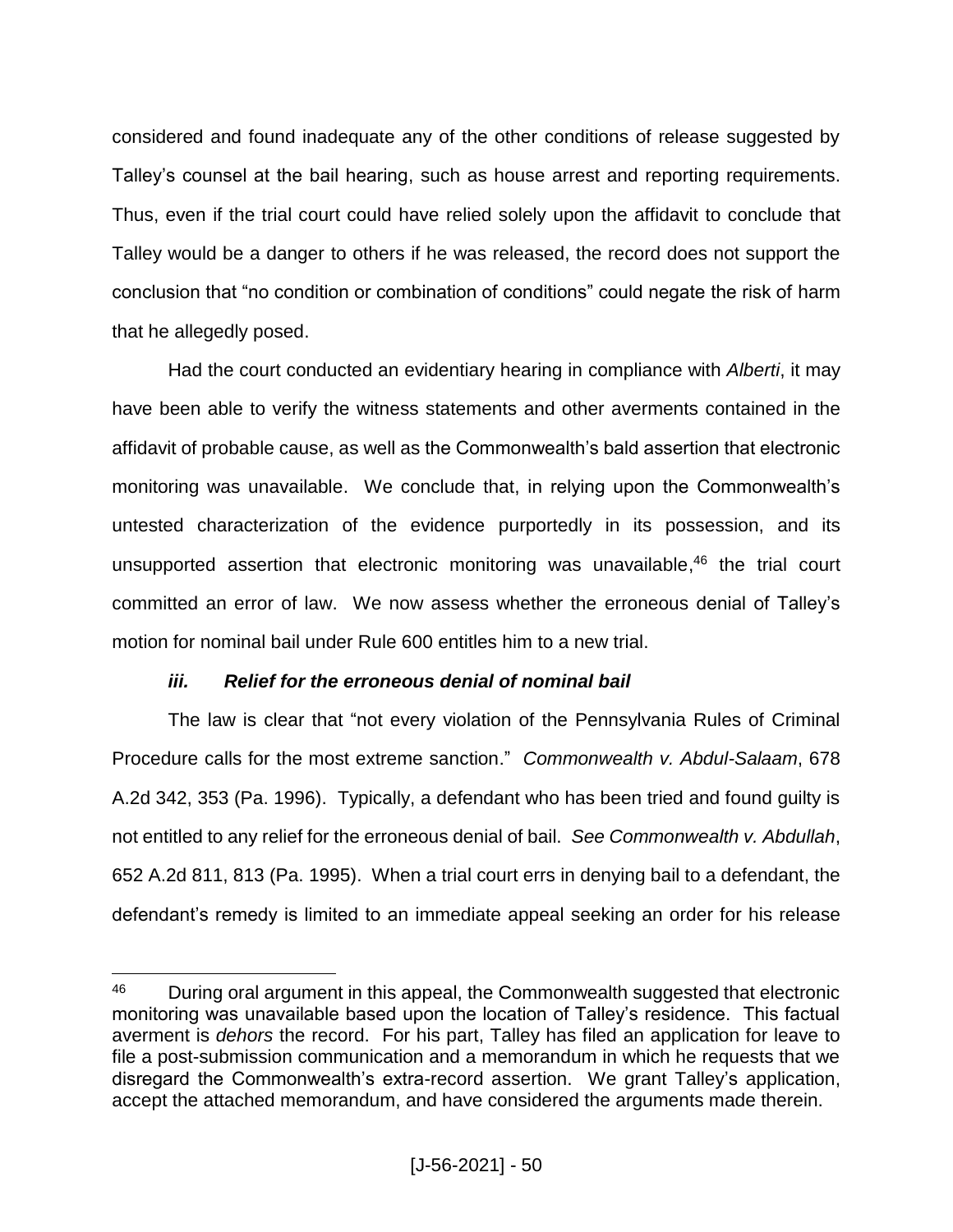considered and found inadequate any of the other conditions of release suggested by Talley's counsel at the bail hearing, such as house arrest and reporting requirements. Thus, even if the trial court could have relied solely upon the affidavit to conclude that Talley would be a danger to others if he was released, the record does not support the conclusion that "no condition or combination of conditions" could negate the risk of harm that he allegedly posed.

Had the court conducted an evidentiary hearing in compliance with *Alberti*, it may have been able to verify the witness statements and other averments contained in the affidavit of probable cause, as well as the Commonwealth's bald assertion that electronic monitoring was unavailable. We conclude that, in relying upon the Commonwealth's untested characterization of the evidence purportedly in its possession, and its unsupported assertion that electronic monitoring was unavailable,[46] the trial court committed an error of law. We now assess whether the erroneous denial of Talley's motion for nominal bail under Rule 600 entitles him to a new trial.

### *iii. Relief for the erroneous denial of nominal bail*

The law is clear that "not every violation of the Pennsylvania Rules of Criminal Procedure calls for the most extreme sanction." *Commonwealth v. Abdul-Salaam*, 678 A.2d 342, 353 (Pa. 1996). Typically, a defendant who has been tried and found guilty is not entitled to any relief for the erroneous denial of bail. *See Commonwealth v. Abdullah*, 652 A.2d 811, 813 (Pa. 1995). When a trial court errs in denying bail to a defendant, the defendant's remedy is limited to an immediate appeal seeking an order for his release

---

[46] During oral argument in this appeal, the Commonwealth suggested that electronic monitoring was unavailable based upon the location of Talley's residence. This factual averment is *dehors* the record. For his part, Talley has filed an application for leave to file a post-submission communication and a memorandum in which he requests that we disregard the Commonwealth's extra-record assertion. We grant Talley's application, accept the attached memorandum, and have considered the arguments made therein.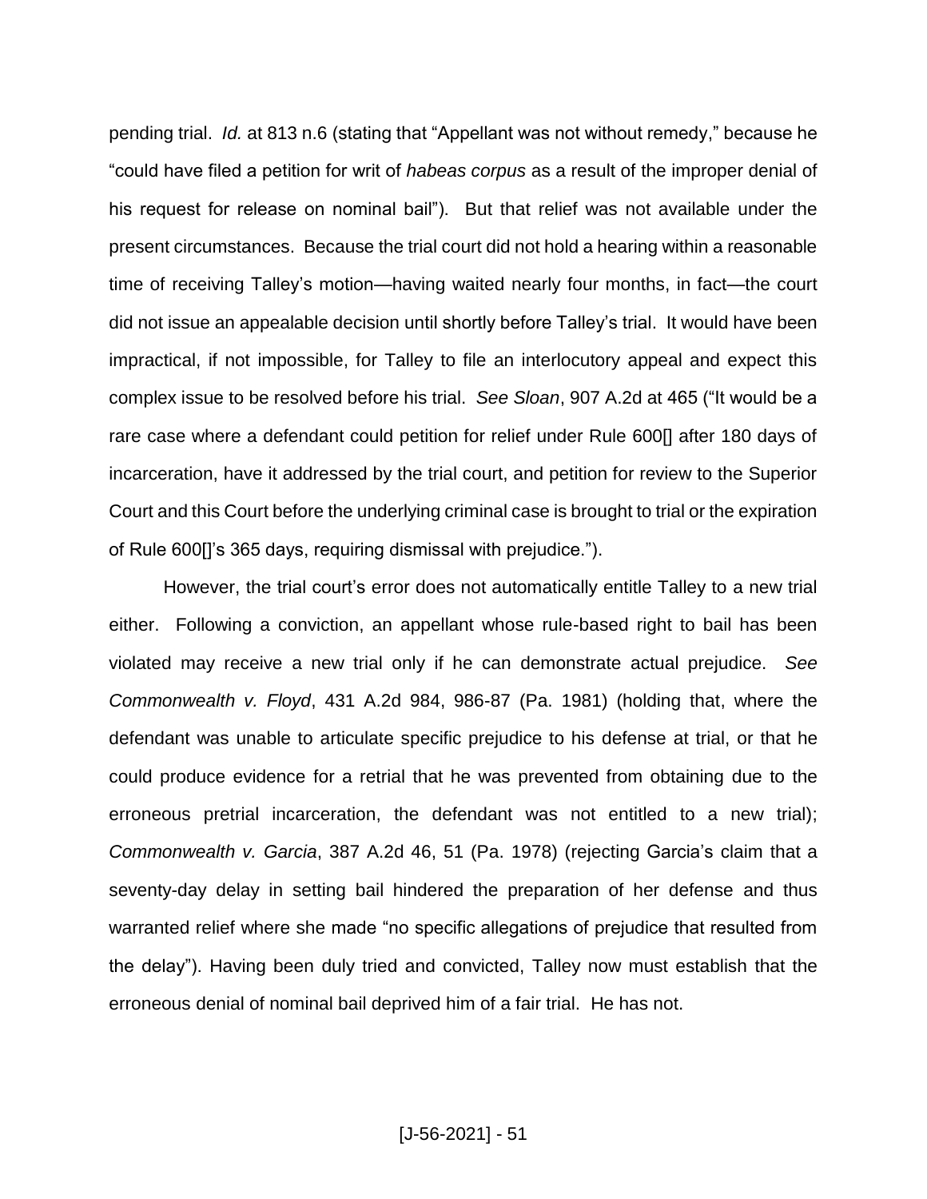pending trial. *Id.* at 813 n.6 (stating that "Appellant was not without remedy," because he "could have filed a petition for writ of *habeas corpus* as a result of the improper denial of his request for release on nominal bail"). But that relief was not available under the present circumstances. Because the trial court did not hold a hearing within a reasonable time of receiving Talley's motion—having waited nearly four months, in fact—the court did not issue an appealable decision until shortly before Talley's trial. It would have been impractical, if not impossible, for Talley to file an interlocutory appeal and expect this complex issue to be resolved before his trial. *See Sloan*, 907 A.2d at 465 ("It would be a rare case where a defendant could petition for relief under Rule 600[] after 180 days of incarceration, have it addressed by the trial court, and petition for review to the Superior Court and this Court before the underlying criminal case is brought to trial or the expiration of Rule 600[]'s 365 days, requiring dismissal with prejudice.").

However, the trial court's error does not automatically entitle Talley to a new trial either. Following a conviction, an appellant whose rule-based right to bail has been violated may receive a new trial only if he can demonstrate actual prejudice. *See Commonwealth v. Floyd*, 431 A.2d 984, 986-87 (Pa. 1981) (holding that, where the defendant was unable to articulate specific prejudice to his defense at trial, or that he could produce evidence for a retrial that he was prevented from obtaining due to the erroneous pretrial incarceration, the defendant was not entitled to a new trial); *Commonwealth v. Garcia*, 387 A.2d 46, 51 (Pa. 1978) (rejecting Garcia's claim that a seventy-day delay in setting bail hindered the preparation of her defense and thus warranted relief where she made "no specific allegations of prejudice that resulted from the delay"). Having been duly tried and convicted, Talley now must establish that the erroneous denial of nominal bail deprived him of a fair trial. He has not.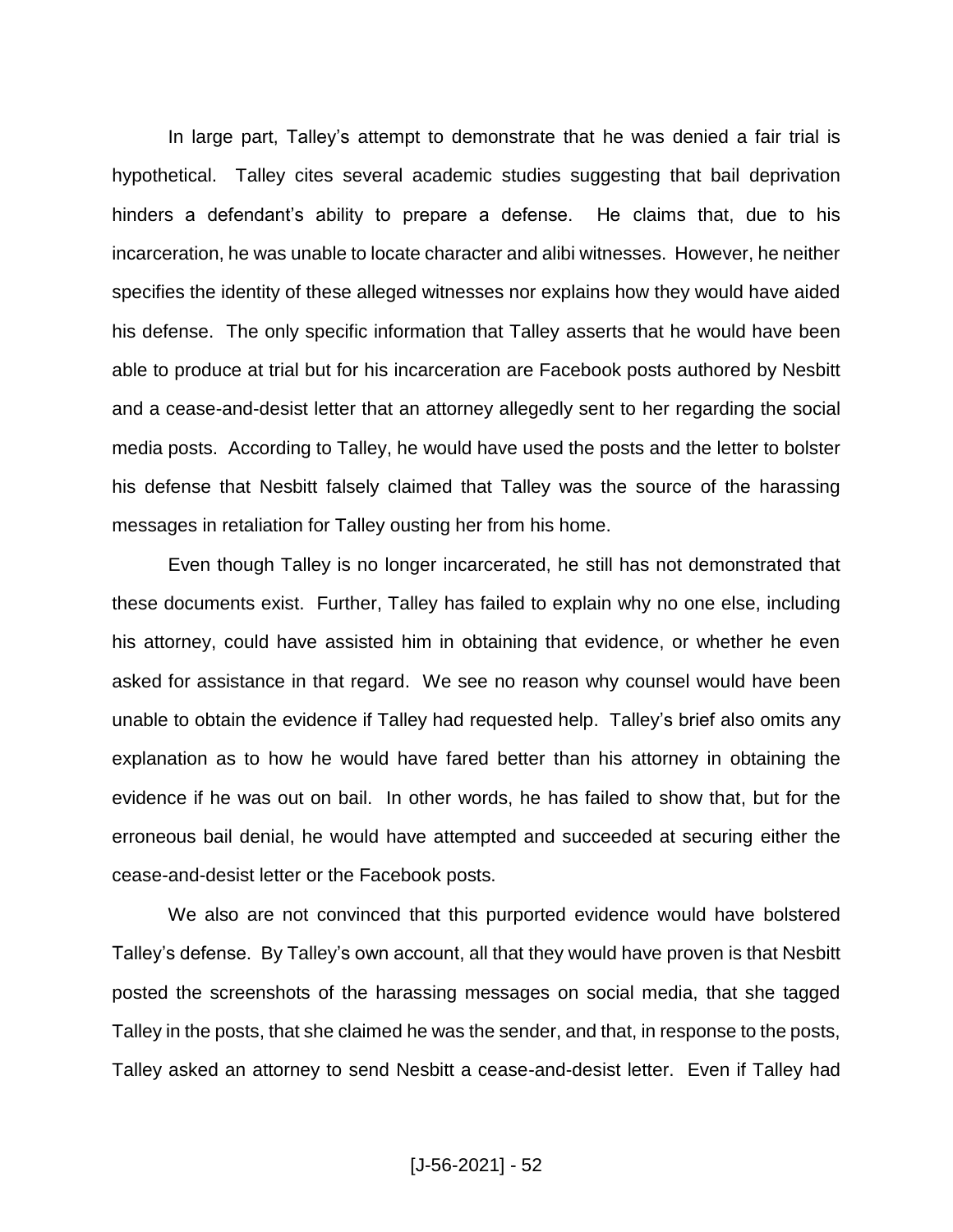In large part, Talley's attempt to demonstrate that he was denied a fair trial is hypothetical. Talley cites several academic studies suggesting that bail deprivation hinders a defendant's ability to prepare a defense. He claims that, due to his incarceration, he was unable to locate character and alibi witnesses. However, he neither specifies the identity of these alleged witnesses nor explains how they would have aided his defense. The only specific information that Talley asserts that he would have been able to produce at trial but for his incarceration are Facebook posts authored by Nesbitt and a cease-and-desist letter that an attorney allegedly sent to her regarding the social media posts. According to Talley, he would have used the posts and the letter to bolster his defense that Nesbitt falsely claimed that Talley was the source of the harassing messages in retaliation for Talley ousting her from his home.

Even though Talley is no longer incarcerated, he still has not demonstrated that these documents exist. Further, Talley has failed to explain why no one else, including his attorney, could have assisted him in obtaining that evidence, or whether he even asked for assistance in that regard. We see no reason why counsel would have been unable to obtain the evidence if Talley had requested help. Talley's brief also omits any explanation as to how he would have fared better than his attorney in obtaining the evidence if he was out on bail. In other words, he has failed to show that, but for the erroneous bail denial, he would have attempted and succeeded at securing either the cease-and-desist letter or the Facebook posts.

We also are not convinced that this purported evidence would have bolstered Talley's defense. By Talley's own account, all that they would have proven is that Nesbitt posted the screenshots of the harassing messages on social media, that she tagged Talley in the posts, that she claimed he was the sender, and that, in response to the posts, Talley asked an attorney to send Nesbitt a cease-and-desist letter. Even if Talley had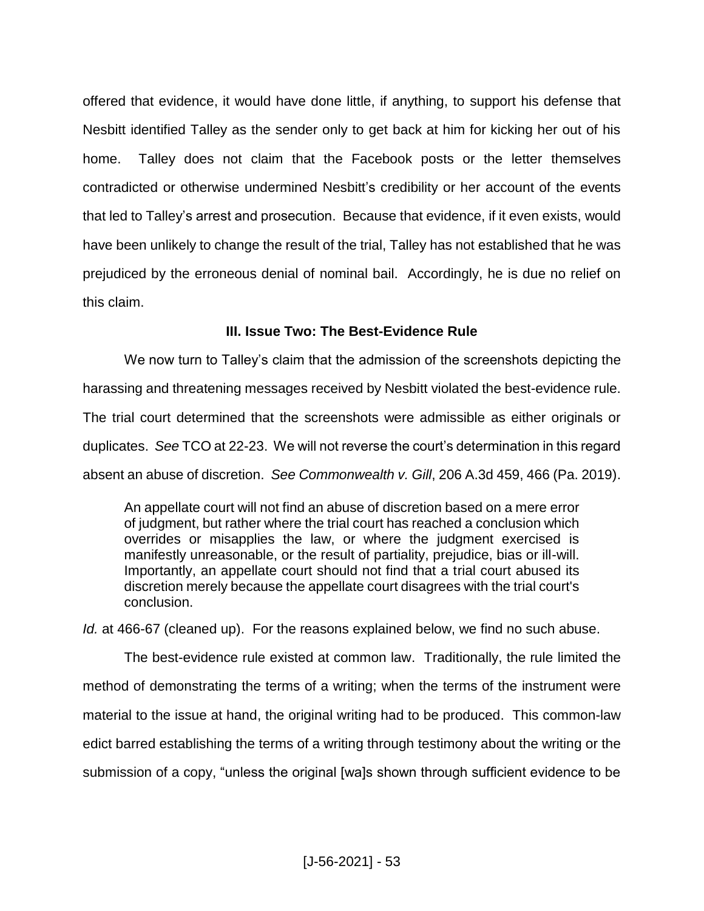offered that evidence, it would have done little, if anything, to support his defense that Nesbitt identified Talley as the sender only to get back at him for kicking her out of his home. Talley does not claim that the Facebook posts or the letter themselves contradicted or otherwise undermined Nesbitt's credibility or her account of the events that led to Talley's arrest and prosecution. Because that evidence, if it even exists, would have been unlikely to change the result of the trial, Talley has not established that he was prejudiced by the erroneous denial of nominal bail. Accordingly, he is due no relief on this claim.

### III. Issue Two: The Best-Evidence Rule

We now turn to Talley's claim that the admission of the screenshots depicting the harassing and threatening messages received by Nesbitt violated the best-evidence rule. The trial court determined that the screenshots were admissible as either originals or duplicates. *See* TCO at 22-23. We will not reverse the court's determination in this regard absent an abuse of discretion. *See Commonwealth v. Gill*, 206 A.3d 459, 466 (Pa. 2019).

> An appellate court will not find an abuse of discretion based on a mere error of judgment, but rather where the trial court has reached a conclusion which overrides or misapplies the law, or where the judgment exercised is manifestly unreasonable, or the result of partiality, prejudice, bias or ill-will. Importantly, an appellate court should not find that a trial court abused its discretion merely because the appellate court disagrees with the trial court's conclusion.

*Id.* at 466-67 (cleaned up). For the reasons explained below, we find no such abuse.

The best-evidence rule existed at common law. Traditionally, the rule limited the method of demonstrating the terms of a writing; when the terms of the instrument were material to the issue at hand, the original writing had to be produced. This common-law edict barred establishing the terms of a writing through testimony about the writing or the submission of a copy, "unless the original [wa]s shown through sufficient evidence to be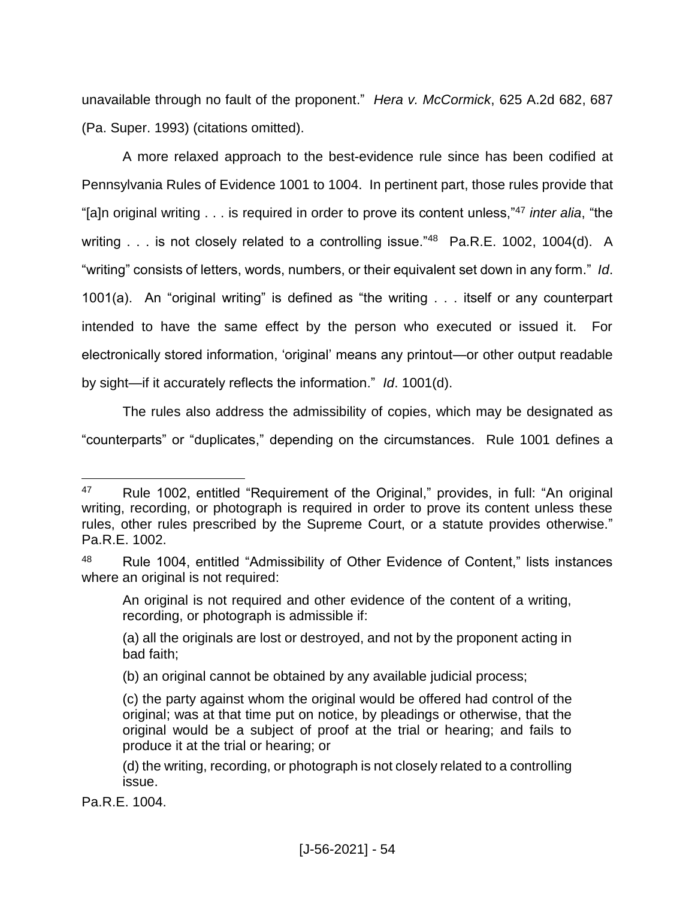unavailable through no fault of the proponent." *Hera v. McCormick*, 625 A.2d 682, 687 (Pa. Super. 1993) (citations omitted).

A more relaxed approach to the best-evidence rule since has been codified at Pennsylvania Rules of Evidence 1001 to 1004. In pertinent part, those rules provide that "[a]n original writing . . . is required in order to prove its content unless,"[47] *inter alia*, "the writing . . . is not closely related to a controlling issue."[48] Pa.R.E. 1002, 1004(d). A "writing" consists of letters, words, numbers, or their equivalent set down in any form." *Id*. 1001(a). An "original writing" is defined as "the writing . . . itself or any counterpart intended to have the same effect by the person who executed or issued it. For electronically stored information, 'original' means any printout—or other output readable by sight—if it accurately reflects the information." *Id*. 1001(d).

The rules also address the admissibility of copies, which may be designated as "counterparts" or "duplicates," depending on the circumstances. Rule 1001 defines a

---

[47] Rule 1002, entitled "Requirement of the Original," provides, in full: "An original writing, recording, or photograph is required in order to prove its content unless these rules, other rules prescribed by the Supreme Court, or a statute provides otherwise." Pa.R.E. 1002.

[48] Rule 1004, entitled "Admissibility of Other Evidence of Content," lists instances where an original is not required:

> An original is not required and other evidence of the content of a writing, recording, or photograph is admissible if:
>
> (a) all the originals are lost or destroyed, and not by the proponent acting in bad faith;
>
> (b) an original cannot be obtained by any available judicial process;
>
> (c) the party against whom the original would be offered had control of the original; was at that time put on notice, by pleadings or otherwise, that the original would be a subject of proof at the trial or hearing; and fails to produce it at the trial or hearing; or
>
> (d) the writing, recording, or photograph is not closely related to a controlling issue.

Pa.R.E. 1004.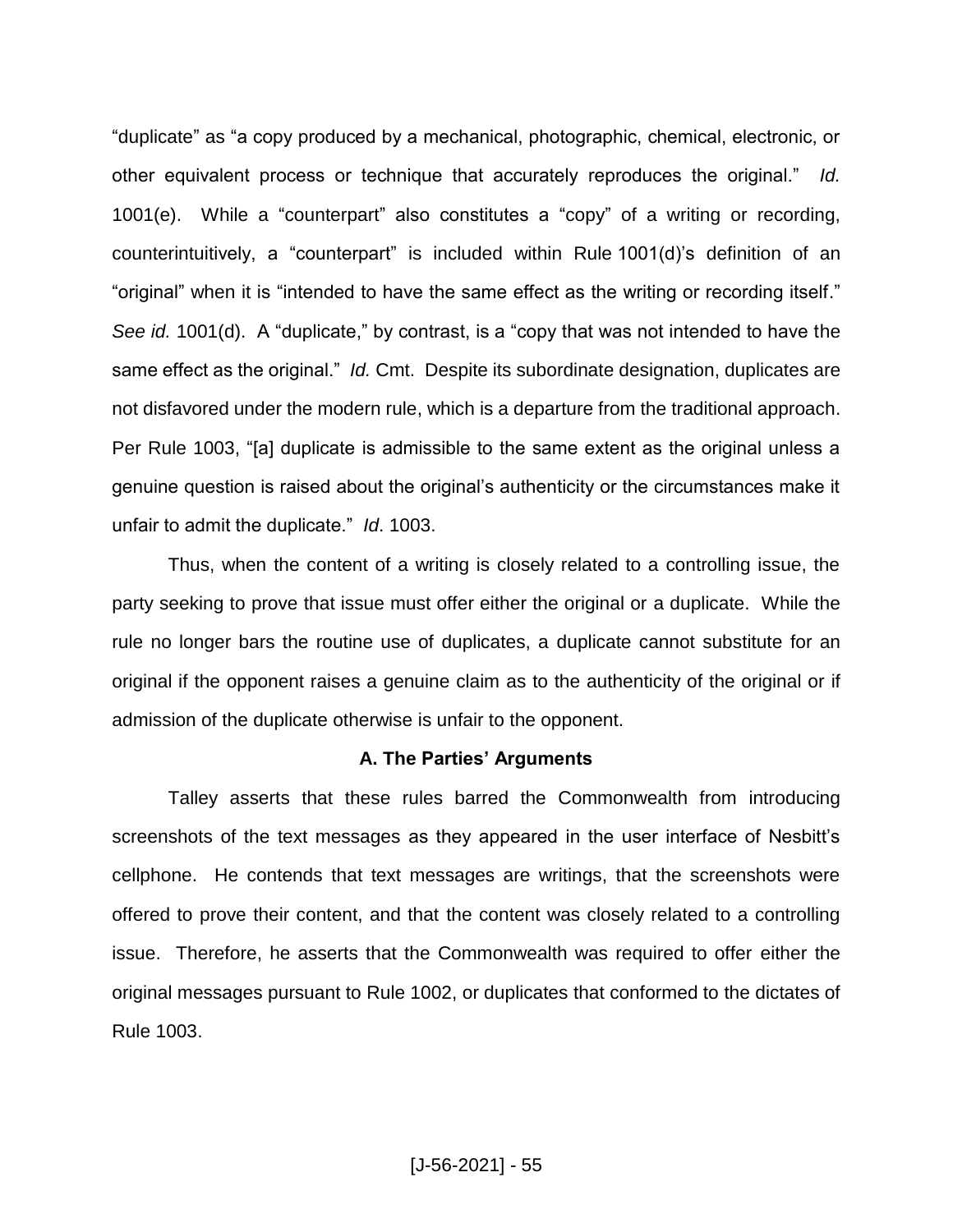"duplicate" as "a copy produced by a mechanical, photographic, chemical, electronic, or other equivalent process or technique that accurately reproduces the original." *Id.* 1001(e). While a "counterpart" also constitutes a "copy" of a writing or recording, counterintuitively, a "counterpart" is included within Rule 1001(d)'s definition of an "original" when it is "intended to have the same effect as the writing or recording itself." *See id.* 1001(d). A "duplicate," by contrast, is a "copy that was not intended to have the same effect as the original." *Id.* Cmt. Despite its subordinate designation, duplicates are not disfavored under the modern rule, which is a departure from the traditional approach. Per Rule 1003, "[a] duplicate is admissible to the same extent as the original unless a genuine question is raised about the original's authenticity or the circumstances make it unfair to admit the duplicate." *Id*. 1003.

Thus, when the content of a writing is closely related to a controlling issue, the party seeking to prove that issue must offer either the original or a duplicate. While the rule no longer bars the routine use of duplicates, a duplicate cannot substitute for an original if the opponent raises a genuine claim as to the authenticity of the original or if admission of the duplicate otherwise is unfair to the opponent.

### A. The Parties' Arguments

Talley asserts that these rules barred the Commonwealth from introducing screenshots of the text messages as they appeared in the user interface of Nesbitt's cellphone. He contends that text messages are writings, that the screenshots were offered to prove their content, and that the content was closely related to a controlling issue. Therefore, he asserts that the Commonwealth was required to offer either the original messages pursuant to Rule 1002, or duplicates that conformed to the dictates of Rule 1003.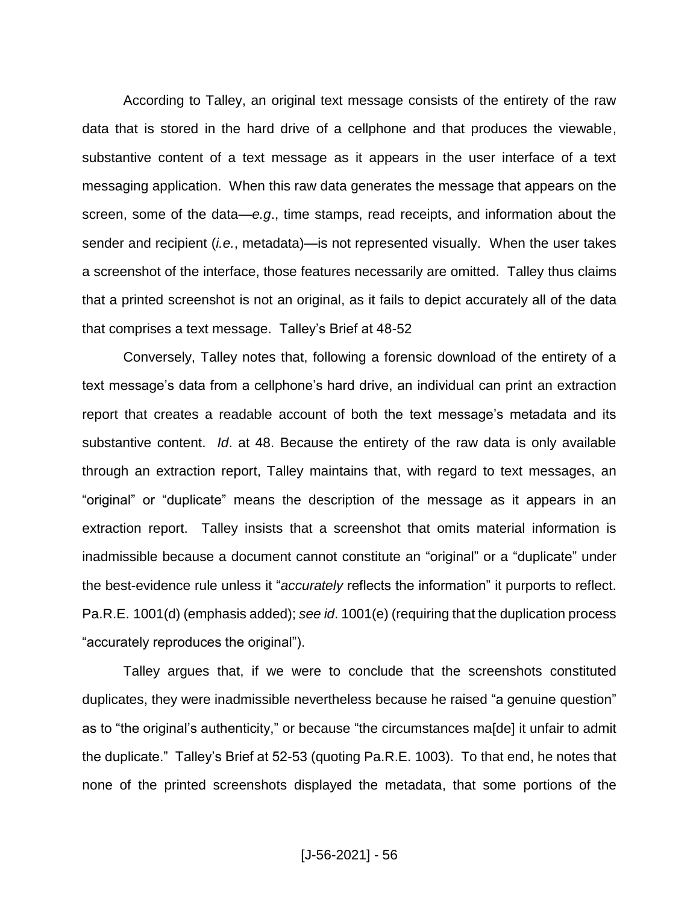According to Talley, an original text message consists of the entirety of the raw data that is stored in the hard drive of a cellphone and that produces the viewable, substantive content of a text message as it appears in the user interface of a text messaging application. When this raw data generates the message that appears on the screen, some of the data—*e.g*., time stamps, read receipts, and information about the sender and recipient (*i.e.*, metadata)—is not represented visually. When the user takes a screenshot of the interface, those features necessarily are omitted. Talley thus claims that a printed screenshot is not an original, as it fails to depict accurately all of the data that comprises a text message. Talley's Brief at 48-52

Conversely, Talley notes that, following a forensic download of the entirety of a text message's data from a cellphone's hard drive, an individual can print an extraction report that creates a readable account of both the text message's metadata and its substantive content. *Id*. at 48. Because the entirety of the raw data is only available through an extraction report, Talley maintains that, with regard to text messages, an "original" or "duplicate" means the description of the message as it appears in an extraction report. Talley insists that a screenshot that omits material information is inadmissible because a document cannot constitute an "original" or a "duplicate" under the best-evidence rule unless it "*accurately* reflects the information" it purports to reflect. Pa.R.E. 1001(d) (emphasis added); *see id*. 1001(e) (requiring that the duplication process "accurately reproduces the original").

Talley argues that, if we were to conclude that the screenshots constituted duplicates, they were inadmissible nevertheless because he raised "a genuine question" as to "the original's authenticity," or because "the circumstances ma[de] it unfair to admit the duplicate." Talley's Brief at 52-53 (quoting Pa.R.E. 1003). To that end, he notes that none of the printed screenshots displayed the metadata, that some portions of the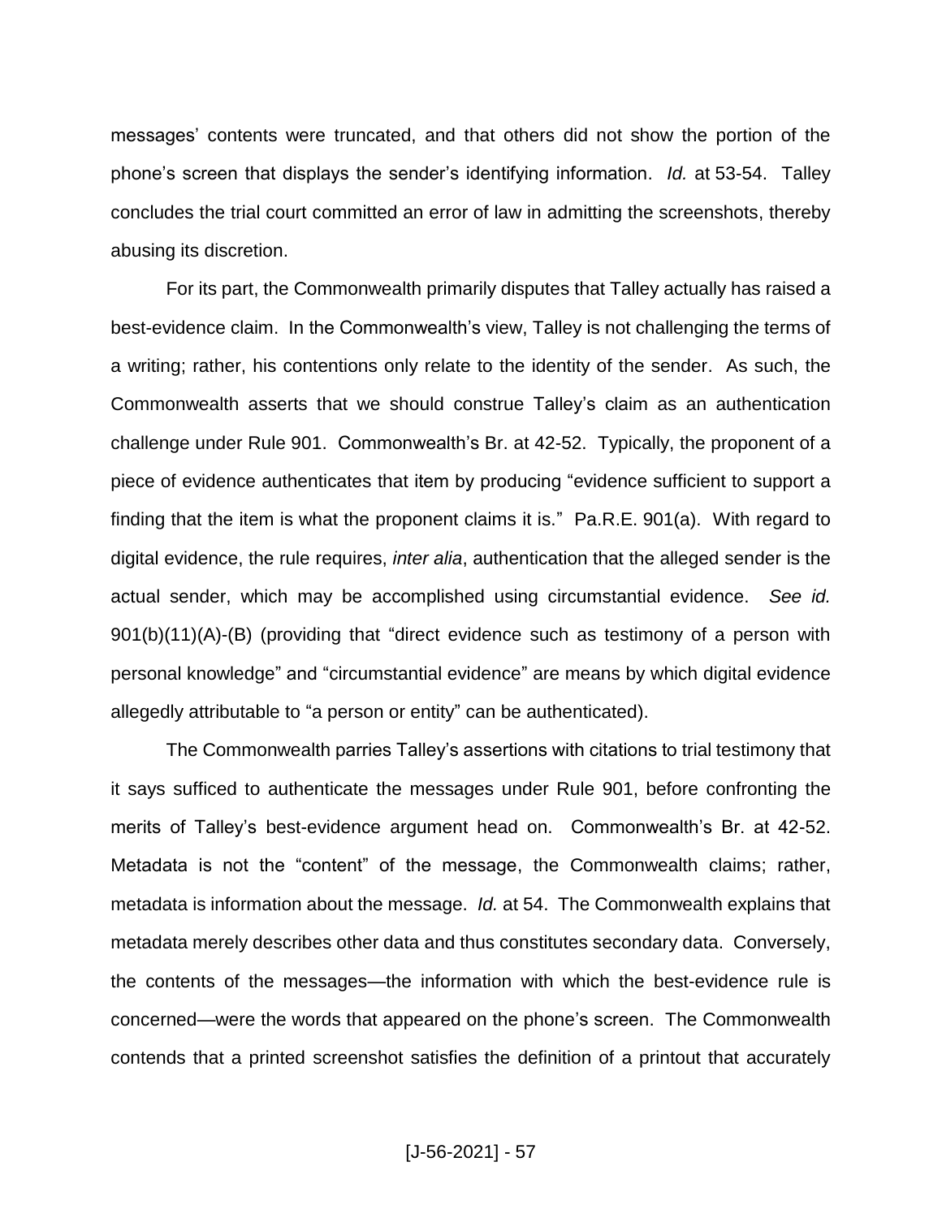messages' contents were truncated, and that others did not show the portion of the phone's screen that displays the sender's identifying information. *Id.* at 53-54. Talley concludes the trial court committed an error of law in admitting the screenshots, thereby abusing its discretion.

For its part, the Commonwealth primarily disputes that Talley actually has raised a best-evidence claim. In the Commonwealth's view, Talley is not challenging the terms of a writing; rather, his contentions only relate to the identity of the sender. As such, the Commonwealth asserts that we should construe Talley's claim as an authentication challenge under Rule 901. Commonwealth's Br. at 42-52. Typically, the proponent of a piece of evidence authenticates that item by producing "evidence sufficient to support a finding that the item is what the proponent claims it is." Pa.R.E. 901(a). With regard to digital evidence, the rule requires, *inter alia*, authentication that the alleged sender is the actual sender, which may be accomplished using circumstantial evidence. *See id.* 901(b)(11)(A)-(B) (providing that "direct evidence such as testimony of a person with personal knowledge" and "circumstantial evidence" are means by which digital evidence allegedly attributable to "a person or entity" can be authenticated).

The Commonwealth parries Talley's assertions with citations to trial testimony that it says sufficed to authenticate the messages under Rule 901, before confronting the merits of Talley's best-evidence argument head on. Commonwealth's Br. at 42-52. Metadata is not the "content" of the message, the Commonwealth claims; rather, metadata is information about the message. *Id.* at 54. The Commonwealth explains that metadata merely describes other data and thus constitutes secondary data. Conversely, the contents of the messages—the information with which the best-evidence rule is concerned—were the words that appeared on the phone's screen. The Commonwealth contends that a printed screenshot satisfies the definition of a printout that accurately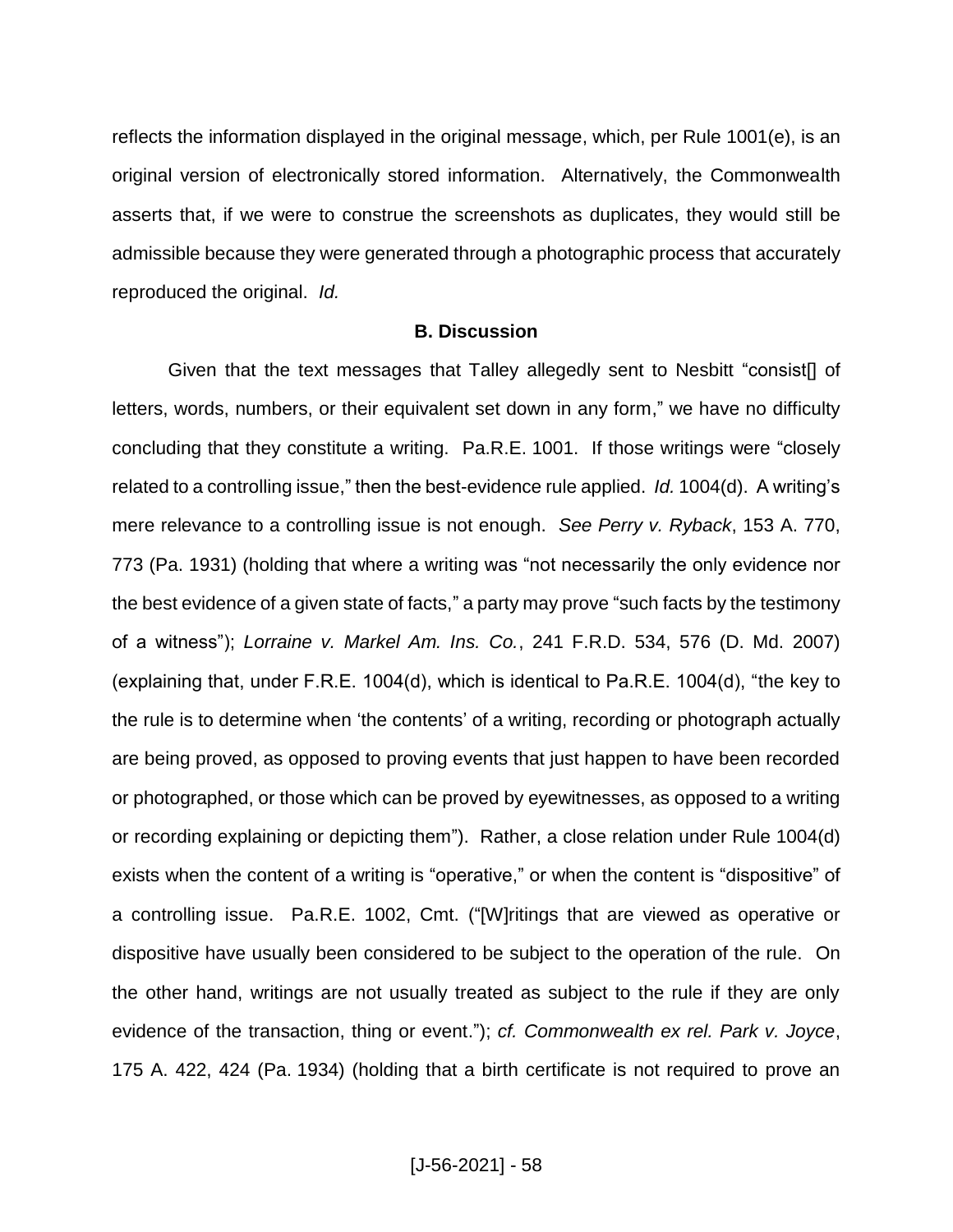reflects the information displayed in the original message, which, per Rule 1001(e), is an original version of electronically stored information. Alternatively, the Commonwealth asserts that, if we were to construe the screenshots as duplicates, they would still be admissible because they were generated through a photographic process that accurately reproduced the original. *Id.*

### B. Discussion

Given that the text messages that Talley allegedly sent to Nesbitt "consist[] of letters, words, numbers, or their equivalent set down in any form," we have no difficulty concluding that they constitute a writing. Pa.R.E. 1001. If those writings were "closely related to a controlling issue," then the best-evidence rule applied. *Id.* 1004(d). A writing's mere relevance to a controlling issue is not enough. *See Perry v. Ryback*, 153 A. 770, 773 (Pa. 1931) (holding that where a writing was "not necessarily the only evidence nor the best evidence of a given state of facts," a party may prove "such facts by the testimony of a witness"); *Lorraine v. Markel Am. Ins. Co.*, 241 F.R.D. 534, 576 (D. Md. 2007) (explaining that, under F.R.E. 1004(d), which is identical to Pa.R.E. 1004(d), "the key to the rule is to determine when 'the contents' of a writing, recording or photograph actually are being proved, as opposed to proving events that just happen to have been recorded or photographed, or those which can be proved by eyewitnesses, as opposed to a writing or recording explaining or depicting them"). Rather, a close relation under Rule 1004(d) exists when the content of a writing is "operative," or when the content is "dispositive" of a controlling issue. Pa.R.E. 1002, Cmt. ("[W]ritings that are viewed as operative or dispositive have usually been considered to be subject to the operation of the rule. On the other hand, writings are not usually treated as subject to the rule if they are only evidence of the transaction, thing or event."); *cf. Commonwealth ex rel. Park v. Joyce*, 175 A. 422, 424 (Pa. 1934) (holding that a birth certificate is not required to prove an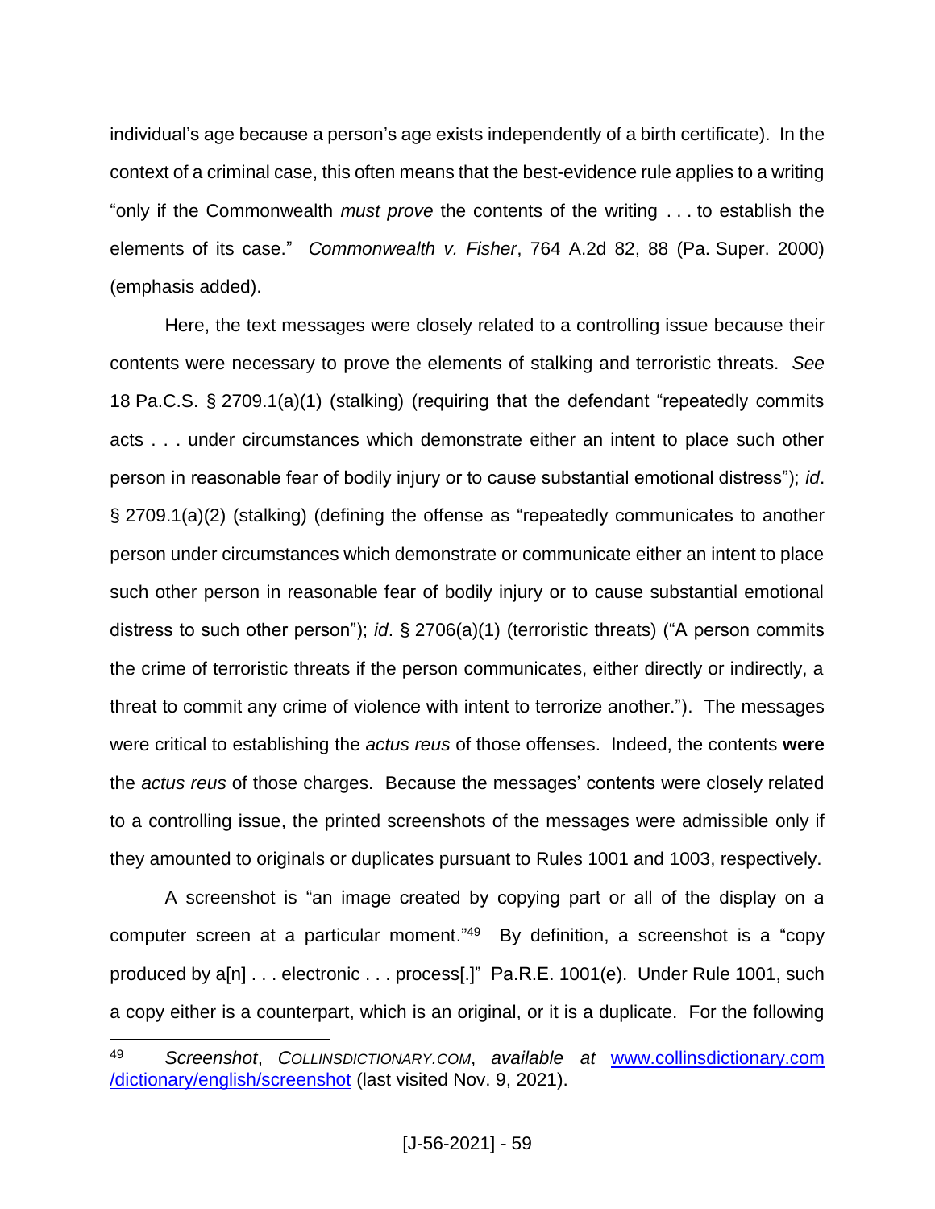individual's age because a person's age exists independently of a birth certificate). In the context of a criminal case, this often means that the best-evidence rule applies to a writing "only if the Commonwealth *must prove* the contents of the writing . . . to establish the elements of its case." *Commonwealth v. Fisher*, 764 A.2d 82, 88 (Pa. Super. 2000) (emphasis added).

Here, the text messages were closely related to a controlling issue because their contents were necessary to prove the elements of stalking and terroristic threats. *See* 18 Pa.C.S. § 2709.1(a)(1) (stalking) (requiring that the defendant "repeatedly commits acts . . . under circumstances which demonstrate either an intent to place such other person in reasonable fear of bodily injury or to cause substantial emotional distress"); *id*. § 2709.1(a)(2) (stalking) (defining the offense as "repeatedly communicates to another person under circumstances which demonstrate or communicate either an intent to place such other person in reasonable fear of bodily injury or to cause substantial emotional distress to such other person"); *id*. § 2706(a)(1) (terroristic threats) ("A person commits the crime of terroristic threats if the person communicates, either directly or indirectly, a threat to commit any crime of violence with intent to terrorize another."). The messages were critical to establishing the *actus reus* of those offenses. Indeed, the contents **were** the *actus reus* of those charges. Because the messages' contents were closely related to a controlling issue, the printed screenshots of the messages were admissible only if they amounted to originals or duplicates pursuant to Rules 1001 and 1003, respectively.

A screenshot is "an image created by copying part or all of the display on a computer screen at a particular moment."[49] By definition, a screenshot is a "copy produced by a[n] . . . electronic . . . process[.]" Pa.R.E. 1001(e). Under Rule 1001, such a copy either is a counterpart, which is an original, or it is a duplicate. For the following

---

[49] *Screenshot*, *COLLINSDICTIONARY.COM*, *available at* [www.collinsdictionary.com/dictionary/english/screenshot](www.collinsdictionary.com/dictionary/english/screenshot) (last visited Nov. 9, 2021).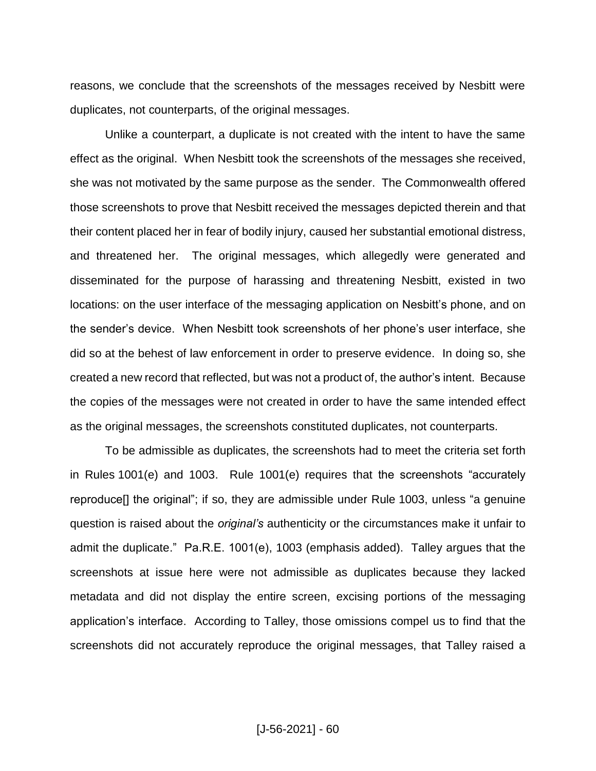reasons, we conclude that the screenshots of the messages received by Nesbitt were duplicates, not counterparts, of the original messages.

Unlike a counterpart, a duplicate is not created with the intent to have the same effect as the original. When Nesbitt took the screenshots of the messages she received, she was not motivated by the same purpose as the sender. The Commonwealth offered those screenshots to prove that Nesbitt received the messages depicted therein and that their content placed her in fear of bodily injury, caused her substantial emotional distress, and threatened her. The original messages, which allegedly were generated and disseminated for the purpose of harassing and threatening Nesbitt, existed in two locations: on the user interface of the messaging application on Nesbitt's phone, and on the sender's device. When Nesbitt took screenshots of her phone's user interface, she did so at the behest of law enforcement in order to preserve evidence. In doing so, she created a new record that reflected, but was not a product of, the author's intent. Because the copies of the messages were not created in order to have the same intended effect as the original messages, the screenshots constituted duplicates, not counterparts.

To be admissible as duplicates, the screenshots had to meet the criteria set forth in Rules 1001(e) and 1003. Rule 1001(e) requires that the screenshots "accurately reproduce[] the original"; if so, they are admissible under Rule 1003, unless "a genuine question is raised about the *original's* authenticity or the circumstances make it unfair to admit the duplicate." Pa.R.E. 1001(e), 1003 (emphasis added). Talley argues that the screenshots at issue here were not admissible as duplicates because they lacked metadata and did not display the entire screen, excising portions of the messaging application's interface. According to Talley, those omissions compel us to find that the screenshots did not accurately reproduce the original messages, that Talley raised a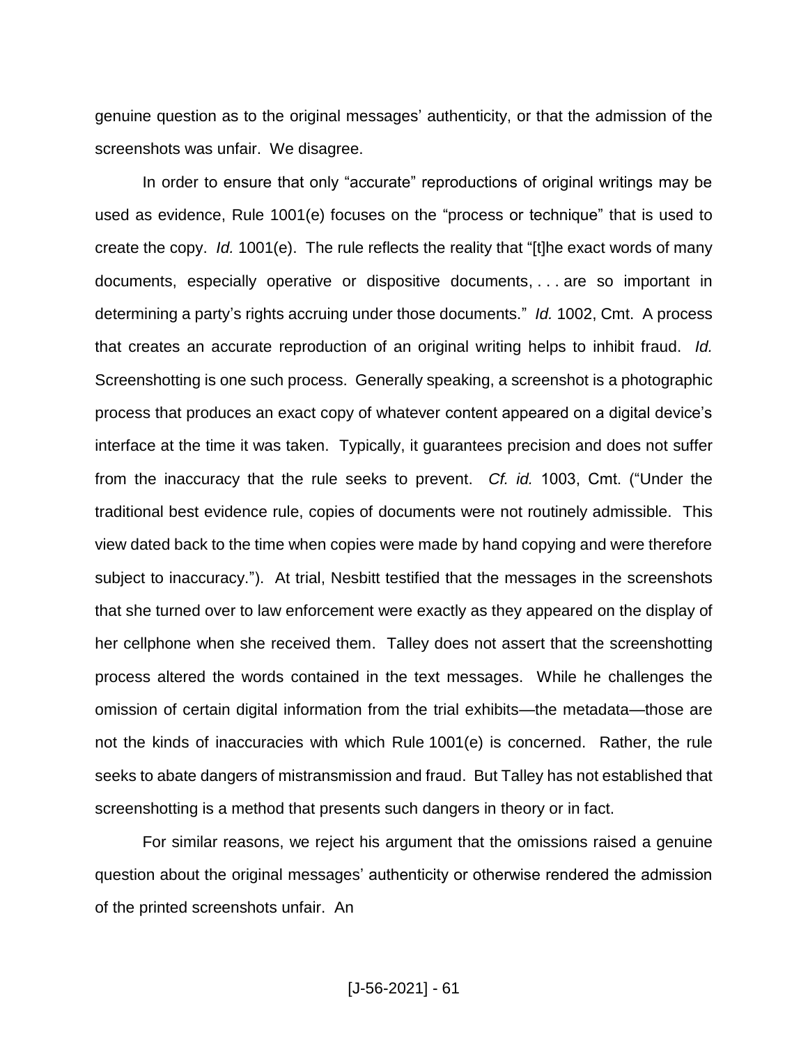genuine question as to the original messages' authenticity, or that the admission of the screenshots was unfair. We disagree.

In order to ensure that only "accurate" reproductions of original writings may be used as evidence, Rule 1001(e) focuses on the "process or technique" that is used to create the copy. *Id.* 1001(e). The rule reflects the reality that "[t]he exact words of many documents, especially operative or dispositive documents, . . . are so important in determining a party's rights accruing under those documents." *Id.* 1002, Cmt. A process that creates an accurate reproduction of an original writing helps to inhibit fraud. *Id.* Screenshotting is one such process. Generally speaking, a screenshot is a photographic process that produces an exact copy of whatever content appeared on a digital device's interface at the time it was taken. Typically, it guarantees precision and does not suffer from the inaccuracy that the rule seeks to prevent. *Cf. id.* 1003, Cmt. ("Under the traditional best evidence rule, copies of documents were not routinely admissible. This view dated back to the time when copies were made by hand copying and were therefore subject to inaccuracy."). At trial, Nesbitt testified that the messages in the screenshots that she turned over to law enforcement were exactly as they appeared on the display of her cellphone when she received them. Talley does not assert that the screenshotting process altered the words contained in the text messages. While he challenges the omission of certain digital information from the trial exhibits—the metadata—those are not the kinds of inaccuracies with which Rule 1001(e) is concerned. Rather, the rule seeks to abate dangers of mistransmission and fraud. But Talley has not established that screenshotting is a method that presents such dangers in theory or in fact.

For similar reasons, we reject his argument that the omissions raised a genuine question about the original messages' authenticity or otherwise rendered the admission of the printed screenshots unfair. An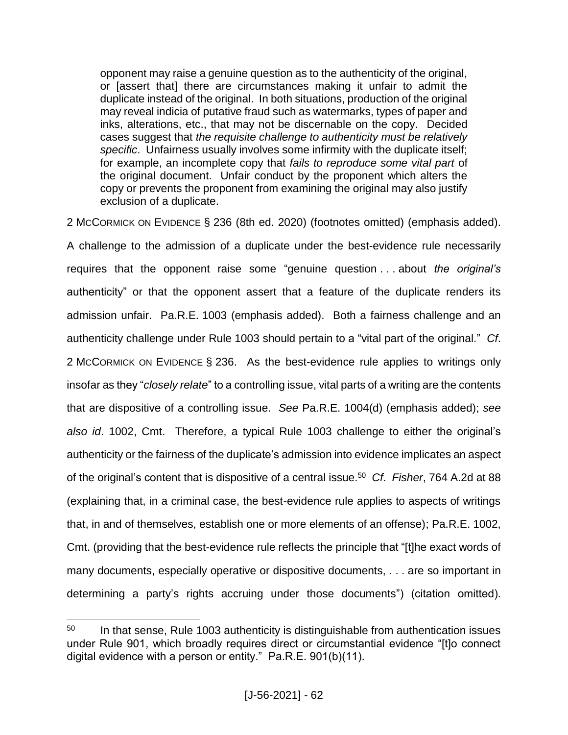> opponent may raise a genuine question as to the authenticity of the original, or [assert that] there are circumstances making it unfair to admit the duplicate instead of the original. In both situations, production of the original may reveal indicia of putative fraud such as watermarks, types of paper and inks, alterations, etc., that may not be discernable on the copy. Decided cases suggest that *the requisite challenge to authenticity must be relatively specific*. Unfairness usually involves some infirmity with the duplicate itself; for example, an incomplete copy that *fails to reproduce some vital part* of the original document. Unfair conduct by the proponent which alters the copy or prevents the proponent from examining the original may also justify exclusion of a duplicate.

2 McCormick on Evidence § 236 (8th ed. 2020) (footnotes omitted) (emphasis added). A challenge to the admission of a duplicate under the best-evidence rule necessarily requires that the opponent raise some "genuine question . . . about *the original's* authenticity" or that the opponent assert that a feature of the duplicate renders its admission unfair. Pa.R.E. 1003 (emphasis added). Both a fairness challenge and an authenticity challenge under Rule 1003 should pertain to a "vital part of the original." *Cf*. 2 McCormick on Evidence § 236. As the best-evidence rule applies to writings only insofar as they "*closely relate*" to a controlling issue, vital parts of a writing are the contents that are dispositive of a controlling issue. *See* Pa.R.E. 1004(d) (emphasis added); *see also id*. 1002, Cmt. Therefore, a typical Rule 1003 challenge to either the original's authenticity or the fairness of the duplicate's admission into evidence implicates an aspect of the original's content that is dispositive of a central issue.[50] *Cf*. *Fisher*, 764 A.2d at 88 (explaining that, in a criminal case, the best-evidence rule applies to aspects of writings that, in and of themselves, establish one or more elements of an offense); Pa.R.E. 1002, Cmt. (providing that the best-evidence rule reflects the principle that "[t]he exact words of many documents, especially operative or dispositive documents, . . . are so important in determining a party's rights accruing under those documents") (citation omitted).

---

[50] In that sense, Rule 1003 authenticity is distinguishable from authentication issues under Rule 901, which broadly requires direct or circumstantial evidence "[t]o connect digital evidence with a person or entity." Pa.R.E. 901(b)(11).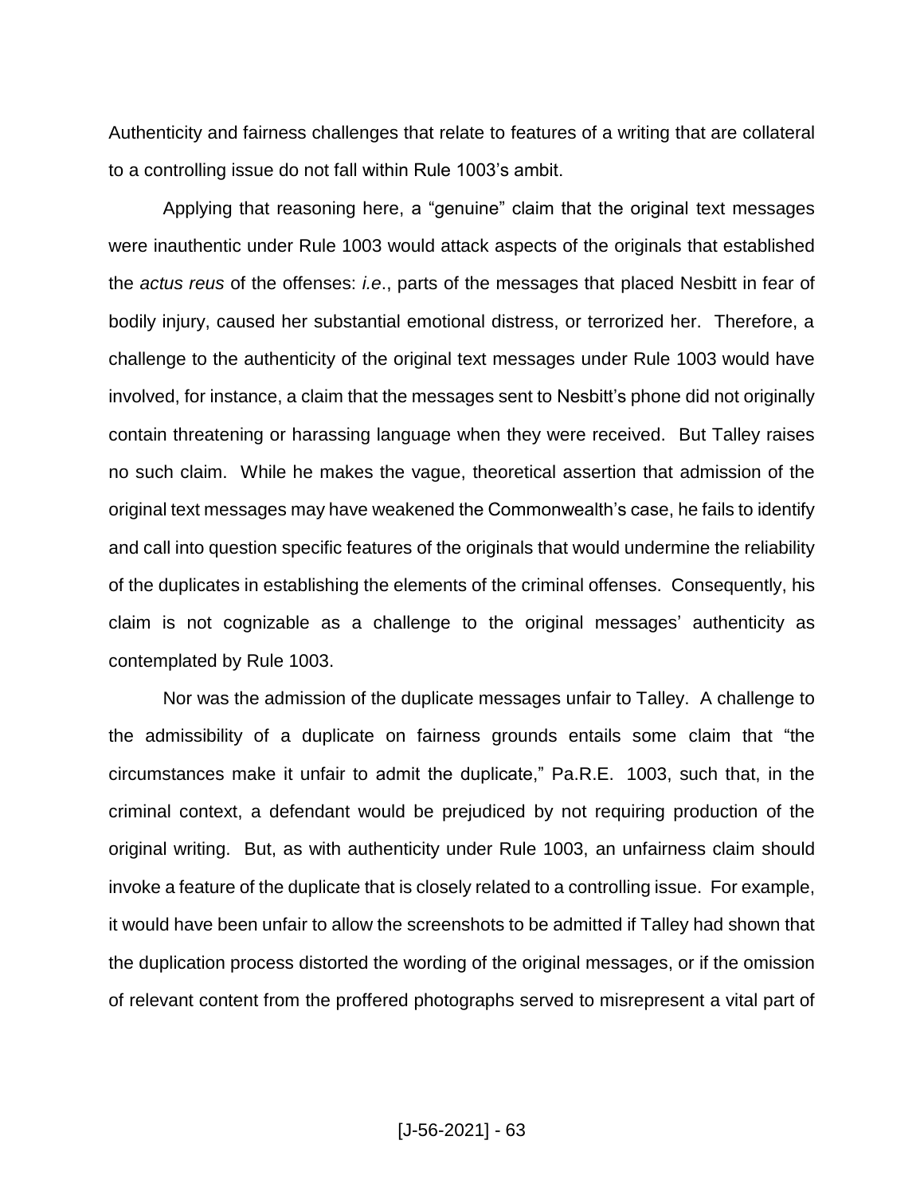Authenticity and fairness challenges that relate to features of a writing that are collateral to a controlling issue do not fall within Rule 1003's ambit.

Applying that reasoning here, a "genuine" claim that the original text messages were inauthentic under Rule 1003 would attack aspects of the originals that established the *actus reus* of the offenses: *i.e*., parts of the messages that placed Nesbitt in fear of bodily injury, caused her substantial emotional distress, or terrorized her. Therefore, a challenge to the authenticity of the original text messages under Rule 1003 would have involved, for instance, a claim that the messages sent to Nesbitt's phone did not originally contain threatening or harassing language when they were received. But Talley raises no such claim. While he makes the vague, theoretical assertion that admission of the original text messages may have weakened the Commonwealth's case, he fails to identify and call into question specific features of the originals that would undermine the reliability of the duplicates in establishing the elements of the criminal offenses. Consequently, his claim is not cognizable as a challenge to the original messages' authenticity as contemplated by Rule 1003.

Nor was the admission of the duplicate messages unfair to Talley. A challenge to the admissibility of a duplicate on fairness grounds entails some claim that "the circumstances make it unfair to admit the duplicate," Pa.R.E. 1003, such that, in the criminal context, a defendant would be prejudiced by not requiring production of the original writing. But, as with authenticity under Rule 1003, an unfairness claim should invoke a feature of the duplicate that is closely related to a controlling issue. For example, it would have been unfair to allow the screenshots to be admitted if Talley had shown that the duplication process distorted the wording of the original messages, or if the omission of relevant content from the proffered photographs served to misrepresent a vital part of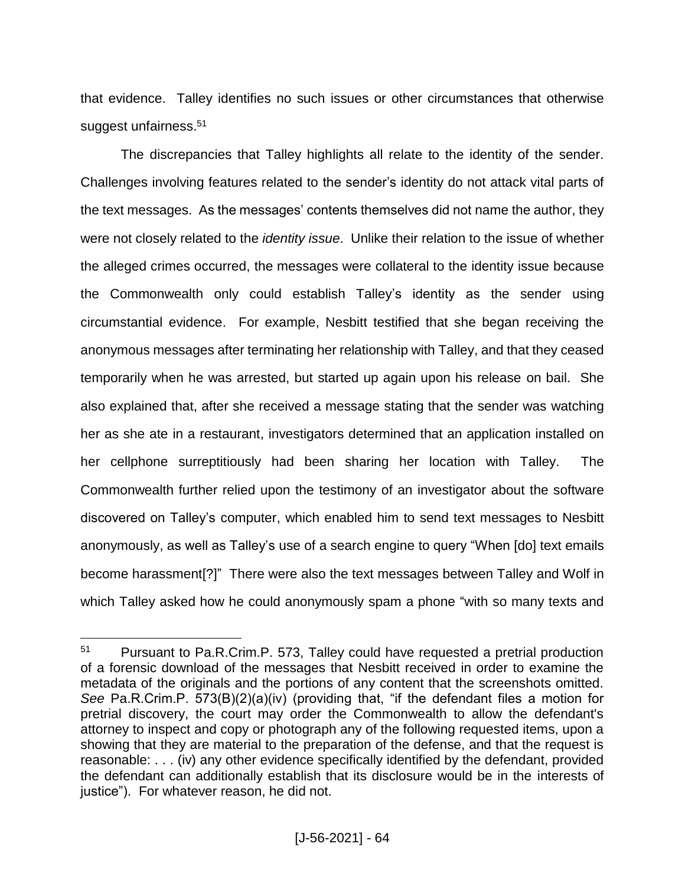that evidence. Talley identifies no such issues or other circumstances that otherwise suggest unfairness.[51]

The discrepancies that Talley highlights all relate to the identity of the sender. Challenges involving features related to the sender's identity do not attack vital parts of the text messages. As the messages' contents themselves did not name the author, they were not closely related to the *identity issue*. Unlike their relation to the issue of whether the alleged crimes occurred, the messages were collateral to the identity issue because the Commonwealth only could establish Talley's identity as the sender using circumstantial evidence. For example, Nesbitt testified that she began receiving the anonymous messages after terminating her relationship with Talley, and that they ceased temporarily when he was arrested, but started up again upon his release on bail. She also explained that, after she received a message stating that the sender was watching her as she ate in a restaurant, investigators determined that an application installed on her cellphone surreptitiously had been sharing her location with Talley. The Commonwealth further relied upon the testimony of an investigator about the software discovered on Talley's computer, which enabled him to send text messages to Nesbitt anonymously, as well as Talley's use of a search engine to query "When [do] text emails become harassment[?]" There were also the text messages between Talley and Wolf in which Talley asked how he could anonymously spam a phone "with so many texts and

---

[51] Pursuant to Pa.R.Crim.P. 573, Talley could have requested a pretrial production of a forensic download of the messages that Nesbitt received in order to examine the metadata of the originals and the portions of any content that the screenshots omitted. *See* Pa.R.Crim.P. 573(B)(2)(a)(iv) (providing that, "if the defendant files a motion for pretrial discovery, the court may order the Commonwealth to allow the defendant's attorney to inspect and copy or photograph any of the following requested items, upon a showing that they are material to the preparation of the defense, and that the request is reasonable: . . . (iv) any other evidence specifically identified by the defendant, provided the defendant can additionally establish that its disclosure would be in the interests of justice"). For whatever reason, he did not.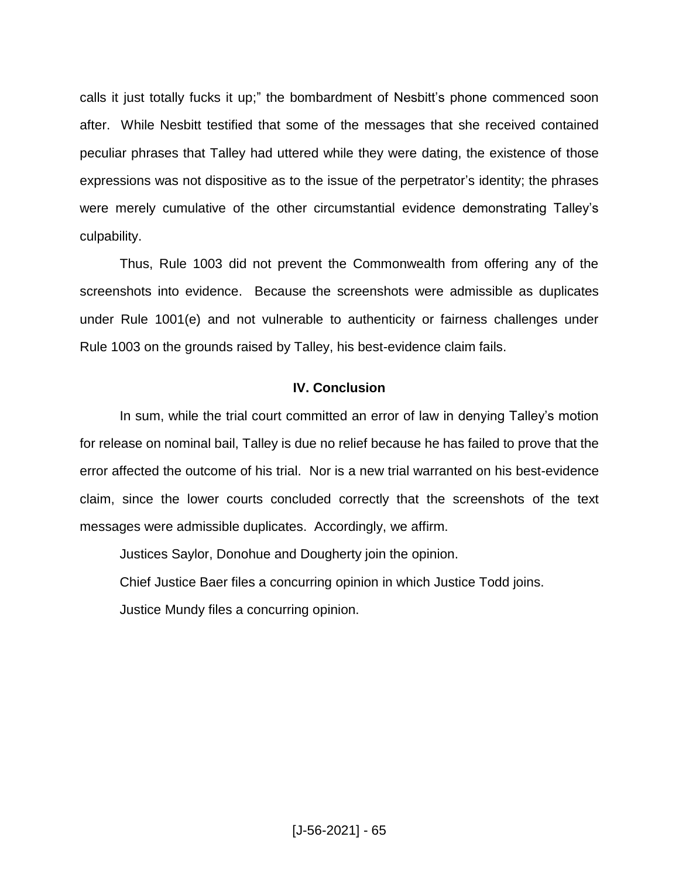calls it just totally fucks it up;" the bombardment of Nesbitt's phone commenced soon after. While Nesbitt testified that some of the messages that she received contained peculiar phrases that Talley had uttered while they were dating, the existence of those expressions was not dispositive as to the issue of the perpetrator's identity; the phrases were merely cumulative of the other circumstantial evidence demonstrating Talley's culpability.

Thus, Rule 1003 did not prevent the Commonwealth from offering any of the screenshots into evidence. Because the screenshots were admissible as duplicates under Rule 1001(e) and not vulnerable to authenticity or fairness challenges under Rule 1003 on the grounds raised by Talley, his best-evidence claim fails.

## IV. Conclusion

In sum, while the trial court committed an error of law in denying Talley's motion for release on nominal bail, Talley is due no relief because he has failed to prove that the error affected the outcome of his trial. Nor is a new trial warranted on his best-evidence claim, since the lower courts concluded correctly that the screenshots of the text messages were admissible duplicates. Accordingly, we affirm.

Justices Saylor, Donohue and Dougherty join the opinion.

Chief Justice Baer files a concurring opinion in which Justice Todd joins.

Justice Mundy files a concurring opinion.